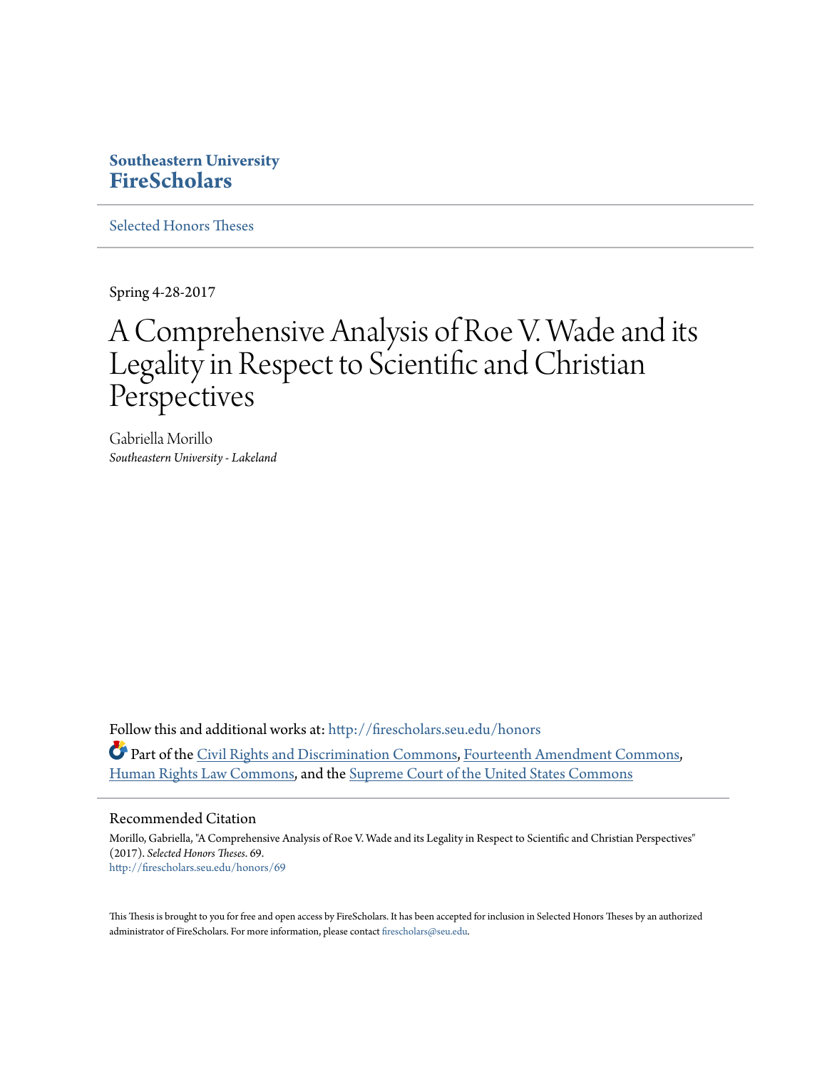**Southeastern University**
**FireScholars**

Selected Honors Theses

Spring 4-28-2017

# A Comprehensive Analysis of Roe V. Wade and its Legality in Respect to Scientific and Christian Perspectives

Gabriella Morillo
*Southeastern University - Lakeland*

Follow this and additional works at: http://firescholars.seu.edu/honors

Part of the Civil Rights and Discrimination Commons, Fourteenth Amendment Commons, Human Rights Law Commons, and the Supreme Court of the United States Commons

## Recommended Citation

Morillo, Gabriella, "A Comprehensive Analysis of Roe V. Wade and its Legality in Respect to Scientific and Christian Perspectives" (2017). *Selected Honors Theses*. 69.
http://firescholars.seu.edu/honors/69

This Thesis is brought to you for free and open access by FireScholars. It has been accepted for inclusion in Selected Honors Theses by an authorized administrator of FireScholars. For more information, please contact firescholars@seu.edu.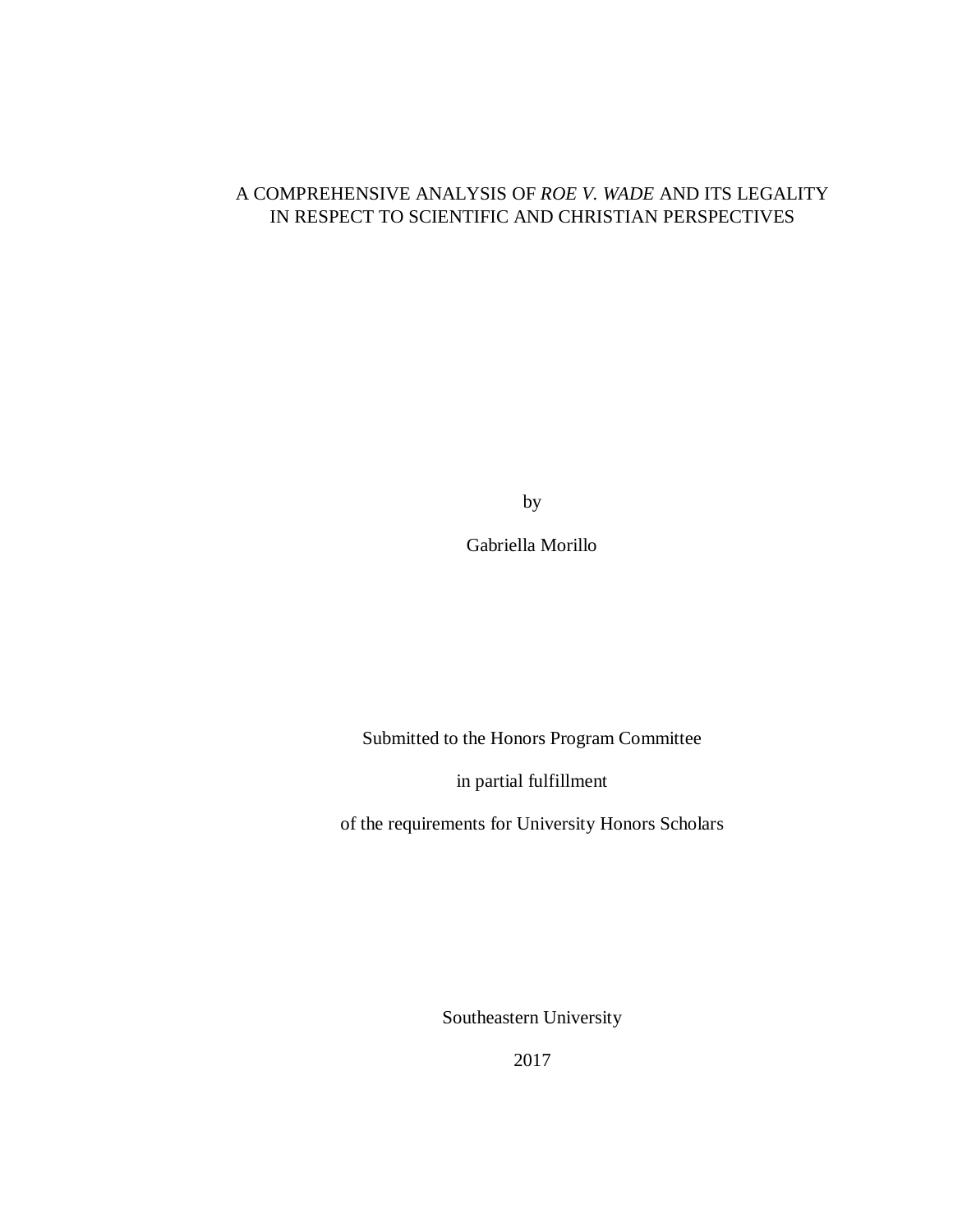# A COMPREHENSIVE ANALYSIS OF *ROE V. WADE* AND ITS LEGALITY IN RESPECT TO SCIENTIFIC AND CHRISTIAN PERSPECTIVES

by

Gabriella Morillo

Submitted to the Honors Program Committee

in partial fulfillment

of the requirements for University Honors Scholars

Southeastern University

2017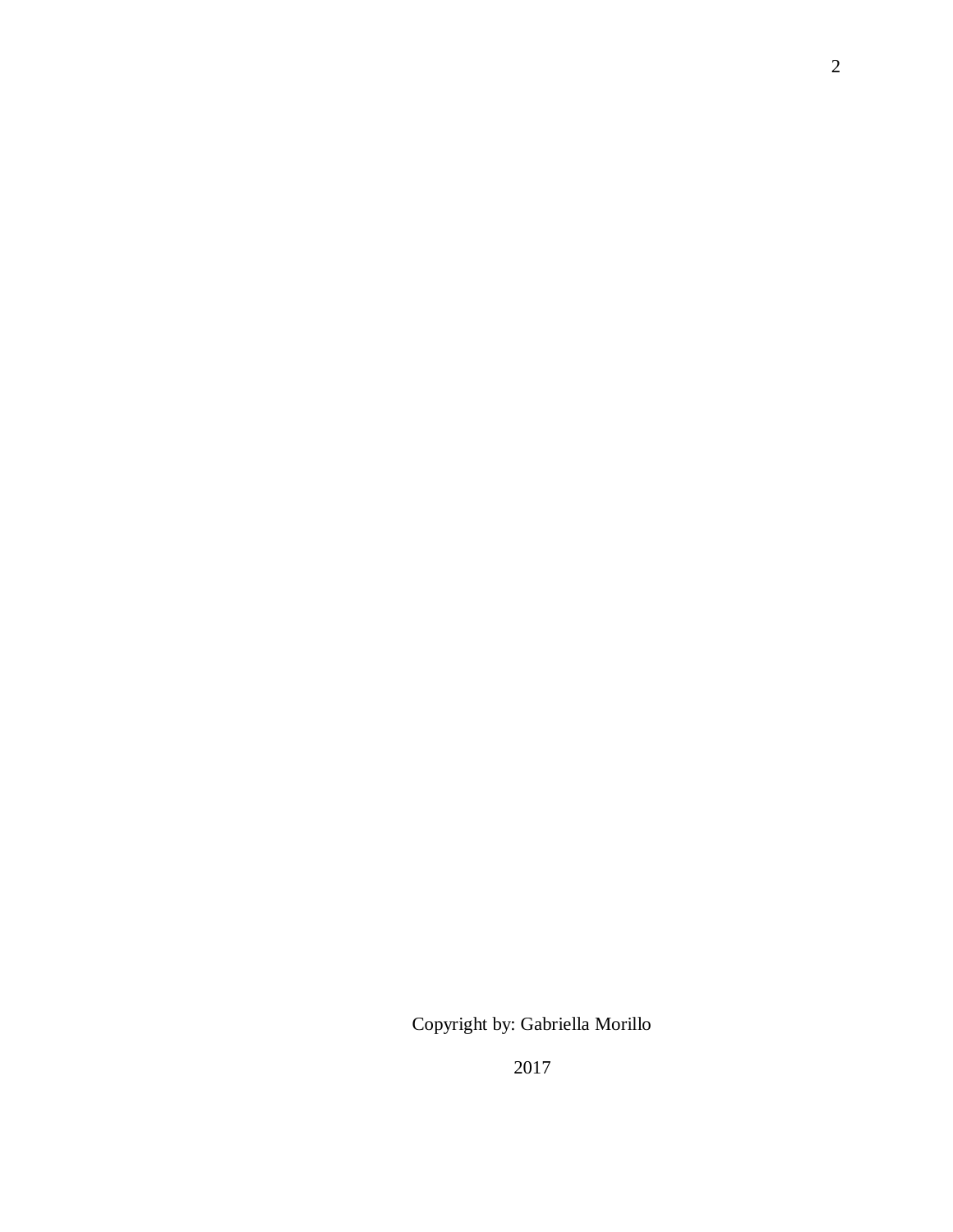Copyright by: Gabriella Morillo

2017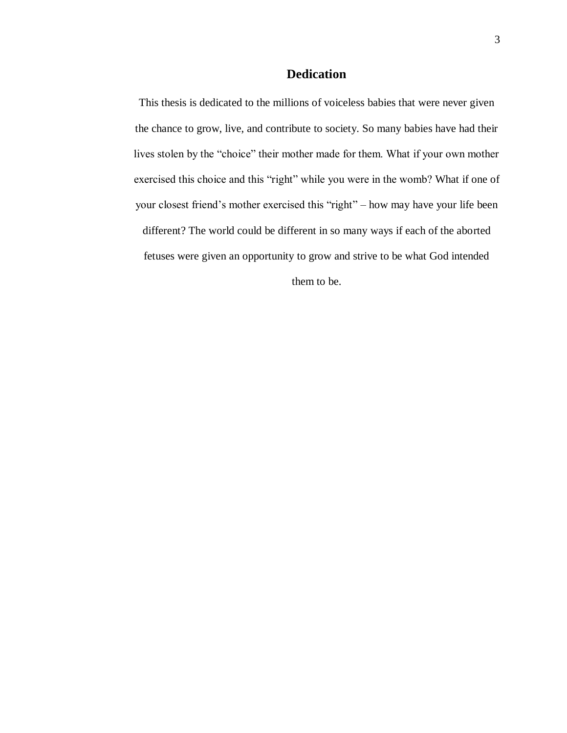# Dedication

This thesis is dedicated to the millions of voiceless babies that were never given the chance to grow, live, and contribute to society. So many babies have had their lives stolen by the "choice" their mother made for them. What if your own mother exercised this choice and this "right" while you were in the womb? What if one of your closest friend's mother exercised this "right" – how may have your life been different? The world could be different in so many ways if each of the aborted fetuses were given an opportunity to grow and strive to be what God intended them to be.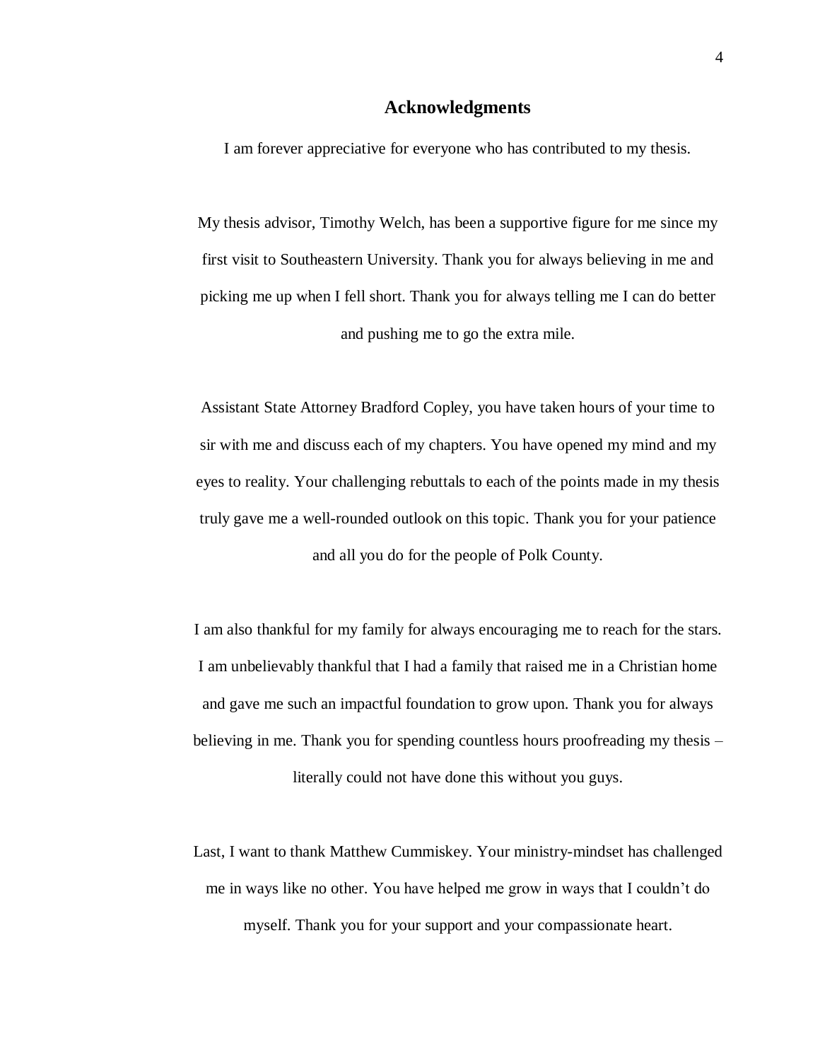## Acknowledgments

I am forever appreciative for everyone who has contributed to my thesis.

My thesis advisor, Timothy Welch, has been a supportive figure for me since my first visit to Southeastern University. Thank you for always believing in me and picking me up when I fell short. Thank you for always telling me I can do better and pushing me to go the extra mile.

Assistant State Attorney Bradford Copley, you have taken hours of your time to sir with me and discuss each of my chapters. You have opened my mind and my eyes to reality. Your challenging rebuttals to each of the points made in my thesis truly gave me a well-rounded outlook on this topic. Thank you for your patience and all you do for the people of Polk County.

I am also thankful for my family for always encouraging me to reach for the stars. I am unbelievably thankful that I had a family that raised me in a Christian home and gave me such an impactful foundation to grow upon. Thank you for always believing in me. Thank you for spending countless hours proofreading my thesis – literally could not have done this without you guys.

Last, I want to thank Matthew Cummiskey. Your ministry-mindset has challenged me in ways like no other. You have helped me grow in ways that I couldn't do myself. Thank you for your support and your compassionate heart.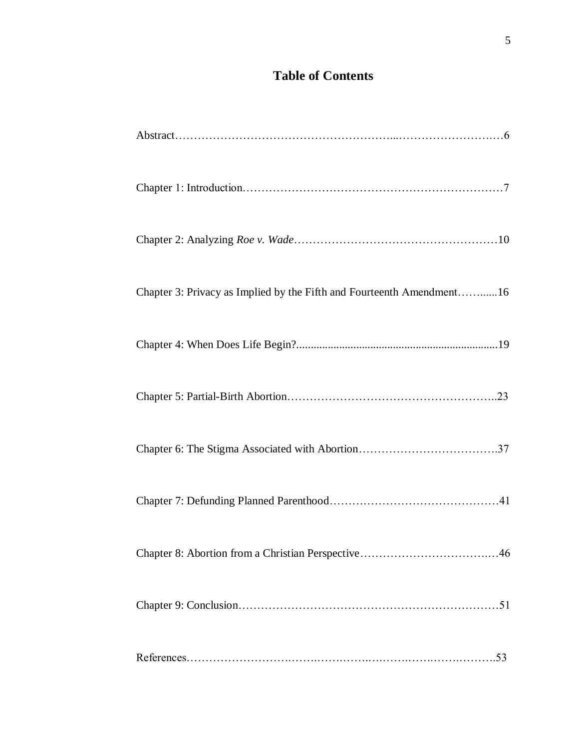# Table of Contents

Abstract……………………………………………………...……………………….…6

Chapter 1: Introduction……………………………………………………………….7

Chapter 2: Analyzing *Roe v. Wade*………………………………………………10

Chapter 3: Privacy as Implied by the Fifth and Fourteenth Amendment……......16

Chapter 4: When Does Life Begin?......................................................................19

Chapter 5: Partial-Birth Abortion……………………………………………..23

Chapter 6: The Stigma Associated with Abortion………………………………..37

Chapter 7: Defunding Planned Parenthood………………………………………41

Chapter 8: Abortion from a Christian Perspective…………………………….…46

Chapter 9: Conclusion…………………………………………………………….51

References……………………….…….…….…….….…….….…….….……….53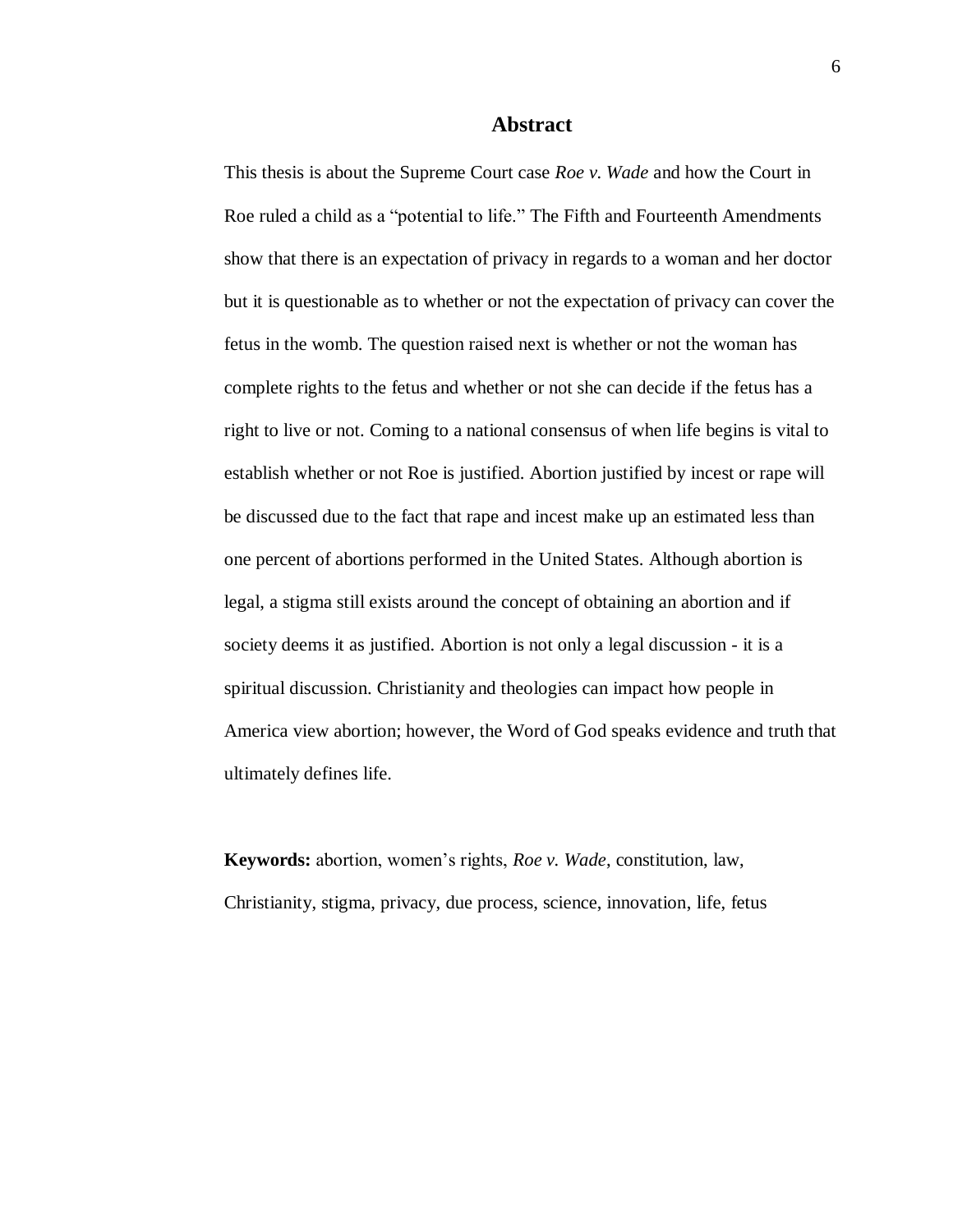# Abstract

This thesis is about the Supreme Court case *Roe v. Wade* and how the Court in Roe ruled a child as a "potential to life." The Fifth and Fourteenth Amendments show that there is an expectation of privacy in regards to a woman and her doctor but it is questionable as to whether or not the expectation of privacy can cover the fetus in the womb. The question raised next is whether or not the woman has complete rights to the fetus and whether or not she can decide if the fetus has a right to live or not. Coming to a national consensus of when life begins is vital to establish whether or not Roe is justified. Abortion justified by incest or rape will be discussed due to the fact that rape and incest make up an estimated less than one percent of abortions performed in the United States. Although abortion is legal, a stigma still exists around the concept of obtaining an abortion and if society deems it as justified. Abortion is not only a legal discussion - it is a spiritual discussion. Christianity and theologies can impact how people in America view abortion; however, the Word of God speaks evidence and truth that ultimately defines life.

**Keywords:** abortion, women's rights, *Roe v. Wade*, constitution, law, Christianity, stigma, privacy, due process, science, innovation, life, fetus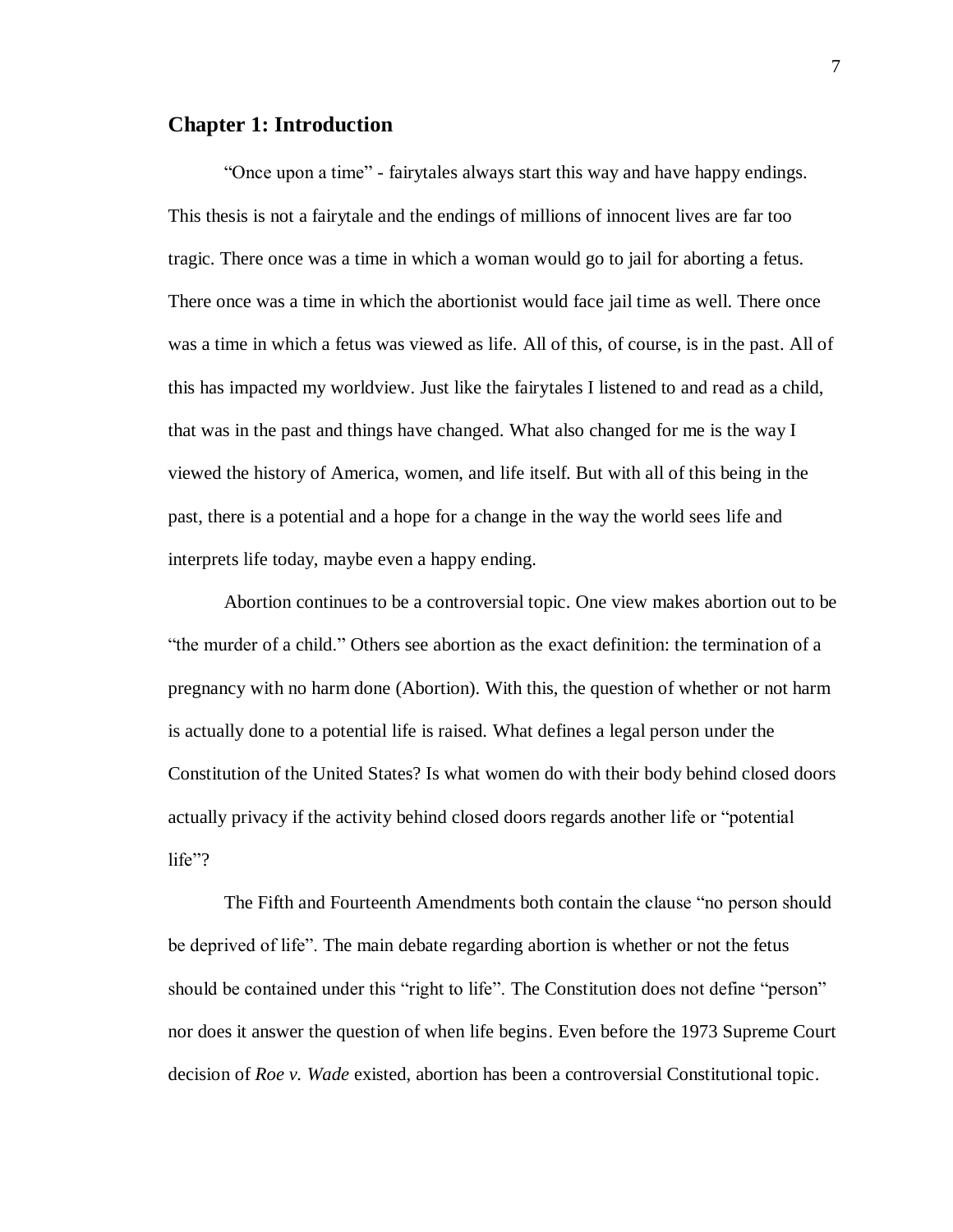## Chapter 1: Introduction

"Once upon a time" - fairytales always start this way and have happy endings. This thesis is not a fairytale and the endings of millions of innocent lives are far too tragic. There once was a time in which a woman would go to jail for aborting a fetus. There once was a time in which the abortionist would face jail time as well. There once was a time in which a fetus was viewed as life. All of this, of course, is in the past. All of this has impacted my worldview. Just like the fairytales I listened to and read as a child, that was in the past and things have changed. What also changed for me is the way I viewed the history of America, women, and life itself. But with all of this being in the past, there is a potential and a hope for a change in the way the world sees life and interprets life today, maybe even a happy ending.

Abortion continues to be a controversial topic. One view makes abortion out to be "the murder of a child." Others see abortion as the exact definition: the termination of a pregnancy with no harm done (Abortion). With this, the question of whether or not harm is actually done to a potential life is raised. What defines a legal person under the Constitution of the United States? Is what women do with their body behind closed doors actually privacy if the activity behind closed doors regards another life or "potential life"?

The Fifth and Fourteenth Amendments both contain the clause "no person should be deprived of life". The main debate regarding abortion is whether or not the fetus should be contained under this "right to life". The Constitution does not define "person" nor does it answer the question of when life begins. Even before the 1973 Supreme Court decision of *Roe v. Wade* existed, abortion has been a controversial Constitutional topic.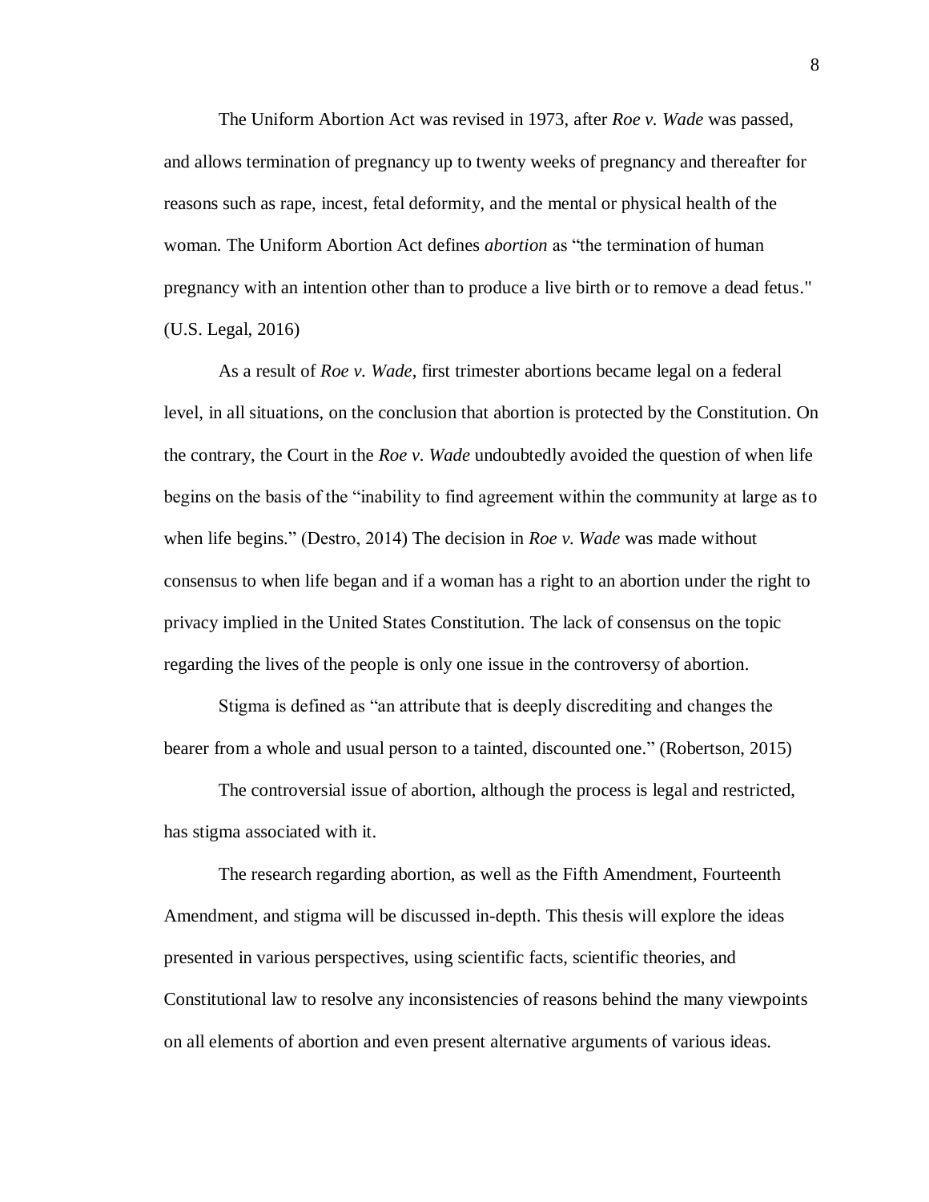The Uniform Abortion Act was revised in 1973, after *Roe v. Wade* was passed, and allows termination of pregnancy up to twenty weeks of pregnancy and thereafter for reasons such as rape, incest, fetal deformity, and the mental or physical health of the woman. The Uniform Abortion Act defines *abortion* as "the termination of human pregnancy with an intention other than to produce a live birth or to remove a dead fetus." (U.S. Legal, 2016)

As a result of *Roe v. Wade*, first trimester abortions became legal on a federal level, in all situations, on the conclusion that abortion is protected by the Constitution. On the contrary, the Court in the *Roe v. Wade* undoubtedly avoided the question of when life begins on the basis of the "inability to find agreement within the community at large as to when life begins." (Destro, 2014) The decision in *Roe v. Wade* was made without consensus to when life began and if a woman has a right to an abortion under the right to privacy implied in the United States Constitution. The lack of consensus on the topic regarding the lives of the people is only one issue in the controversy of abortion.

Stigma is defined as "an attribute that is deeply discrediting and changes the bearer from a whole and usual person to a tainted, discounted one." (Robertson, 2015)

The controversial issue of abortion, although the process is legal and restricted, has stigma associated with it.

The research regarding abortion, as well as the Fifth Amendment, Fourteenth Amendment, and stigma will be discussed in-depth. This thesis will explore the ideas presented in various perspectives, using scientific facts, scientific theories, and Constitutional law to resolve any inconsistencies of reasons behind the many viewpoints on all elements of abortion and even present alternative arguments of various ideas.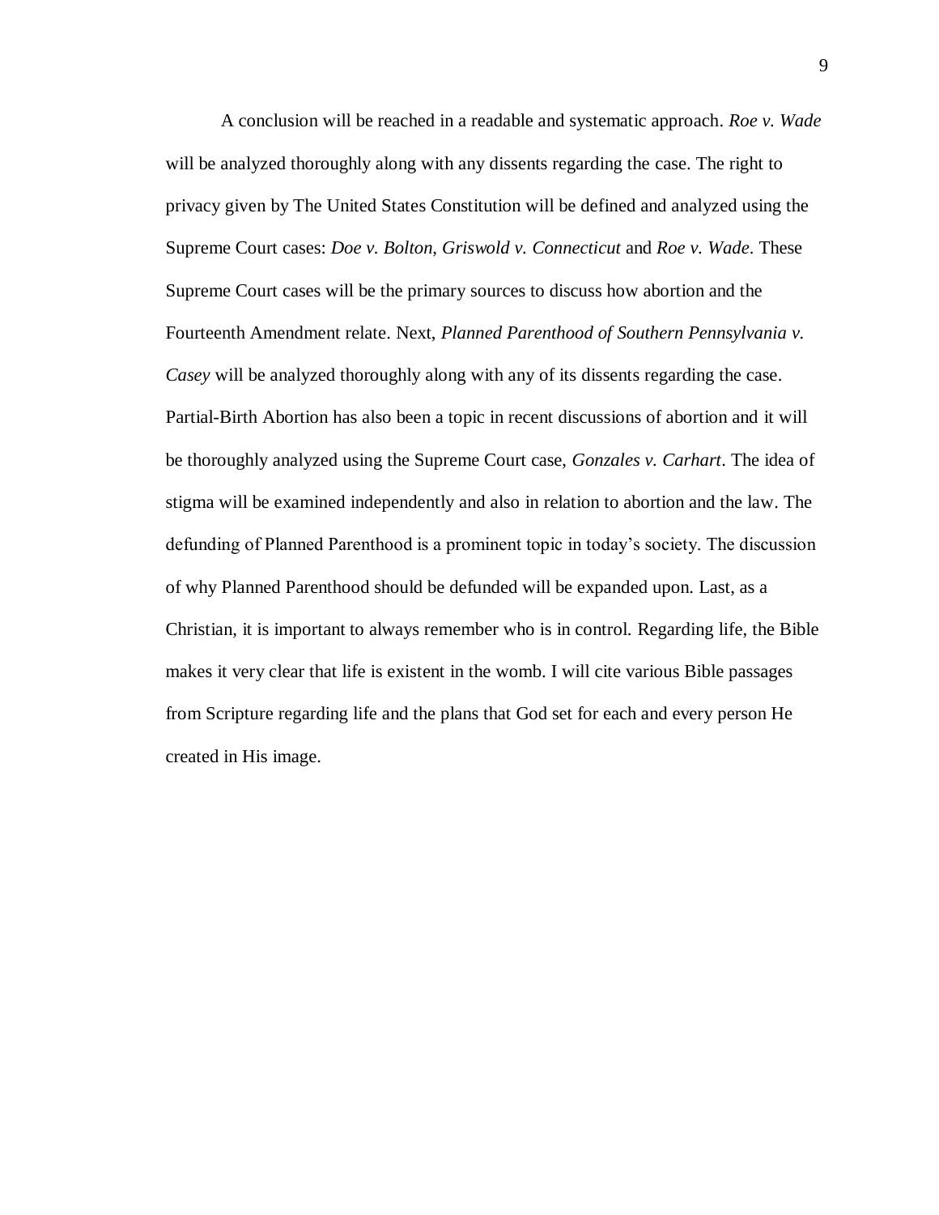A conclusion will be reached in a readable and systematic approach. *Roe v. Wade* will be analyzed thoroughly along with any dissents regarding the case. The right to privacy given by The United States Constitution will be defined and analyzed using the Supreme Court cases: *Doe v. Bolton*, *Griswold v. Connecticut* and *Roe v. Wade*. These Supreme Court cases will be the primary sources to discuss how abortion and the Fourteenth Amendment relate. Next, *Planned Parenthood of Southern Pennsylvania v. Casey* will be analyzed thoroughly along with any of its dissents regarding the case. Partial-Birth Abortion has also been a topic in recent discussions of abortion and it will be thoroughly analyzed using the Supreme Court case, *Gonzales v. Carhart*. The idea of stigma will be examined independently and also in relation to abortion and the law. The defunding of Planned Parenthood is a prominent topic in today's society. The discussion of why Planned Parenthood should be defunded will be expanded upon. Last, as a Christian, it is important to always remember who is in control. Regarding life, the Bible makes it very clear that life is existent in the womb. I will cite various Bible passages from Scripture regarding life and the plans that God set for each and every person He created in His image.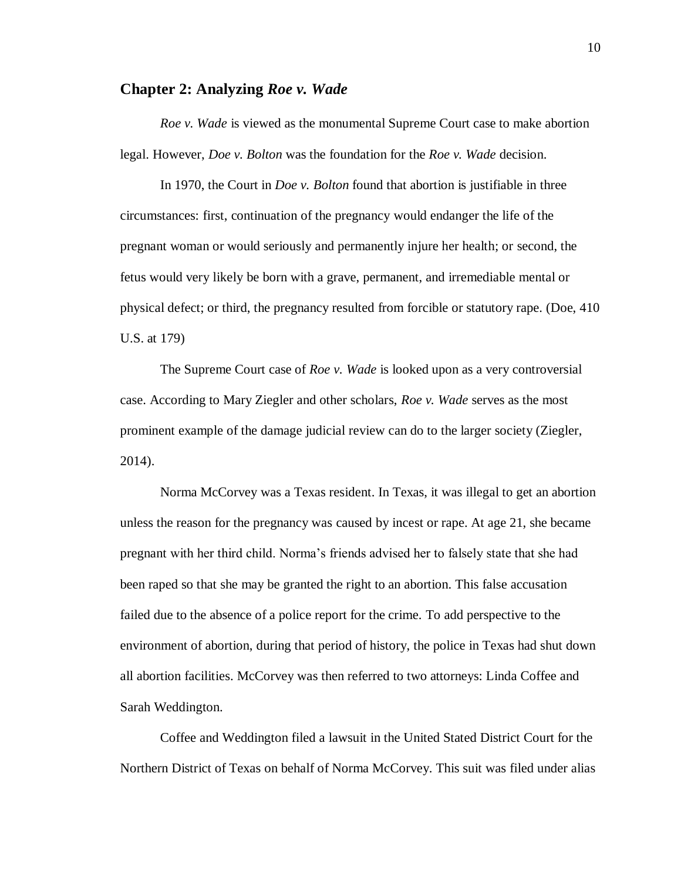## Chapter 2: Analyzing *Roe v. Wade*

*Roe v. Wade* is viewed as the monumental Supreme Court case to make abortion legal. However, *Doe v. Bolton* was the foundation for the *Roe v. Wade* decision.

In 1970, the Court in *Doe v. Bolton* found that abortion is justifiable in three circumstances: first, continuation of the pregnancy would endanger the life of the pregnant woman or would seriously and permanently injure her health; or second, the fetus would very likely be born with a grave, permanent, and irremediable mental or physical defect; or third, the pregnancy resulted from forcible or statutory rape. (Doe, 410 U.S. at 179)

The Supreme Court case of *Roe v. Wade* is looked upon as a very controversial case. According to Mary Ziegler and other scholars, *Roe v. Wade* serves as the most prominent example of the damage judicial review can do to the larger society (Ziegler, 2014).

Norma McCorvey was a Texas resident. In Texas, it was illegal to get an abortion unless the reason for the pregnancy was caused by incest or rape. At age 21, she became pregnant with her third child. Norma's friends advised her to falsely state that she had been raped so that she may be granted the right to an abortion. This false accusation failed due to the absence of a police report for the crime. To add perspective to the environment of abortion, during that period of history, the police in Texas had shut down all abortion facilities. McCorvey was then referred to two attorneys: Linda Coffee and Sarah Weddington.

Coffee and Weddington filed a lawsuit in the United Stated District Court for the Northern District of Texas on behalf of Norma McCorvey. This suit was filed under alias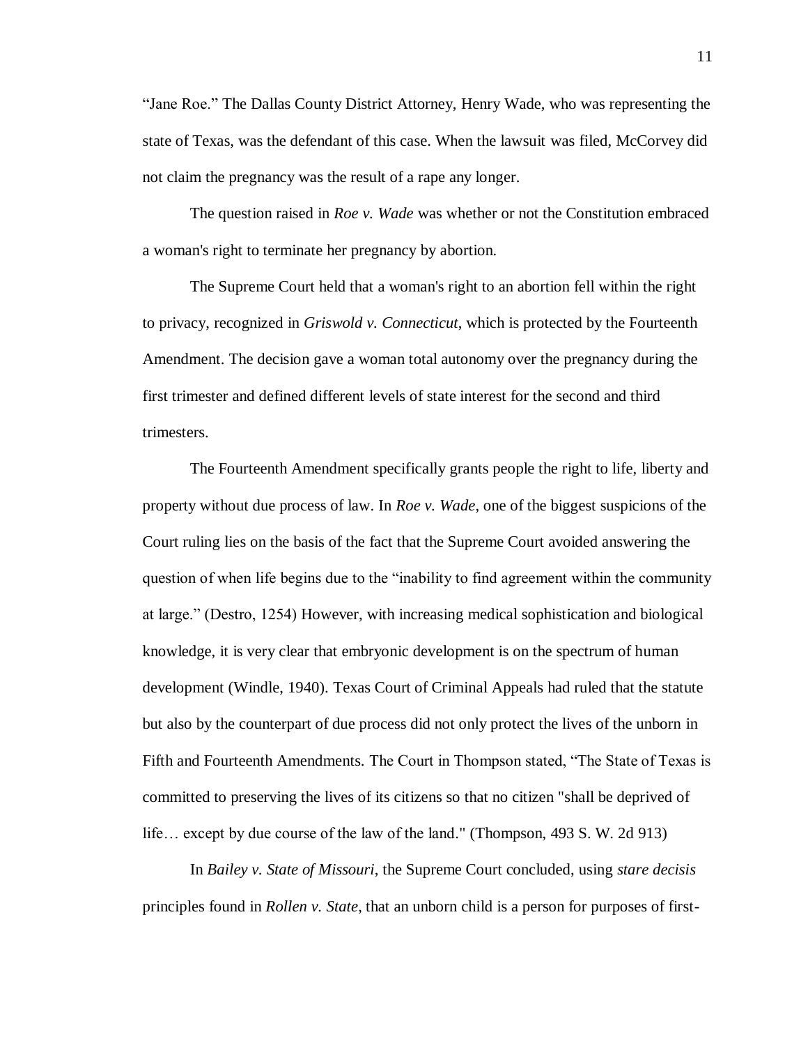"Jane Roe." The Dallas County District Attorney, Henry Wade, who was representing the state of Texas, was the defendant of this case. When the lawsuit was filed, McCorvey did not claim the pregnancy was the result of a rape any longer.

The question raised in *Roe v. Wade* was whether or not the Constitution embraced a woman's right to terminate her pregnancy by abortion.

The Supreme Court held that a woman's right to an abortion fell within the right to privacy, recognized in *Griswold v. Connecticut*, which is protected by the Fourteenth Amendment. The decision gave a woman total autonomy over the pregnancy during the first trimester and defined different levels of state interest for the second and third trimesters.

The Fourteenth Amendment specifically grants people the right to life, liberty and property without due process of law. In *Roe v. Wade*, one of the biggest suspicions of the Court ruling lies on the basis of the fact that the Supreme Court avoided answering the question of when life begins due to the "inability to find agreement within the community at large." (Destro, 1254) However, with increasing medical sophistication and biological knowledge, it is very clear that embryonic development is on the spectrum of human development (Windle, 1940). Texas Court of Criminal Appeals had ruled that the statute but also by the counterpart of due process did not only protect the lives of the unborn in Fifth and Fourteenth Amendments. The Court in Thompson stated, "The State of Texas is committed to preserving the lives of its citizens so that no citizen "shall be deprived of life… except by due course of the law of the land." (Thompson, 493 S. W. 2d 913)

In *Bailey v. State of Missouri*, the Supreme Court concluded, using *stare decisis* principles found in *Rollen v. State*, that an unborn child is a person for purposes of first-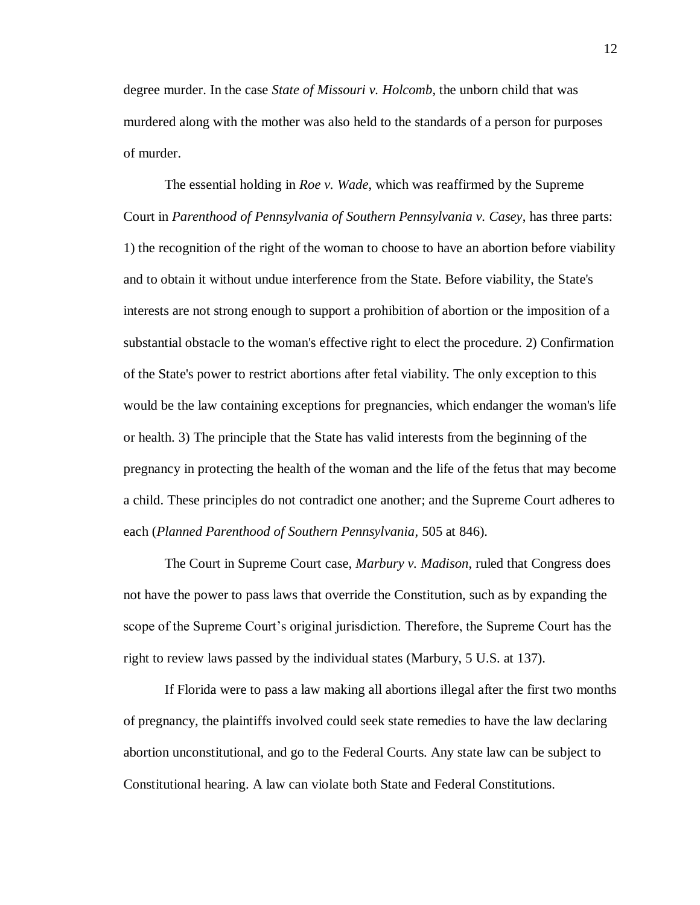degree murder. In the case *State of Missouri v. Holcomb*, the unborn child that was murdered along with the mother was also held to the standards of a person for purposes of murder.

The essential holding in *Roe v. Wade*, which was reaffirmed by the Supreme Court in *Parenthood of Pennsylvania of Southern Pennsylvania v. Casey*, has three parts: 1) the recognition of the right of the woman to choose to have an abortion before viability and to obtain it without undue interference from the State. Before viability, the State's interests are not strong enough to support a prohibition of abortion or the imposition of a substantial obstacle to the woman's effective right to elect the procedure. 2) Confirmation of the State's power to restrict abortions after fetal viability. The only exception to this would be the law containing exceptions for pregnancies, which endanger the woman's life or health. 3) The principle that the State has valid interests from the beginning of the pregnancy in protecting the health of the woman and the life of the fetus that may become a child. These principles do not contradict one another; and the Supreme Court adheres to each (*Planned Parenthood of Southern Pennsylvania*, 505 at 846).

The Court in Supreme Court case, *Marbury v. Madison*, ruled that Congress does not have the power to pass laws that override the Constitution, such as by expanding the scope of the Supreme Court's original jurisdiction. Therefore, the Supreme Court has the right to review laws passed by the individual states (Marbury, 5 U.S. at 137).

If Florida were to pass a law making all abortions illegal after the first two months of pregnancy, the plaintiffs involved could seek state remedies to have the law declaring abortion unconstitutional, and go to the Federal Courts. Any state law can be subject to Constitutional hearing. A law can violate both State and Federal Constitutions.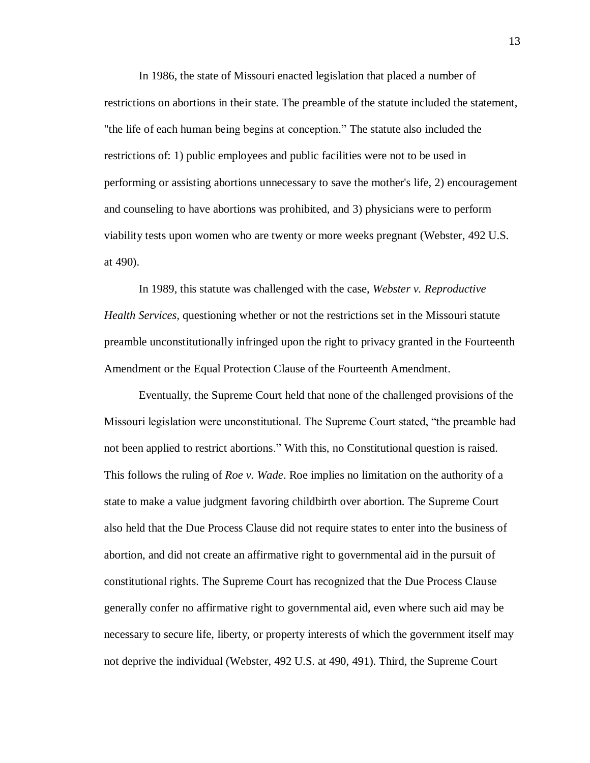In 1986, the state of Missouri enacted legislation that placed a number of restrictions on abortions in their state. The preamble of the statute included the statement, "the life of each human being begins at conception." The statute also included the restrictions of: 1) public employees and public facilities were not to be used in performing or assisting abortions unnecessary to save the mother's life, 2) encouragement and counseling to have abortions was prohibited, and 3) physicians were to perform viability tests upon women who are twenty or more weeks pregnant (Webster, 492 U.S. at 490).

In 1989, this statute was challenged with the case, *Webster v. Reproductive Health Services,* questioning whether or not the restrictions set in the Missouri statute preamble unconstitutionally infringed upon the right to privacy granted in the Fourteenth Amendment or the Equal Protection Clause of the Fourteenth Amendment.

Eventually, the Supreme Court held that none of the challenged provisions of the Missouri legislation were unconstitutional. The Supreme Court stated, "the preamble had not been applied to restrict abortions." With this, no Constitutional question is raised. This follows the ruling of *Roe v. Wade*. Roe implies no limitation on the authority of a state to make a value judgment favoring childbirth over abortion. The Supreme Court also held that the Due Process Clause did not require states to enter into the business of abortion, and did not create an affirmative right to governmental aid in the pursuit of constitutional rights. The Supreme Court has recognized that the Due Process Clause generally confer no affirmative right to governmental aid, even where such aid may be necessary to secure life, liberty, or property interests of which the government itself may not deprive the individual (Webster, 492 U.S. at 490, 491). Third, the Supreme Court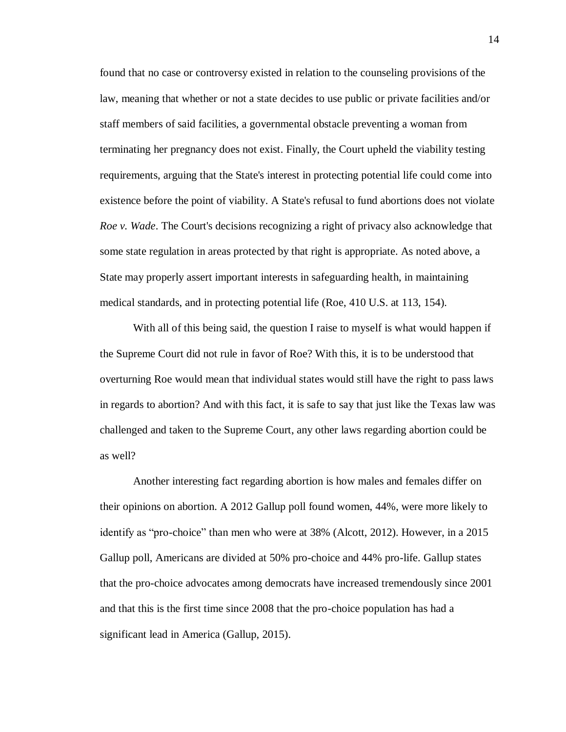found that no case or controversy existed in relation to the counseling provisions of the law, meaning that whether or not a state decides to use public or private facilities and/or staff members of said facilities, a governmental obstacle preventing a woman from terminating her pregnancy does not exist. Finally, the Court upheld the viability testing requirements, arguing that the State's interest in protecting potential life could come into existence before the point of viability. A State's refusal to fund abortions does not violate *Roe v. Wade*. The Court's decisions recognizing a right of privacy also acknowledge that some state regulation in areas protected by that right is appropriate. As noted above, a State may properly assert important interests in safeguarding health, in maintaining medical standards, and in protecting potential life (Roe, 410 U.S. at 113, 154).

With all of this being said, the question I raise to myself is what would happen if the Supreme Court did not rule in favor of Roe? With this, it is to be understood that overturning Roe would mean that individual states would still have the right to pass laws in regards to abortion? And with this fact, it is safe to say that just like the Texas law was challenged and taken to the Supreme Court, any other laws regarding abortion could be as well?

Another interesting fact regarding abortion is how males and females differ on their opinions on abortion. A 2012 Gallup poll found women, 44%, were more likely to identify as "pro-choice" than men who were at 38% (Alcott, 2012). However, in a 2015 Gallup poll, Americans are divided at 50% pro-choice and 44% pro-life. Gallup states that the pro-choice advocates among democrats have increased tremendously since 2001 and that this is the first time since 2008 that the pro-choice population has had a significant lead in America (Gallup, 2015).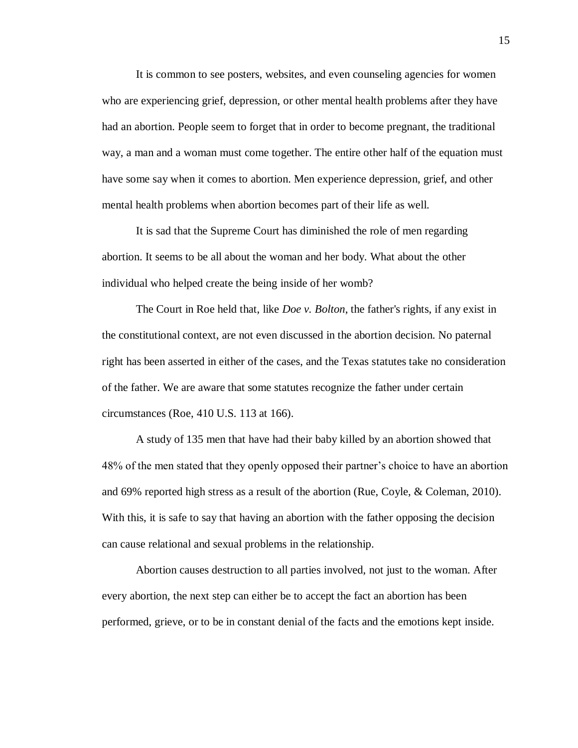It is common to see posters, websites, and even counseling agencies for women who are experiencing grief, depression, or other mental health problems after they have had an abortion. People seem to forget that in order to become pregnant, the traditional way, a man and a woman must come together. The entire other half of the equation must have some say when it comes to abortion. Men experience depression, grief, and other mental health problems when abortion becomes part of their life as well.

It is sad that the Supreme Court has diminished the role of men regarding abortion. It seems to be all about the woman and her body. What about the other individual who helped create the being inside of her womb?

The Court in Roe held that, like *Doe v. Bolton*, the father's rights, if any exist in the constitutional context, are not even discussed in the abortion decision. No paternal right has been asserted in either of the cases, and the Texas statutes take no consideration of the father. We are aware that some statutes recognize the father under certain circumstances (Roe, 410 U.S. 113 at 166).

A study of 135 men that have had their baby killed by an abortion showed that 48% of the men stated that they openly opposed their partner's choice to have an abortion and 69% reported high stress as a result of the abortion (Rue, Coyle, & Coleman, 2010). With this, it is safe to say that having an abortion with the father opposing the decision can cause relational and sexual problems in the relationship.

Abortion causes destruction to all parties involved, not just to the woman. After every abortion, the next step can either be to accept the fact an abortion has been performed, grieve, or to be in constant denial of the facts and the emotions kept inside.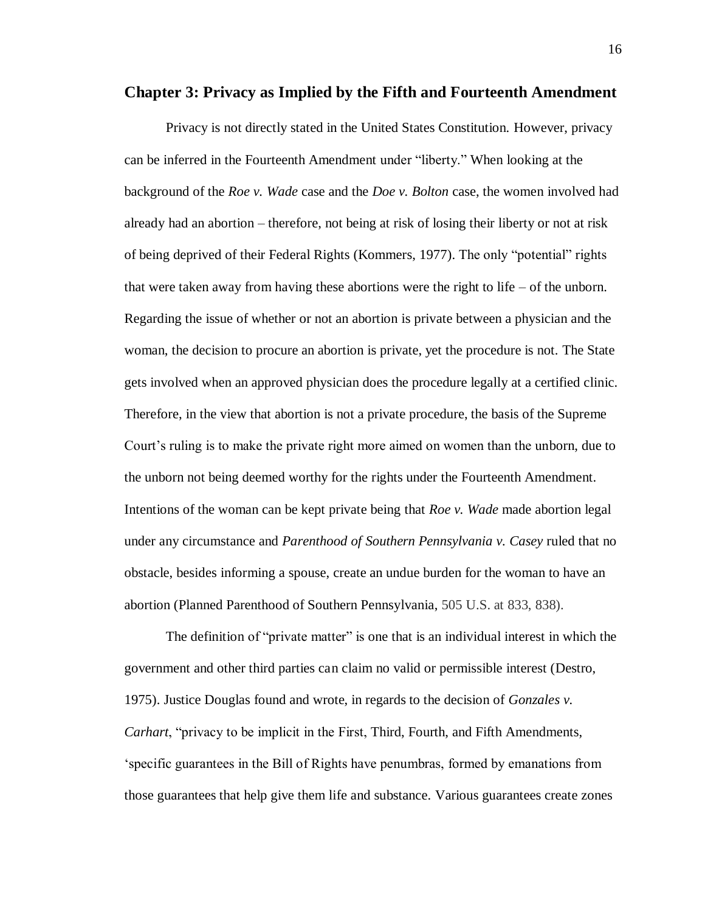## Chapter 3: Privacy as Implied by the Fifth and Fourteenth Amendment

Privacy is not directly stated in the United States Constitution. However, privacy can be inferred in the Fourteenth Amendment under "liberty." When looking at the background of the *Roe v. Wade* case and the *Doe v. Bolton* case, the women involved had already had an abortion – therefore, not being at risk of losing their liberty or not at risk of being deprived of their Federal Rights (Kommers, 1977). The only "potential" rights that were taken away from having these abortions were the right to life – of the unborn. Regarding the issue of whether or not an abortion is private between a physician and the woman, the decision to procure an abortion is private, yet the procedure is not. The State gets involved when an approved physician does the procedure legally at a certified clinic. Therefore, in the view that abortion is not a private procedure, the basis of the Supreme Court's ruling is to make the private right more aimed on women than the unborn, due to the unborn not being deemed worthy for the rights under the Fourteenth Amendment. Intentions of the woman can be kept private being that *Roe v. Wade* made abortion legal under any circumstance and *Parenthood of Southern Pennsylvania v. Casey* ruled that no obstacle, besides informing a spouse, create an undue burden for the woman to have an abortion (Planned Parenthood of Southern Pennsylvania, 505 U.S. at 833, 838).

The definition of "private matter" is one that is an individual interest in which the government and other third parties can claim no valid or permissible interest (Destro, 1975). Justice Douglas found and wrote, in regards to the decision of *Gonzales v. Carhart*, "privacy to be implicit in the First, Third, Fourth, and Fifth Amendments, 'specific guarantees in the Bill of Rights have penumbras, formed by emanations from those guarantees that help give them life and substance. Various guarantees create zones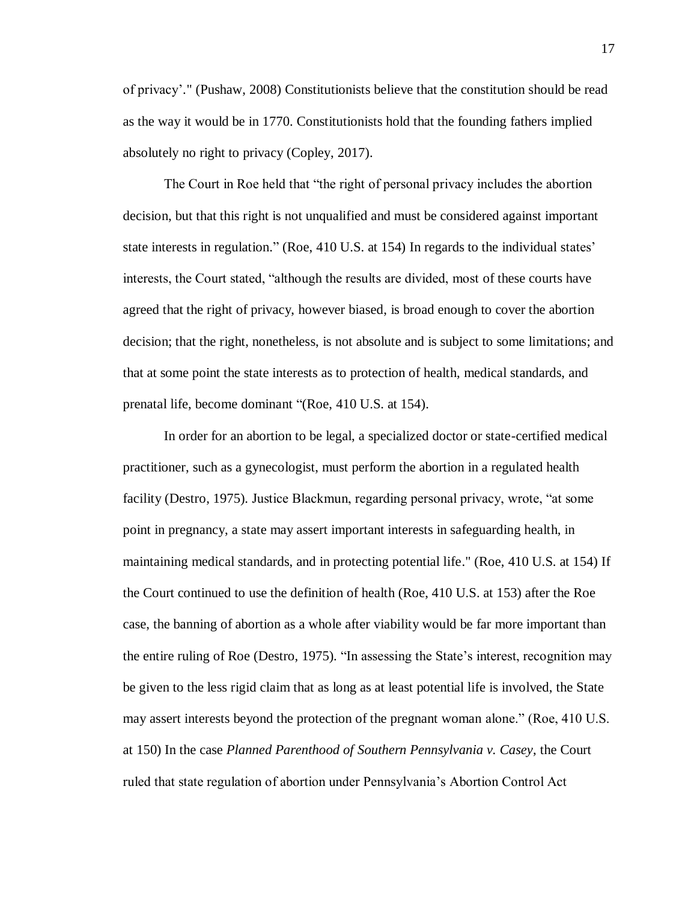of privacy'." (Pushaw, 2008) Constitutionists believe that the constitution should be read as the way it would be in 1770. Constitutionists hold that the founding fathers implied absolutely no right to privacy (Copley, 2017).

The Court in Roe held that "the right of personal privacy includes the abortion decision, but that this right is not unqualified and must be considered against important state interests in regulation." (Roe, 410 U.S. at 154) In regards to the individual states' interests, the Court stated, "although the results are divided, most of these courts have agreed that the right of privacy, however biased, is broad enough to cover the abortion decision; that the right, nonetheless, is not absolute and is subject to some limitations; and that at some point the state interests as to protection of health, medical standards, and prenatal life, become dominant "(Roe, 410 U.S. at 154).

In order for an abortion to be legal, a specialized doctor or state-certified medical practitioner, such as a gynecologist, must perform the abortion in a regulated health facility (Destro, 1975). Justice Blackmun, regarding personal privacy, wrote, "at some point in pregnancy, a state may assert important interests in safeguarding health, in maintaining medical standards, and in protecting potential life." (Roe, 410 U.S. at 154) If the Court continued to use the definition of health (Roe, 410 U.S. at 153) after the Roe case, the banning of abortion as a whole after viability would be far more important than the entire ruling of Roe (Destro, 1975). "In assessing the State's interest, recognition may be given to the less rigid claim that as long as at least potential life is involved, the State may assert interests beyond the protection of the pregnant woman alone." (Roe, 410 U.S. at 150) In the case *Planned Parenthood of Southern Pennsylvania v. Casey*, the Court ruled that state regulation of abortion under Pennsylvania's Abortion Control Act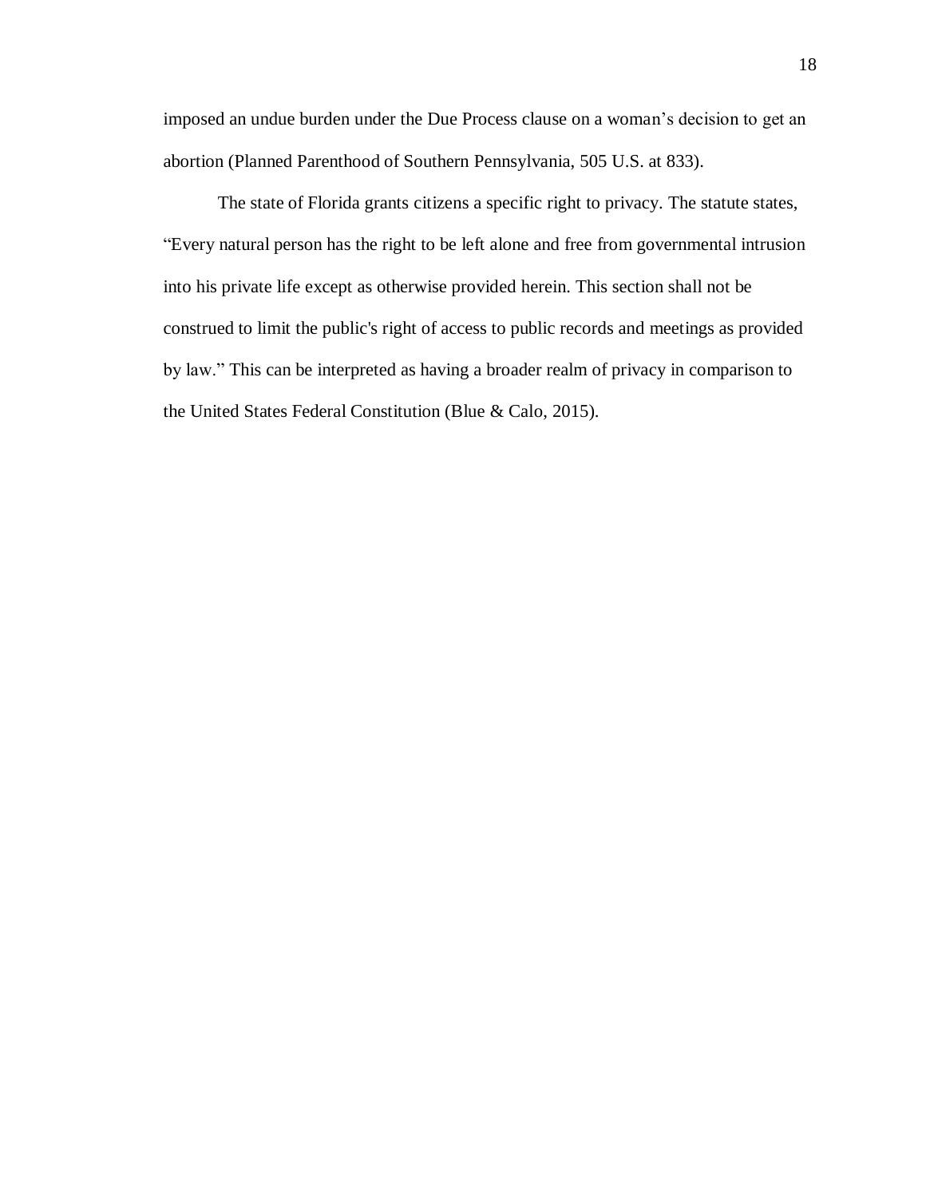imposed an undue burden under the Due Process clause on a woman's decision to get an abortion (Planned Parenthood of Southern Pennsylvania, 505 U.S. at 833).

The state of Florida grants citizens a specific right to privacy. The statute states, "Every natural person has the right to be left alone and free from governmental intrusion into his private life except as otherwise provided herein. This section shall not be construed to limit the public's right of access to public records and meetings as provided by law." This can be interpreted as having a broader realm of privacy in comparison to the United States Federal Constitution (Blue & Calo, 2015).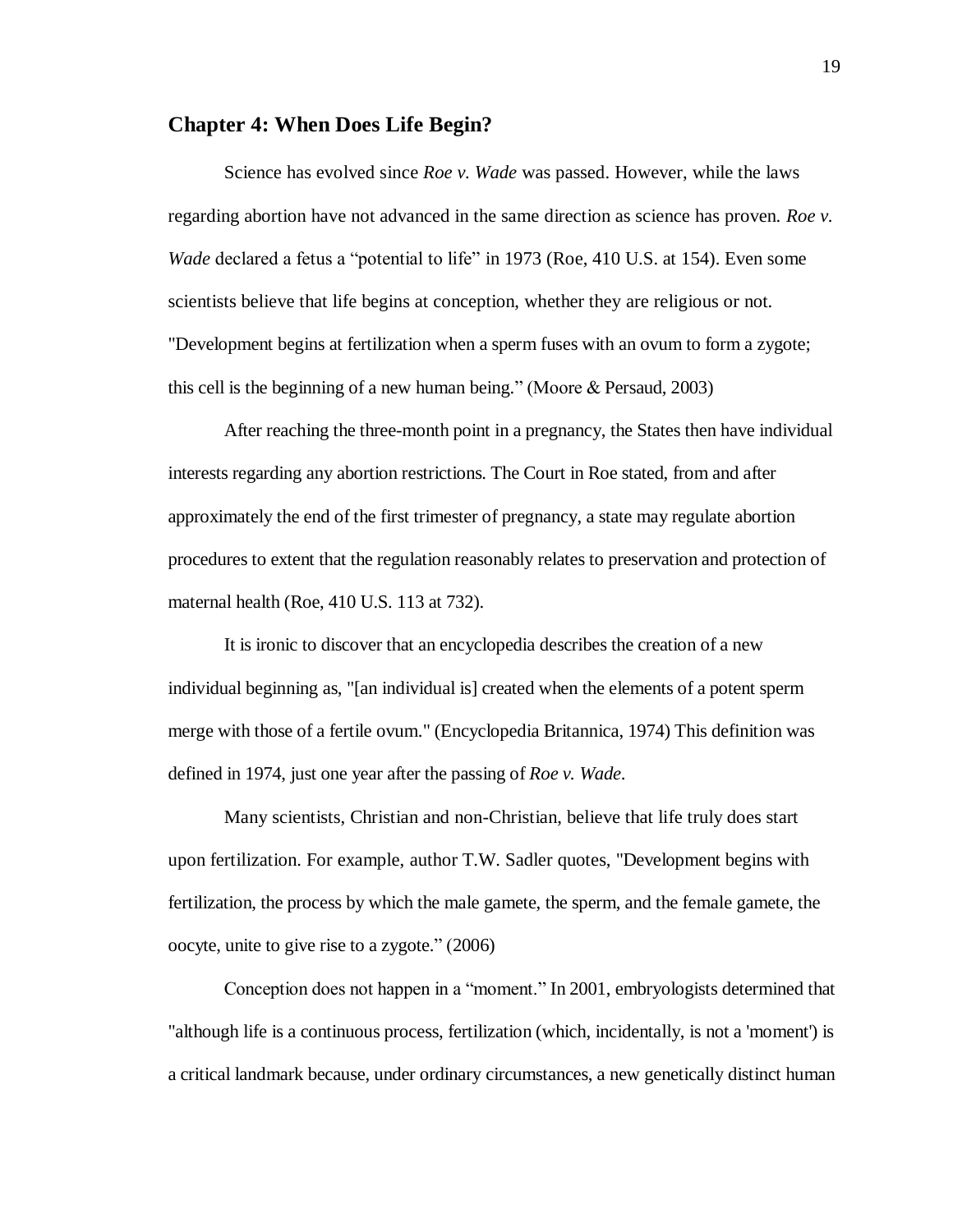## Chapter 4: When Does Life Begin?

Science has evolved since *Roe v. Wade* was passed. However, while the laws regarding abortion have not advanced in the same direction as science has proven. *Roe v. Wade* declared a fetus a "potential to life" in 1973 (Roe, 410 U.S. at 154). Even some scientists believe that life begins at conception, whether they are religious or not. "Development begins at fertilization when a sperm fuses with an ovum to form a zygote; this cell is the beginning of a new human being." (Moore & Persaud, 2003)

After reaching the three-month point in a pregnancy, the States then have individual interests regarding any abortion restrictions. The Court in Roe stated, from and after approximately the end of the first trimester of pregnancy, a state may regulate abortion procedures to extent that the regulation reasonably relates to preservation and protection of maternal health (Roe, 410 U.S. 113 at 732).

It is ironic to discover that an encyclopedia describes the creation of a new individual beginning as, "[an individual is] created when the elements of a potent sperm merge with those of a fertile ovum." (Encyclopedia Britannica, 1974) This definition was defined in 1974, just one year after the passing of *Roe v. Wade*.

Many scientists, Christian and non-Christian, believe that life truly does start upon fertilization. For example, author T.W. Sadler quotes, "Development begins with fertilization, the process by which the male gamete, the sperm, and the female gamete, the oocyte, unite to give rise to a zygote." (2006)

Conception does not happen in a "moment." In 2001, embryologists determined that "although life is a continuous process, fertilization (which, incidentally, is not a 'moment') is a critical landmark because, under ordinary circumstances, a new genetically distinct human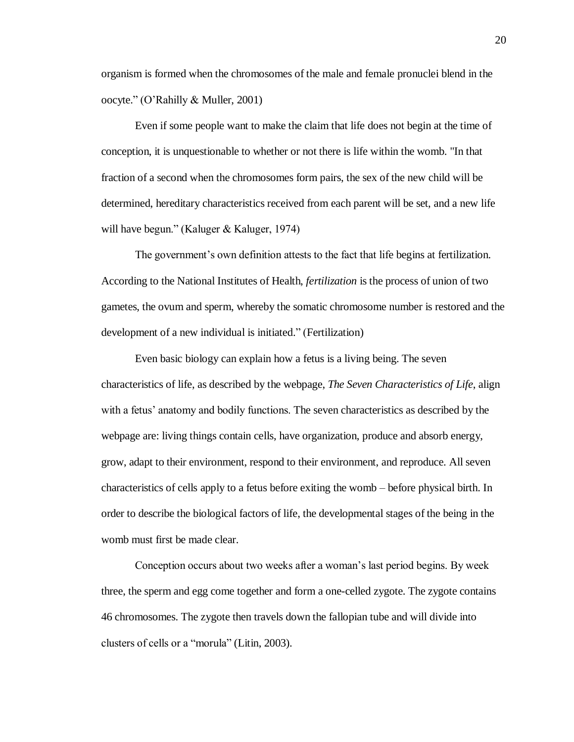organism is formed when the chromosomes of the male and female pronuclei blend in the oocyte." (O'Rahilly & Muller, 2001)

Even if some people want to make the claim that life does not begin at the time of conception, it is unquestionable to whether or not there is life within the womb. "In that fraction of a second when the chromosomes form pairs, the sex of the new child will be determined, hereditary characteristics received from each parent will be set, and a new life will have begun." (Kaluger & Kaluger, 1974)

The government's own definition attests to the fact that life begins at fertilization. According to the National Institutes of Health, *fertilization* is the process of union of two gametes, the ovum and sperm, whereby the somatic chromosome number is restored and the development of a new individual is initiated." (Fertilization)

Even basic biology can explain how a fetus is a living being. The seven characteristics of life, as described by the webpage, *The Seven Characteristics of Life*, align with a fetus' anatomy and bodily functions. The seven characteristics as described by the webpage are: living things contain cells, have organization, produce and absorb energy, grow, adapt to their environment, respond to their environment, and reproduce. All seven characteristics of cells apply to a fetus before exiting the womb – before physical birth. In order to describe the biological factors of life, the developmental stages of the being in the womb must first be made clear.

Conception occurs about two weeks after a woman's last period begins. By week three, the sperm and egg come together and form a one-celled zygote. The zygote contains 46 chromosomes. The zygote then travels down the fallopian tube and will divide into clusters of cells or a "morula" (Litin, 2003).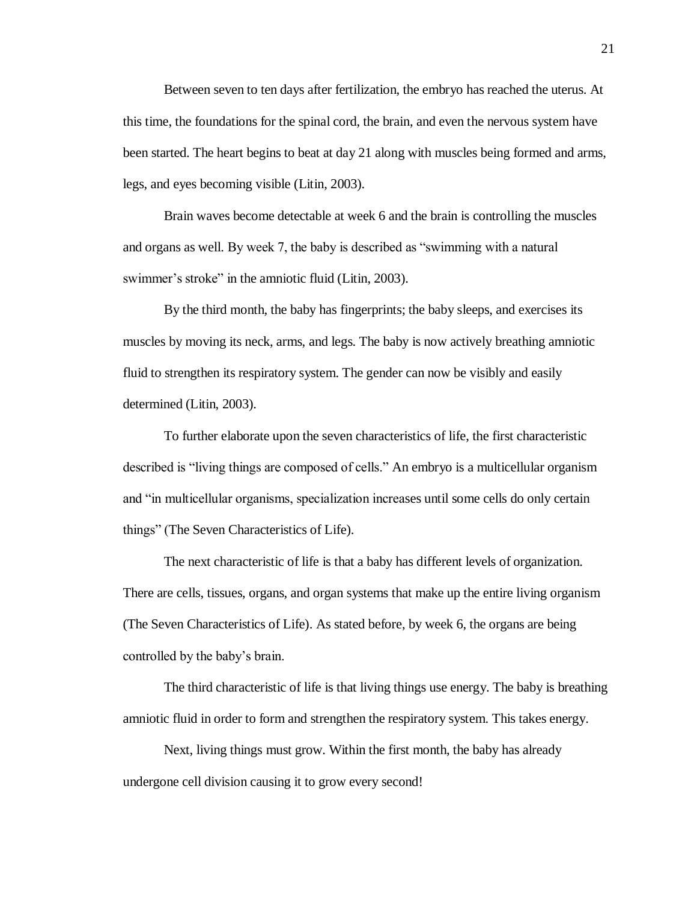Between seven to ten days after fertilization, the embryo has reached the uterus. At this time, the foundations for the spinal cord, the brain, and even the nervous system have been started. The heart begins to beat at day 21 along with muscles being formed and arms, legs, and eyes becoming visible (Litin, 2003).

Brain waves become detectable at week 6 and the brain is controlling the muscles and organs as well. By week 7, the baby is described as "swimming with a natural swimmer's stroke" in the amniotic fluid (Litin, 2003).

By the third month, the baby has fingerprints; the baby sleeps, and exercises its muscles by moving its neck, arms, and legs. The baby is now actively breathing amniotic fluid to strengthen its respiratory system. The gender can now be visibly and easily determined (Litin, 2003).

To further elaborate upon the seven characteristics of life, the first characteristic described is "living things are composed of cells." An embryo is a multicellular organism and "in multicellular organisms, specialization increases until some cells do only certain things" (The Seven Characteristics of Life).

The next characteristic of life is that a baby has different levels of organization. There are cells, tissues, organs, and organ systems that make up the entire living organism (The Seven Characteristics of Life). As stated before, by week 6, the organs are being controlled by the baby's brain.

The third characteristic of life is that living things use energy. The baby is breathing amniotic fluid in order to form and strengthen the respiratory system. This takes energy.

Next, living things must grow. Within the first month, the baby has already undergone cell division causing it to grow every second!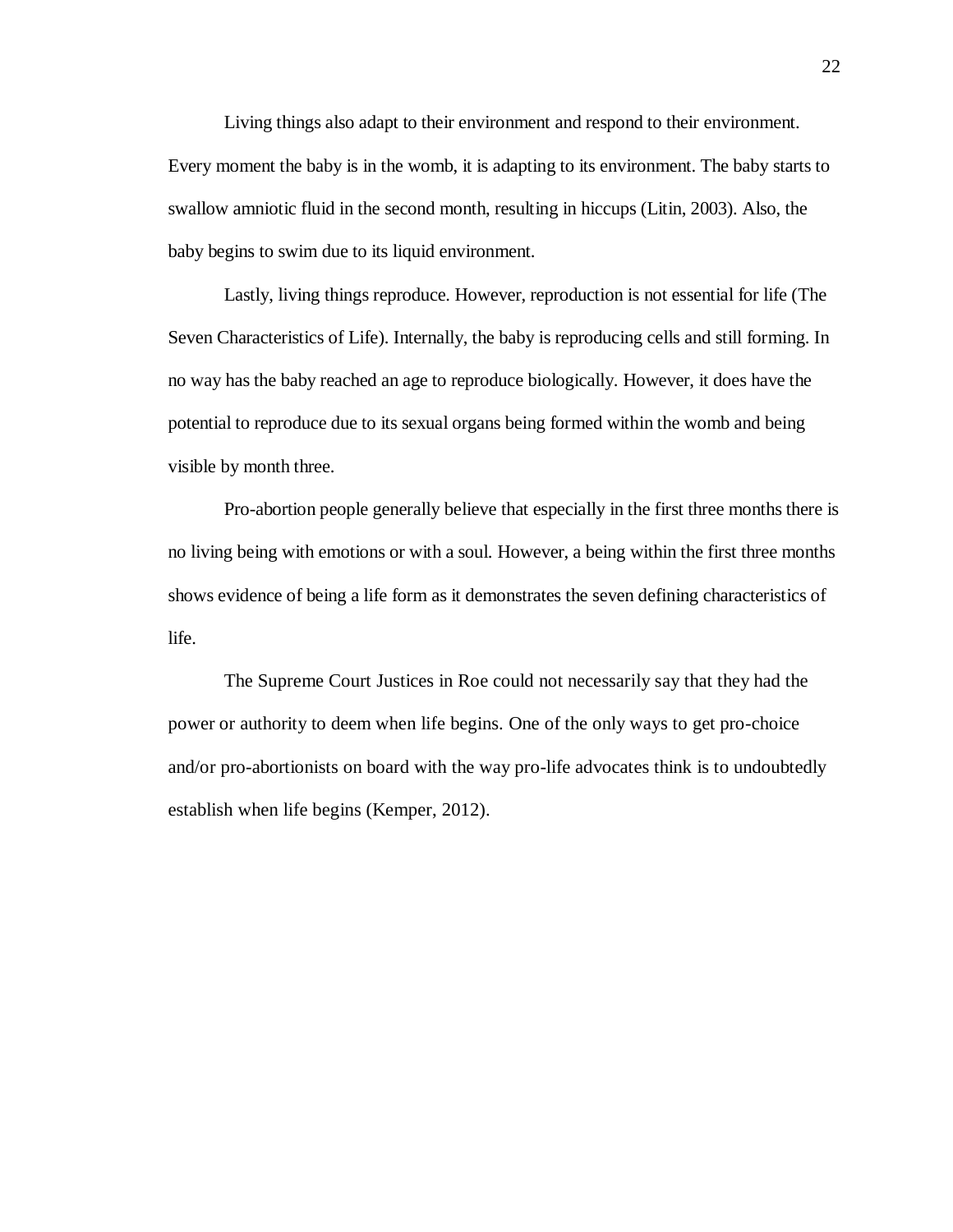Living things also adapt to their environment and respond to their environment. Every moment the baby is in the womb, it is adapting to its environment. The baby starts to swallow amniotic fluid in the second month, resulting in hiccups (Litin, 2003). Also, the baby begins to swim due to its liquid environment.

Lastly, living things reproduce. However, reproduction is not essential for life (The Seven Characteristics of Life). Internally, the baby is reproducing cells and still forming. In no way has the baby reached an age to reproduce biologically. However, it does have the potential to reproduce due to its sexual organs being formed within the womb and being visible by month three.

Pro-abortion people generally believe that especially in the first three months there is no living being with emotions or with a soul. However, a being within the first three months shows evidence of being a life form as it demonstrates the seven defining characteristics of life.

The Supreme Court Justices in Roe could not necessarily say that they had the power or authority to deem when life begins. One of the only ways to get pro-choice and/or pro-abortionists on board with the way pro-life advocates think is to undoubtedly establish when life begins (Kemper, 2012).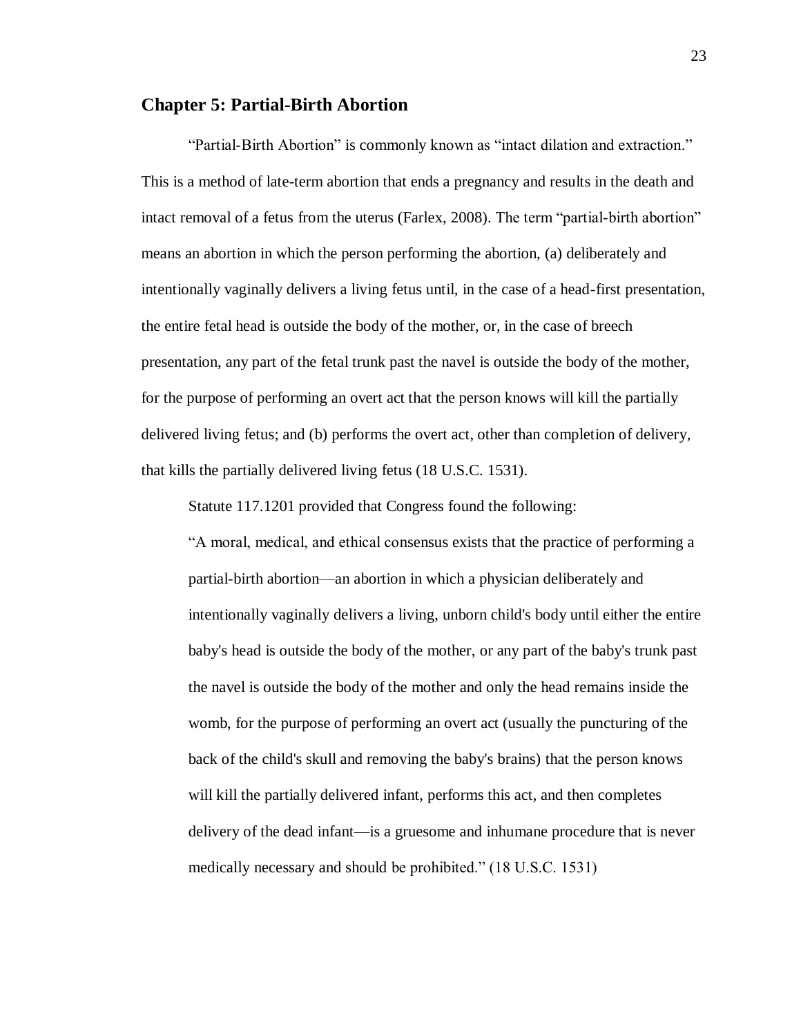## Chapter 5: Partial-Birth Abortion

"Partial-Birth Abortion" is commonly known as "intact dilation and extraction." This is a method of late-term abortion that ends a pregnancy and results in the death and intact removal of a fetus from the uterus (Farlex, 2008). The term "partial-birth abortion" means an abortion in which the person performing the abortion, (a) deliberately and intentionally vaginally delivers a living fetus until, in the case of a head-first presentation, the entire fetal head is outside the body of the mother, or, in the case of breech presentation, any part of the fetal trunk past the navel is outside the body of the mother, for the purpose of performing an overt act that the person knows will kill the partially delivered living fetus; and (b) performs the overt act, other than completion of delivery, that kills the partially delivered living fetus (18 U.S.C. 1531).

Statute 117.1201 provided that Congress found the following:

> "A moral, medical, and ethical consensus exists that the practice of performing a partial-birth abortion—an abortion in which a physician deliberately and intentionally vaginally delivers a living, unborn child's body until either the entire baby's head is outside the body of the mother, or any part of the baby's trunk past the navel is outside the body of the mother and only the head remains inside the womb, for the purpose of performing an overt act (usually the puncturing of the back of the child's skull and removing the baby's brains) that the person knows will kill the partially delivered infant, performs this act, and then completes delivery of the dead infant—is a gruesome and inhumane procedure that is never medically necessary and should be prohibited." (18 U.S.C. 1531)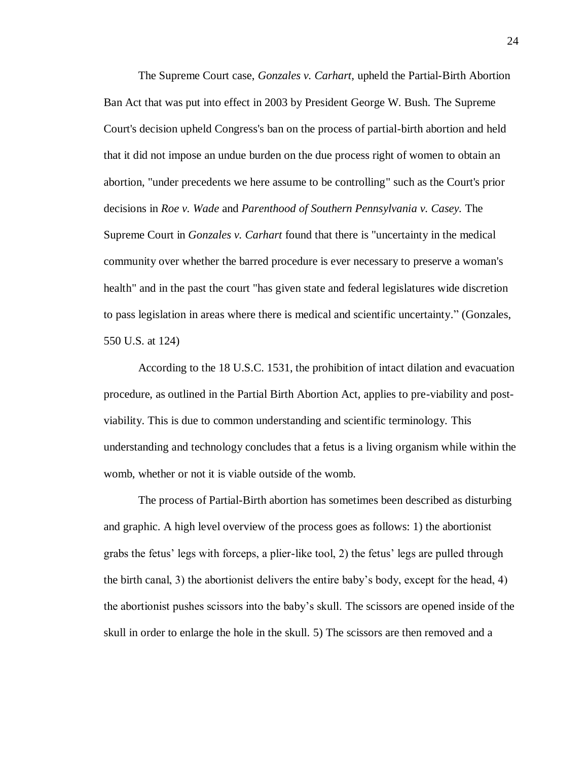The Supreme Court case, *Gonzales v. Carhart*, upheld the Partial-Birth Abortion Ban Act that was put into effect in 2003 by President George W. Bush. The Supreme Court's decision upheld Congress's ban on the process of partial-birth abortion and held that it did not impose an undue burden on the due process right of women to obtain an abortion, "under precedents we here assume to be controlling" such as the Court's prior decisions in *Roe v. Wade* and *Parenthood of Southern Pennsylvania v. Casey.* The Supreme Court in *Gonzales v. Carhart* found that there is "uncertainty in the medical community over whether the barred procedure is ever necessary to preserve a woman's health" and in the past the court "has given state and federal legislatures wide discretion to pass legislation in areas where there is medical and scientific uncertainty." (Gonzales, 550 U.S. at 124)

According to the 18 U.S.C. 1531, the prohibition of intact dilation and evacuation procedure, as outlined in the Partial Birth Abortion Act, applies to pre-viability and post-viability. This is due to common understanding and scientific terminology. This understanding and technology concludes that a fetus is a living organism while within the womb, whether or not it is viable outside of the womb.

The process of Partial-Birth abortion has sometimes been described as disturbing and graphic. A high level overview of the process goes as follows: 1) the abortionist grabs the fetus' legs with forceps, a plier-like tool, 2) the fetus' legs are pulled through the birth canal, 3) the abortionist delivers the entire baby's body, except for the head, 4) the abortionist pushes scissors into the baby's skull. The scissors are opened inside of the skull in order to enlarge the hole in the skull. 5) The scissors are then removed and a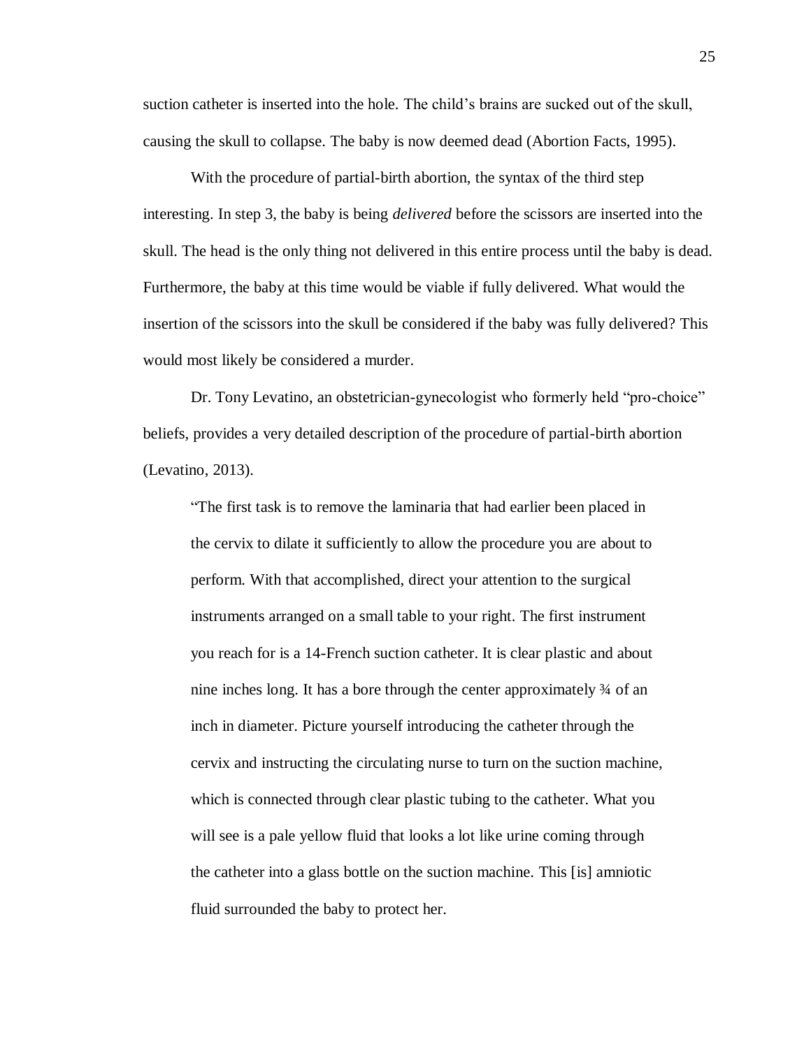suction catheter is inserted into the hole. The child's brains are sucked out of the skull, causing the skull to collapse. The baby is now deemed dead (Abortion Facts, 1995).

With the procedure of partial-birth abortion, the syntax of the third step interesting. In step 3, the baby is being *delivered* before the scissors are inserted into the skull. The head is the only thing not delivered in this entire process until the baby is dead. Furthermore, the baby at this time would be viable if fully delivered. What would the insertion of the scissors into the skull be considered if the baby was fully delivered? This would most likely be considered a murder.

Dr. Tony Levatino, an obstetrician-gynecologist who formerly held "pro-choice" beliefs, provides a very detailed description of the procedure of partial-birth abortion (Levatino, 2013).

> "The first task is to remove the laminaria that had earlier been placed in the cervix to dilate it sufficiently to allow the procedure you are about to perform. With that accomplished, direct your attention to the surgical instruments arranged on a small table to your right. The first instrument you reach for is a 14-French suction catheter. It is clear plastic and about nine inches long. It has a bore through the center approximately ¾ of an inch in diameter. Picture yourself introducing the catheter through the cervix and instructing the circulating nurse to turn on the suction machine, which is connected through clear plastic tubing to the catheter. What you will see is a pale yellow fluid that looks a lot like urine coming through the catheter into a glass bottle on the suction machine. This [is] amniotic fluid surrounded the baby to protect her.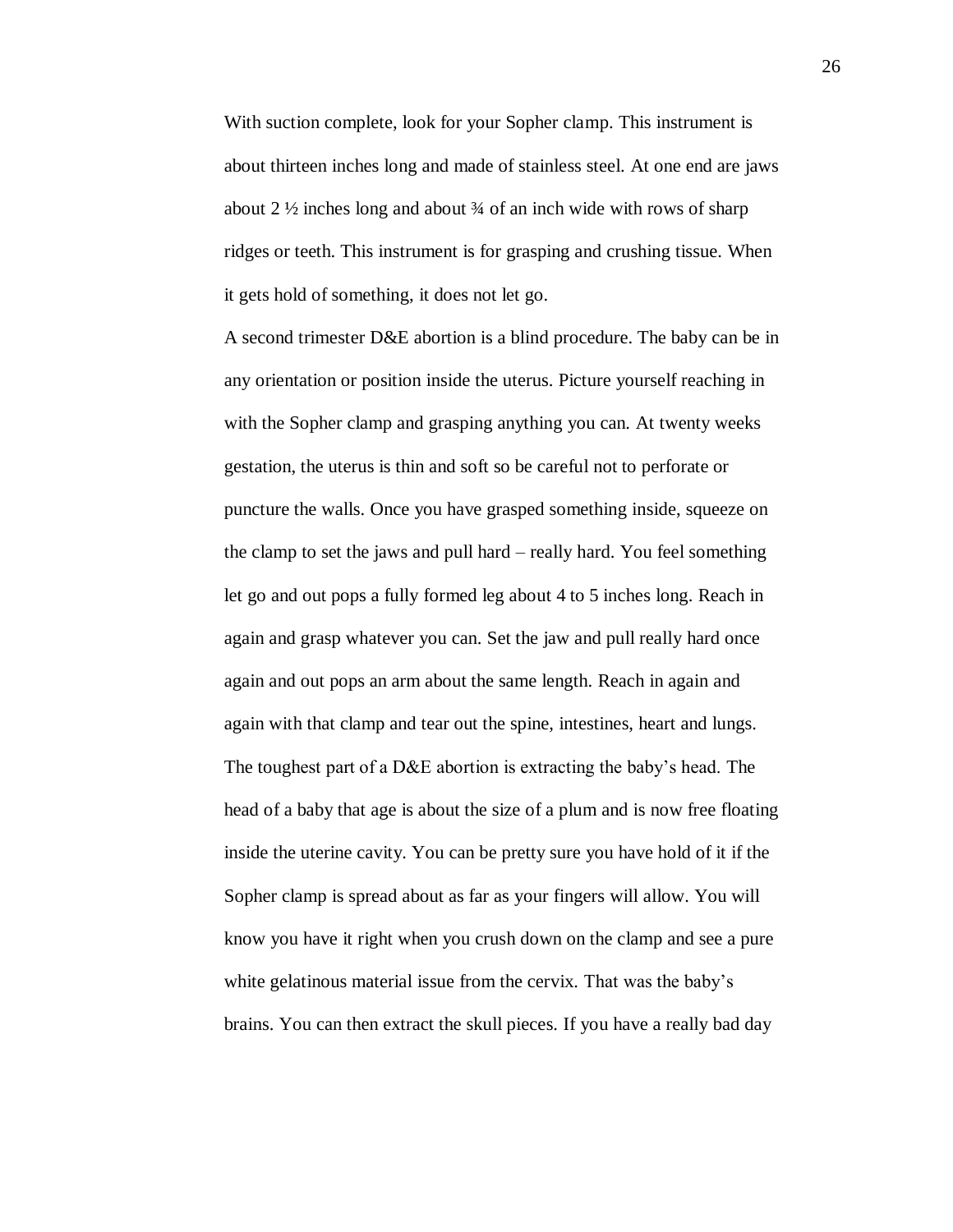With suction complete, look for your Sopher clamp. This instrument is about thirteen inches long and made of stainless steel. At one end are jaws about 2 ½ inches long and about ¾ of an inch wide with rows of sharp ridges or teeth. This instrument is for grasping and crushing tissue. When it gets hold of something, it does not let go.

A second trimester D&E abortion is a blind procedure. The baby can be in any orientation or position inside the uterus. Picture yourself reaching in with the Sopher clamp and grasping anything you can. At twenty weeks gestation, the uterus is thin and soft so be careful not to perforate or puncture the walls. Once you have grasped something inside, squeeze on the clamp to set the jaws and pull hard – really hard. You feel something let go and out pops a fully formed leg about 4 to 5 inches long. Reach in again and grasp whatever you can. Set the jaw and pull really hard once again and out pops an arm about the same length. Reach in again and again with that clamp and tear out the spine, intestines, heart and lungs.

The toughest part of a D&E abortion is extracting the baby's head. The head of a baby that age is about the size of a plum and is now free floating inside the uterine cavity. You can be pretty sure you have hold of it if the Sopher clamp is spread about as far as your fingers will allow. You will know you have it right when you crush down on the clamp and see a pure white gelatinous material issue from the cervix. That was the baby's brains. You can then extract the skull pieces. If you have a really bad day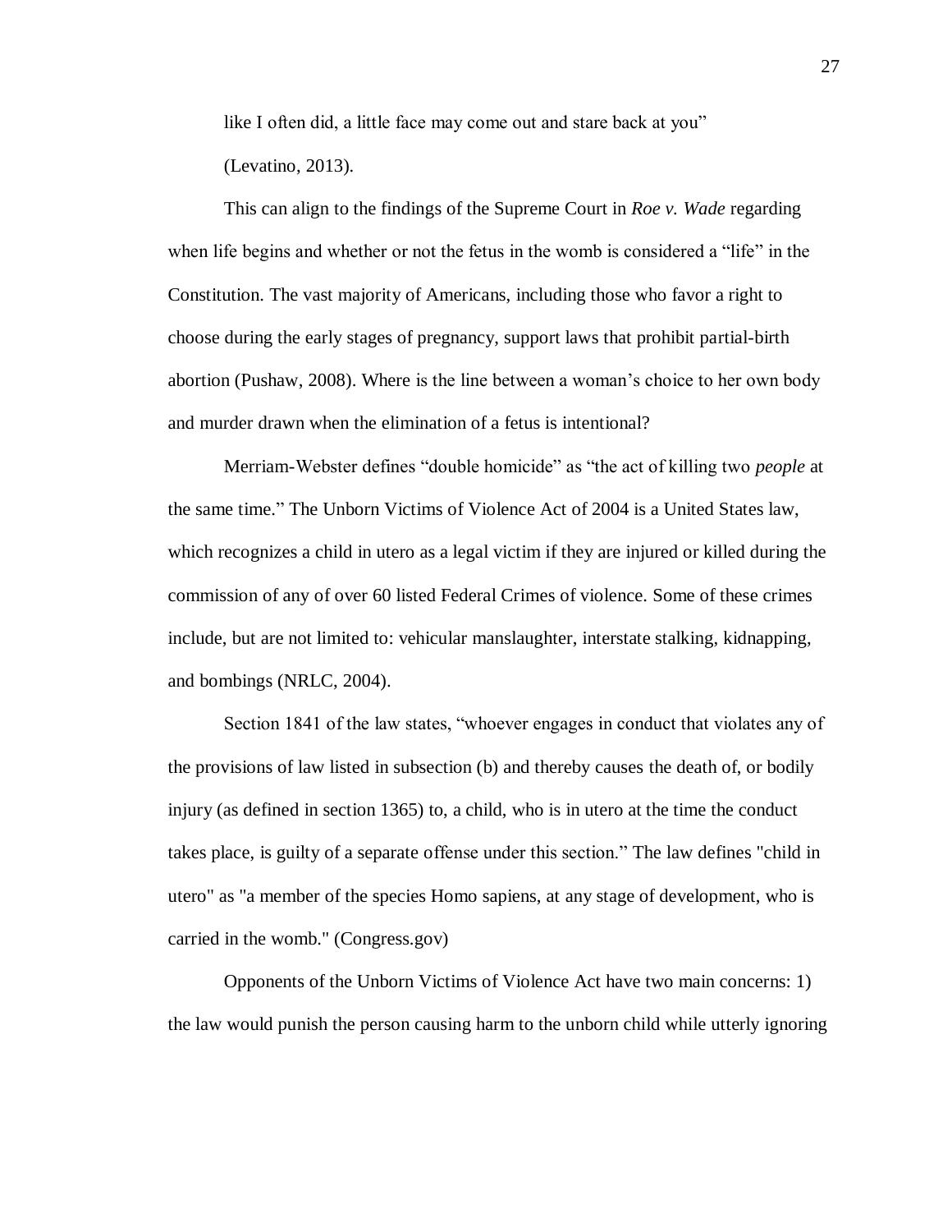like I often did, a little face may come out and stare back at you" (Levatino, 2013).

This can align to the findings of the Supreme Court in *Roe v. Wade* regarding when life begins and whether or not the fetus in the womb is considered a "life" in the Constitution. The vast majority of Americans, including those who favor a right to choose during the early stages of pregnancy, support laws that prohibit partial-birth abortion (Pushaw, 2008). Where is the line between a woman's choice to her own body and murder drawn when the elimination of a fetus is intentional?

Merriam-Webster defines "double homicide" as "the act of killing two *people* at the same time." The Unborn Victims of Violence Act of 2004 is a United States law, which recognizes a child in utero as a legal victim if they are injured or killed during the commission of any of over 60 listed Federal Crimes of violence. Some of these crimes include, but are not limited to: vehicular manslaughter, interstate stalking, kidnapping, and bombings (NRLC, 2004).

Section 1841 of the law states, "whoever engages in conduct that violates any of the provisions of law listed in subsection (b) and thereby causes the death of, or bodily injury (as defined in section 1365) to, a child, who is in utero at the time the conduct takes place, is guilty of a separate offense under this section." The law defines "child in utero" as "a member of the species Homo sapiens, at any stage of development, who is carried in the womb." (Congress.gov)

Opponents of the Unborn Victims of Violence Act have two main concerns: 1) the law would punish the person causing harm to the unborn child while utterly ignoring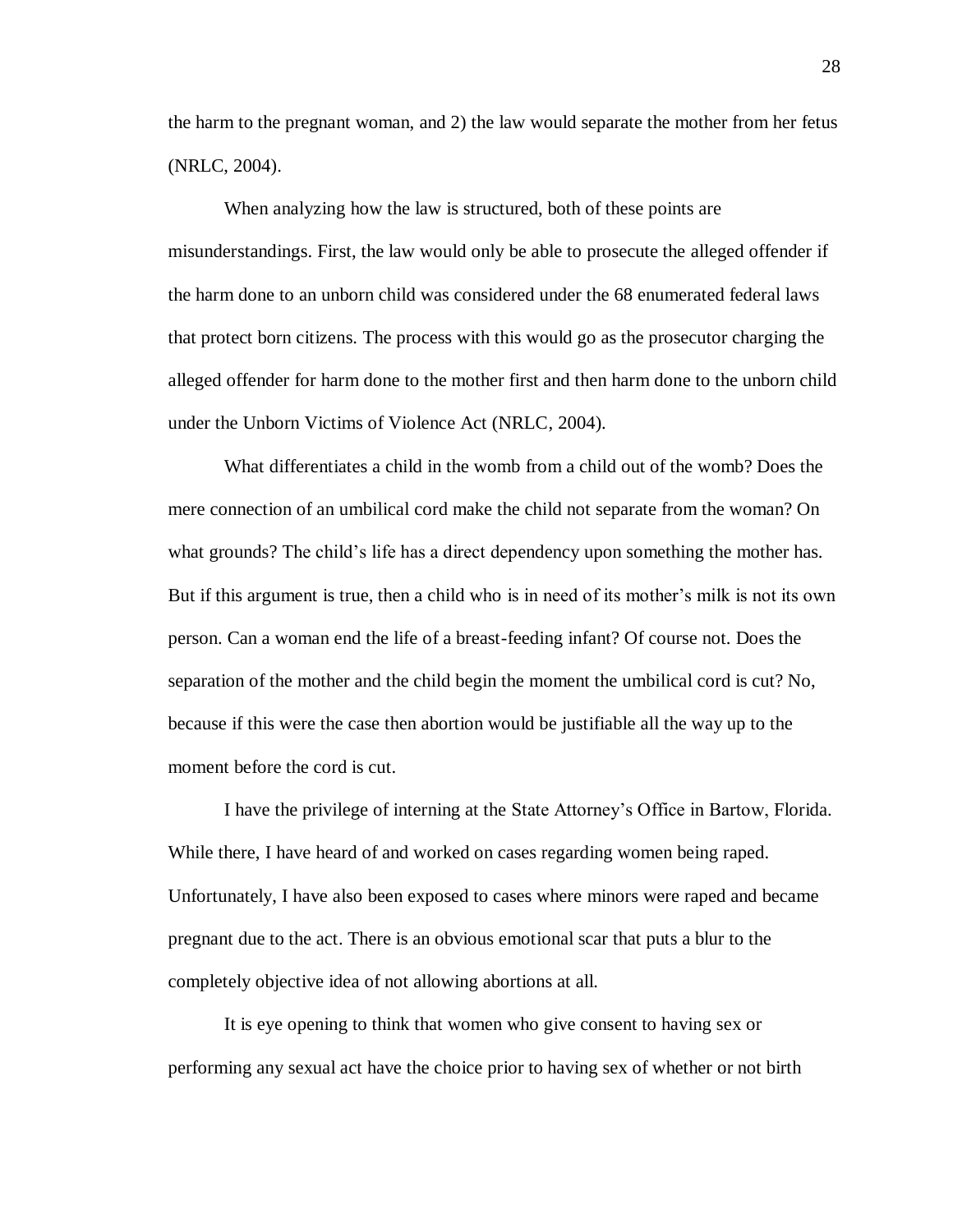the harm to the pregnant woman, and 2) the law would separate the mother from her fetus (NRLC, 2004).

When analyzing how the law is structured, both of these points are misunderstandings. First, the law would only be able to prosecute the alleged offender if the harm done to an unborn child was considered under the 68 enumerated federal laws that protect born citizens. The process with this would go as the prosecutor charging the alleged offender for harm done to the mother first and then harm done to the unborn child under the Unborn Victims of Violence Act (NRLC, 2004).

What differentiates a child in the womb from a child out of the womb? Does the mere connection of an umbilical cord make the child not separate from the woman? On what grounds? The child's life has a direct dependency upon something the mother has. But if this argument is true, then a child who is in need of its mother's milk is not its own person. Can a woman end the life of a breast-feeding infant? Of course not. Does the separation of the mother and the child begin the moment the umbilical cord is cut? No, because if this were the case then abortion would be justifiable all the way up to the moment before the cord is cut.

I have the privilege of interning at the State Attorney's Office in Bartow, Florida. While there, I have heard of and worked on cases regarding women being raped. Unfortunately, I have also been exposed to cases where minors were raped and became pregnant due to the act. There is an obvious emotional scar that puts a blur to the completely objective idea of not allowing abortions at all.

It is eye opening to think that women who give consent to having sex or performing any sexual act have the choice prior to having sex of whether or not birth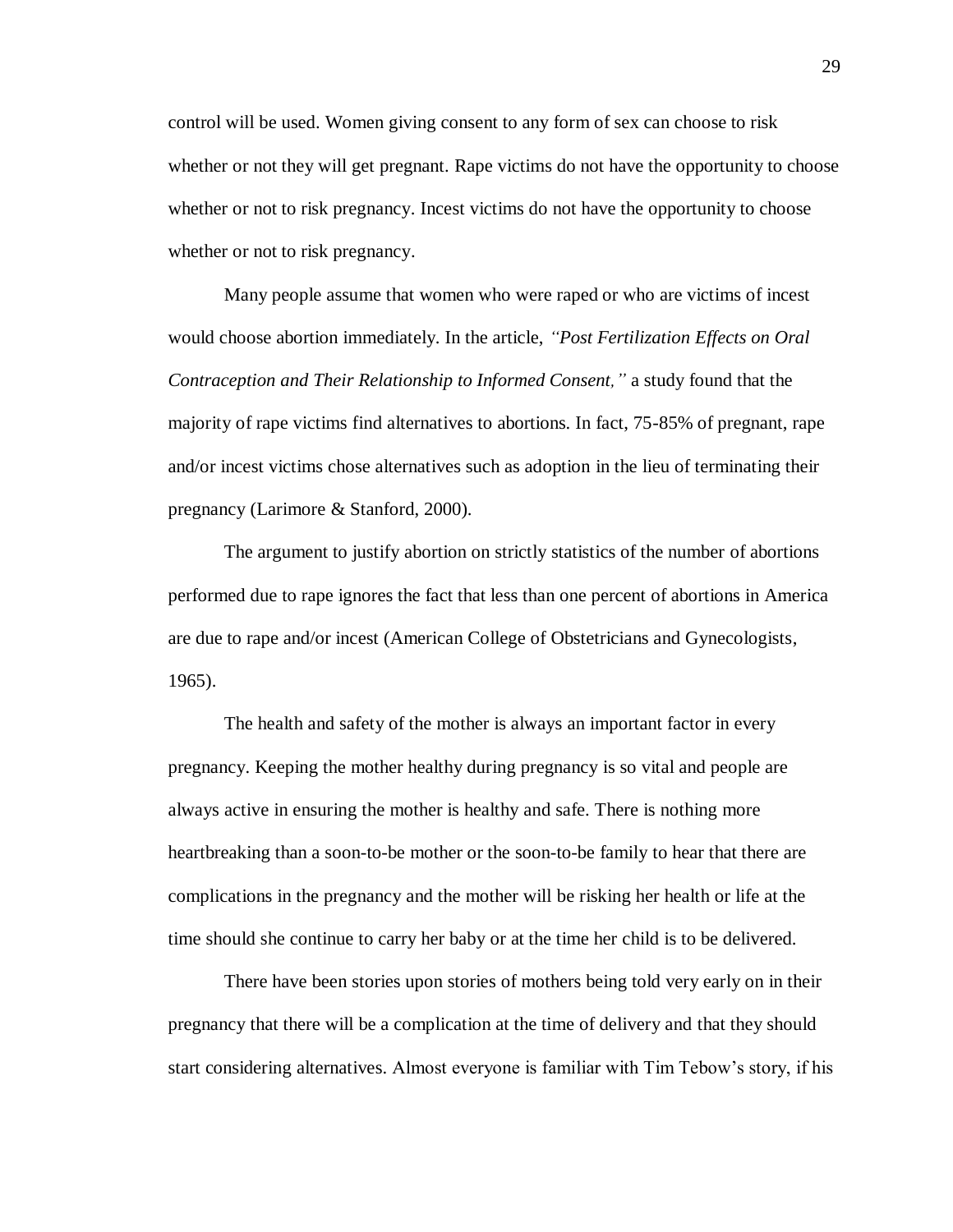control will be used. Women giving consent to any form of sex can choose to risk whether or not they will get pregnant. Rape victims do not have the opportunity to choose whether or not to risk pregnancy. Incest victims do not have the opportunity to choose whether or not to risk pregnancy.

Many people assume that women who were raped or who are victims of incest would choose abortion immediately. In the article, *"Post Fertilization Effects on Oral Contraception and Their Relationship to Informed Consent,"* a study found that the majority of rape victims find alternatives to abortions. In fact, 75-85% of pregnant, rape and/or incest victims chose alternatives such as adoption in the lieu of terminating their pregnancy (Larimore & Stanford, 2000).

The argument to justify abortion on strictly statistics of the number of abortions performed due to rape ignores the fact that less than one percent of abortions in America are due to rape and/or incest (American College of Obstetricians and Gynecologists, 1965).

The health and safety of the mother is always an important factor in every pregnancy. Keeping the mother healthy during pregnancy is so vital and people are always active in ensuring the mother is healthy and safe. There is nothing more heartbreaking than a soon-to-be mother or the soon-to-be family to hear that there are complications in the pregnancy and the mother will be risking her health or life at the time should she continue to carry her baby or at the time her child is to be delivered.

There have been stories upon stories of mothers being told very early on in their pregnancy that there will be a complication at the time of delivery and that they should start considering alternatives. Almost everyone is familiar with Tim Tebow's story, if his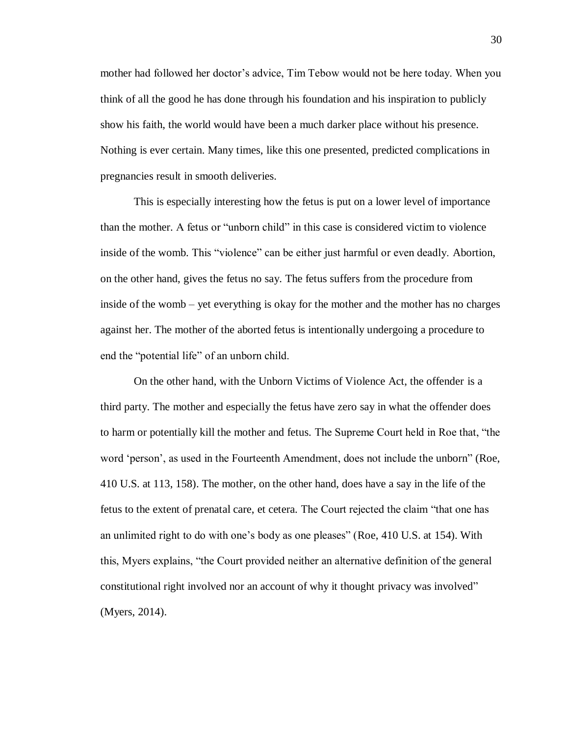mother had followed her doctor's advice, Tim Tebow would not be here today. When you think of all the good he has done through his foundation and his inspiration to publicly show his faith, the world would have been a much darker place without his presence. Nothing is ever certain. Many times, like this one presented, predicted complications in pregnancies result in smooth deliveries.

This is especially interesting how the fetus is put on a lower level of importance than the mother. A fetus or "unborn child" in this case is considered victim to violence inside of the womb. This "violence" can be either just harmful or even deadly. Abortion, on the other hand, gives the fetus no say. The fetus suffers from the procedure from inside of the womb – yet everything is okay for the mother and the mother has no charges against her. The mother of the aborted fetus is intentionally undergoing a procedure to end the "potential life" of an unborn child.

On the other hand, with the Unborn Victims of Violence Act, the offender is a third party. The mother and especially the fetus have zero say in what the offender does to harm or potentially kill the mother and fetus. The Supreme Court held in Roe that, "the word 'person', as used in the Fourteenth Amendment, does not include the unborn" (Roe, 410 U.S. at 113, 158). The mother, on the other hand, does have a say in the life of the fetus to the extent of prenatal care, et cetera. The Court rejected the claim "that one has an unlimited right to do with one's body as one pleases" (Roe, 410 U.S. at 154). With this, Myers explains, "the Court provided neither an alternative definition of the general constitutional right involved nor an account of why it thought privacy was involved" (Myers, 2014).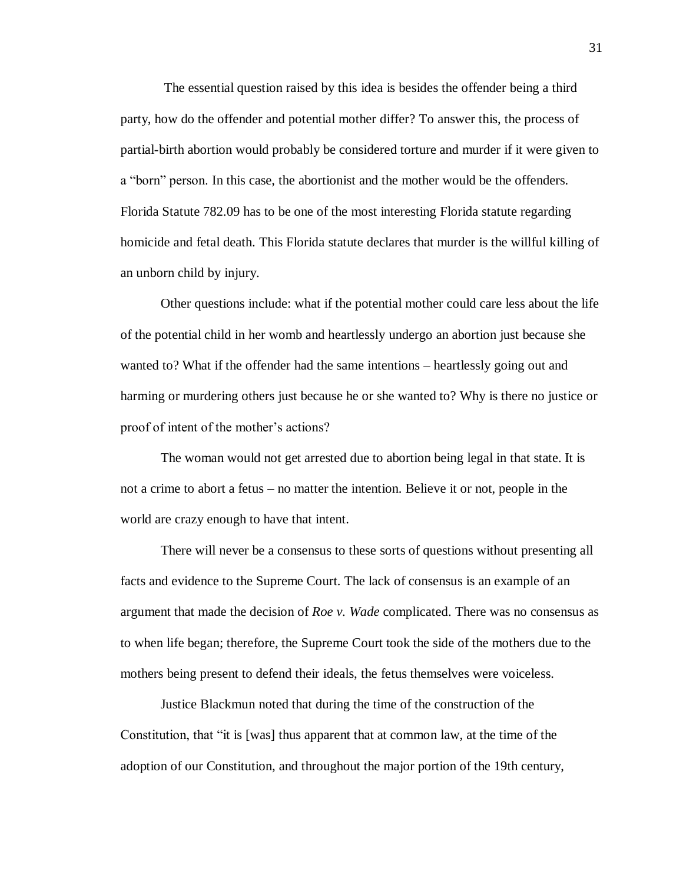The essential question raised by this idea is besides the offender being a third party, how do the offender and potential mother differ? To answer this, the process of partial-birth abortion would probably be considered torture and murder if it were given to a "born" person. In this case, the abortionist and the mother would be the offenders. Florida Statute 782.09 has to be one of the most interesting Florida statute regarding homicide and fetal death. This Florida statute declares that murder is the willful killing of an unborn child by injury.

Other questions include: what if the potential mother could care less about the life of the potential child in her womb and heartlessly undergo an abortion just because she wanted to? What if the offender had the same intentions – heartlessly going out and harming or murdering others just because he or she wanted to? Why is there no justice or proof of intent of the mother's actions?

The woman would not get arrested due to abortion being legal in that state. It is not a crime to abort a fetus – no matter the intention. Believe it or not, people in the world are crazy enough to have that intent.

There will never be a consensus to these sorts of questions without presenting all facts and evidence to the Supreme Court. The lack of consensus is an example of an argument that made the decision of *Roe v. Wade* complicated. There was no consensus as to when life began; therefore, the Supreme Court took the side of the mothers due to the mothers being present to defend their ideals, the fetus themselves were voiceless.

Justice Blackmun noted that during the time of the construction of the Constitution, that "it is [was] thus apparent that at common law, at the time of the adoption of our Constitution, and throughout the major portion of the 19th century,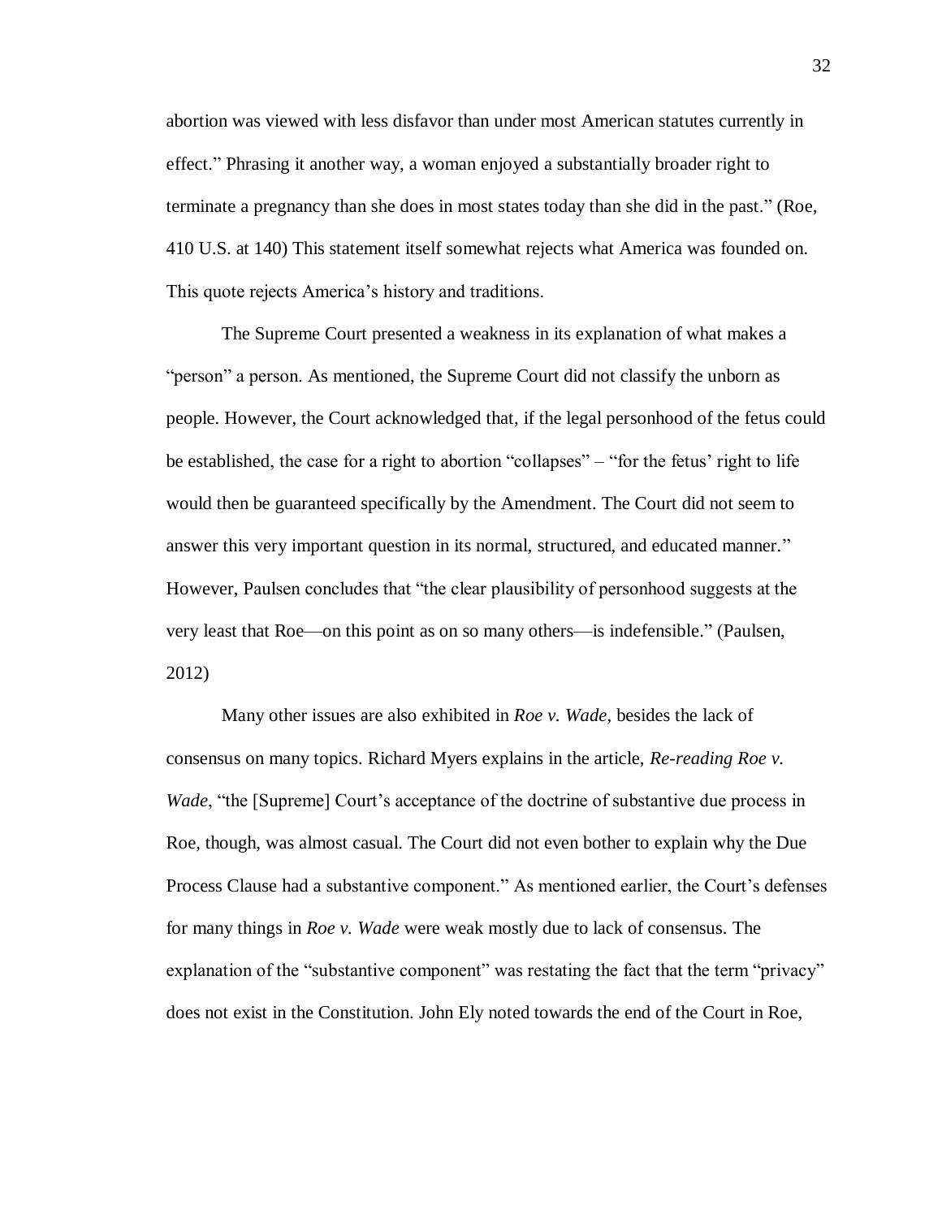abortion was viewed with less disfavor than under most American statutes currently in effect." Phrasing it another way, a woman enjoyed a substantially broader right to terminate a pregnancy than she does in most states today than she did in the past." (Roe, 410 U.S. at 140) This statement itself somewhat rejects what America was founded on. This quote rejects America's history and traditions.

The Supreme Court presented a weakness in its explanation of what makes a "person" a person. As mentioned, the Supreme Court did not classify the unborn as people. However, the Court acknowledged that, if the legal personhood of the fetus could be established, the case for a right to abortion "collapses" – "for the fetus' right to life would then be guaranteed specifically by the Amendment. The Court did not seem to answer this very important question in its normal, structured, and educated manner." However, Paulsen concludes that "the clear plausibility of personhood suggests at the very least that Roe—on this point as on so many others—is indefensible." (Paulsen, 2012)

Many other issues are also exhibited in *Roe v. Wade*, besides the lack of consensus on many topics. Richard Myers explains in the article, *Re-reading Roe v. Wade*, "the [Supreme] Court's acceptance of the doctrine of substantive due process in Roe, though, was almost casual. The Court did not even bother to explain why the Due Process Clause had a substantive component." As mentioned earlier, the Court's defenses for many things in *Roe v. Wade* were weak mostly due to lack of consensus. The explanation of the "substantive component" was restating the fact that the term "privacy" does not exist in the Constitution. John Ely noted towards the end of the Court in Roe,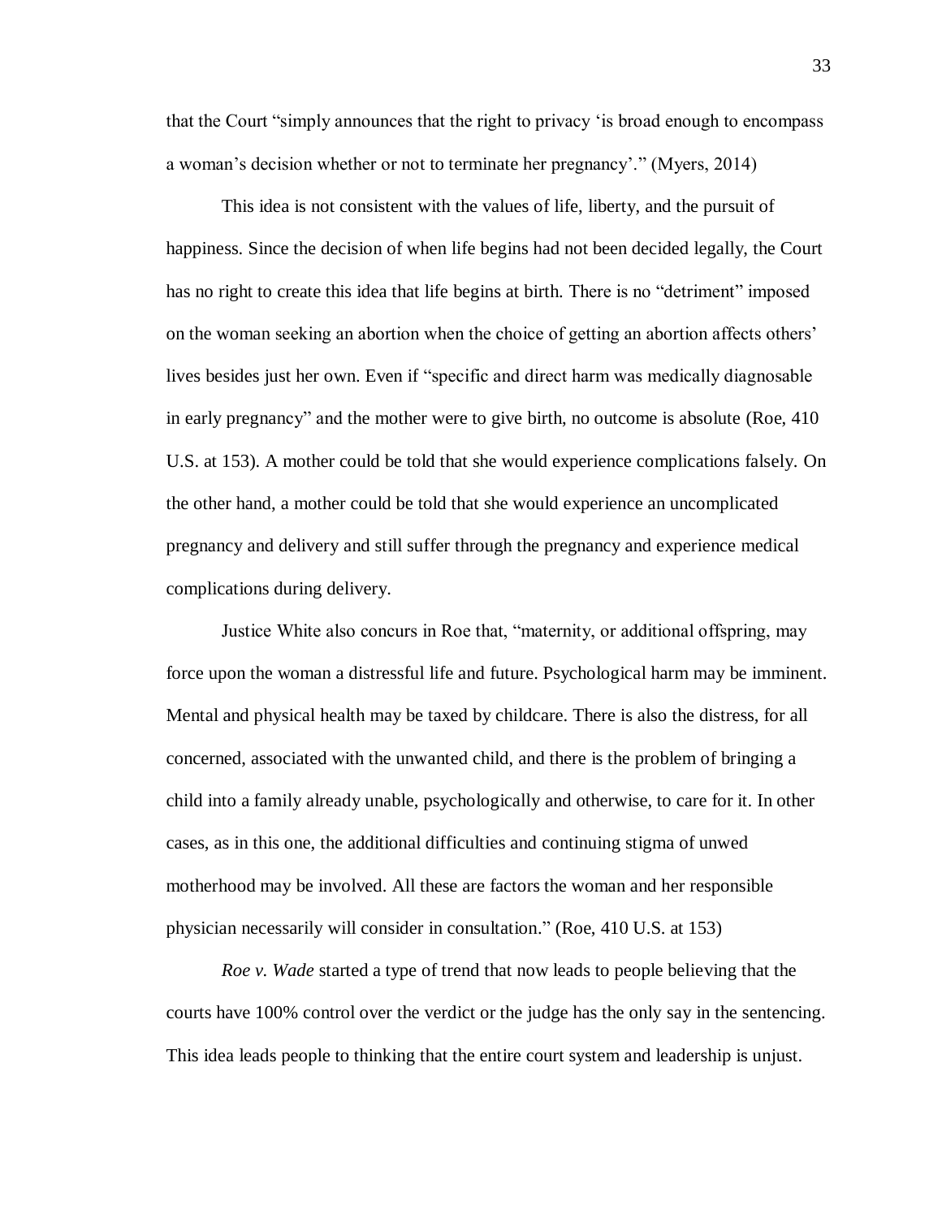that the Court "simply announces that the right to privacy 'is broad enough to encompass a woman's decision whether or not to terminate her pregnancy'." (Myers, 2014)

This idea is not consistent with the values of life, liberty, and the pursuit of happiness. Since the decision of when life begins had not been decided legally, the Court has no right to create this idea that life begins at birth. There is no "detriment" imposed on the woman seeking an abortion when the choice of getting an abortion affects others' lives besides just her own. Even if "specific and direct harm was medically diagnosable in early pregnancy" and the mother were to give birth, no outcome is absolute (Roe, 410 U.S. at 153). A mother could be told that she would experience complications falsely. On the other hand, a mother could be told that she would experience an uncomplicated pregnancy and delivery and still suffer through the pregnancy and experience medical complications during delivery.

Justice White also concurs in Roe that, "maternity, or additional offspring, may force upon the woman a distressful life and future. Psychological harm may be imminent. Mental and physical health may be taxed by childcare. There is also the distress, for all concerned, associated with the unwanted child, and there is the problem of bringing a child into a family already unable, psychologically and otherwise, to care for it. In other cases, as in this one, the additional difficulties and continuing stigma of unwed motherhood may be involved. All these are factors the woman and her responsible physician necessarily will consider in consultation." (Roe, 410 U.S. at 153)

*Roe v. Wade* started a type of trend that now leads to people believing that the courts have 100% control over the verdict or the judge has the only say in the sentencing. This idea leads people to thinking that the entire court system and leadership is unjust.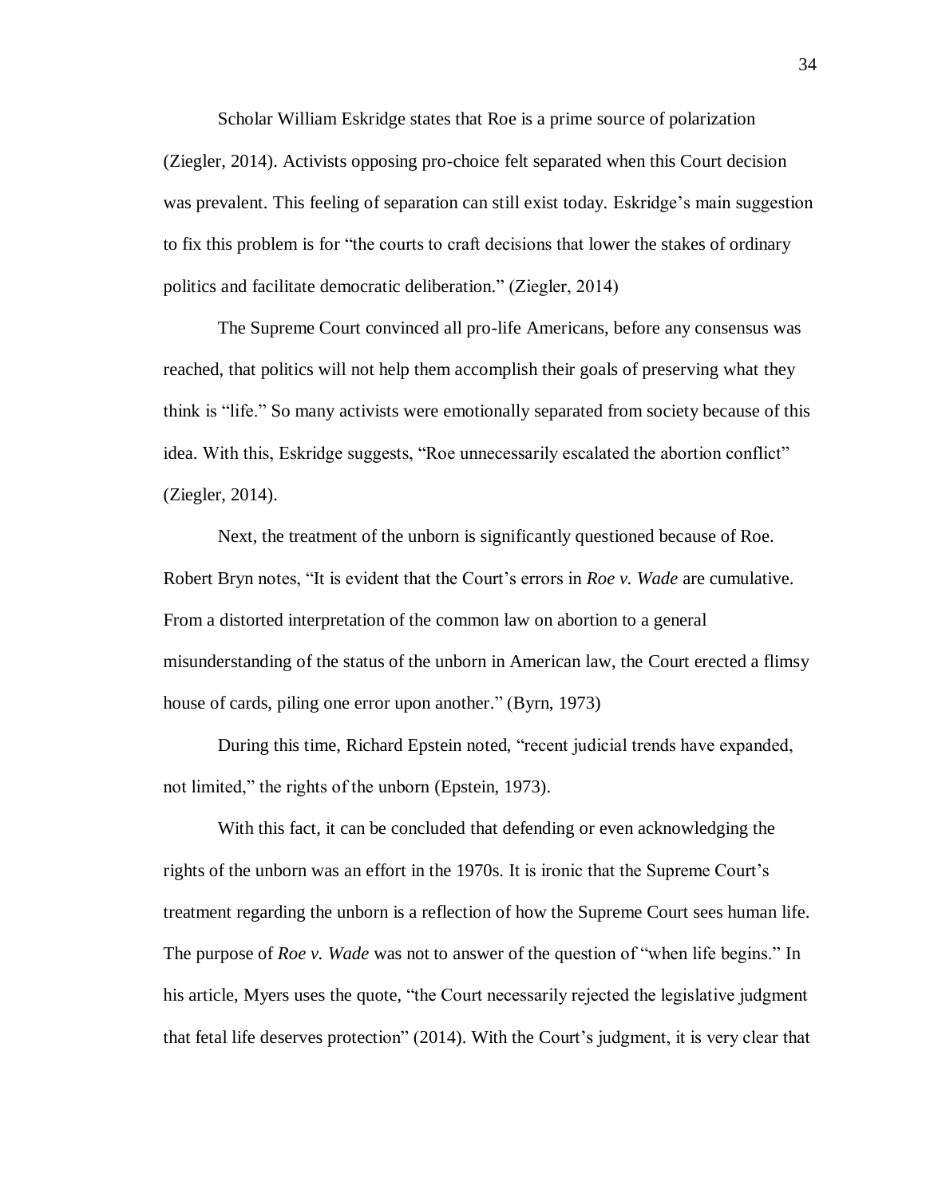Scholar William Eskridge states that Roe is a prime source of polarization (Ziegler, 2014). Activists opposing pro-choice felt separated when this Court decision was prevalent. This feeling of separation can still exist today. Eskridge's main suggestion to fix this problem is for "the courts to craft decisions that lower the stakes of ordinary politics and facilitate democratic deliberation." (Ziegler, 2014)

The Supreme Court convinced all pro-life Americans, before any consensus was reached, that politics will not help them accomplish their goals of preserving what they think is "life." So many activists were emotionally separated from society because of this idea. With this, Eskridge suggests, "Roe unnecessarily escalated the abortion conflict" (Ziegler, 2014).

Next, the treatment of the unborn is significantly questioned because of Roe. Robert Bryn notes, "It is evident that the Court's errors in *Roe v. Wade* are cumulative. From a distorted interpretation of the common law on abortion to a general misunderstanding of the status of the unborn in American law, the Court erected a flimsy house of cards, piling one error upon another." (Byrn, 1973)

During this time, Richard Epstein noted, "recent judicial trends have expanded, not limited," the rights of the unborn (Epstein, 1973).

With this fact, it can be concluded that defending or even acknowledging the rights of the unborn was an effort in the 1970s. It is ironic that the Supreme Court's treatment regarding the unborn is a reflection of how the Supreme Court sees human life. The purpose of *Roe v. Wade* was not to answer of the question of "when life begins." In his article, Myers uses the quote, "the Court necessarily rejected the legislative judgment that fetal life deserves protection" (2014). With the Court's judgment, it is very clear that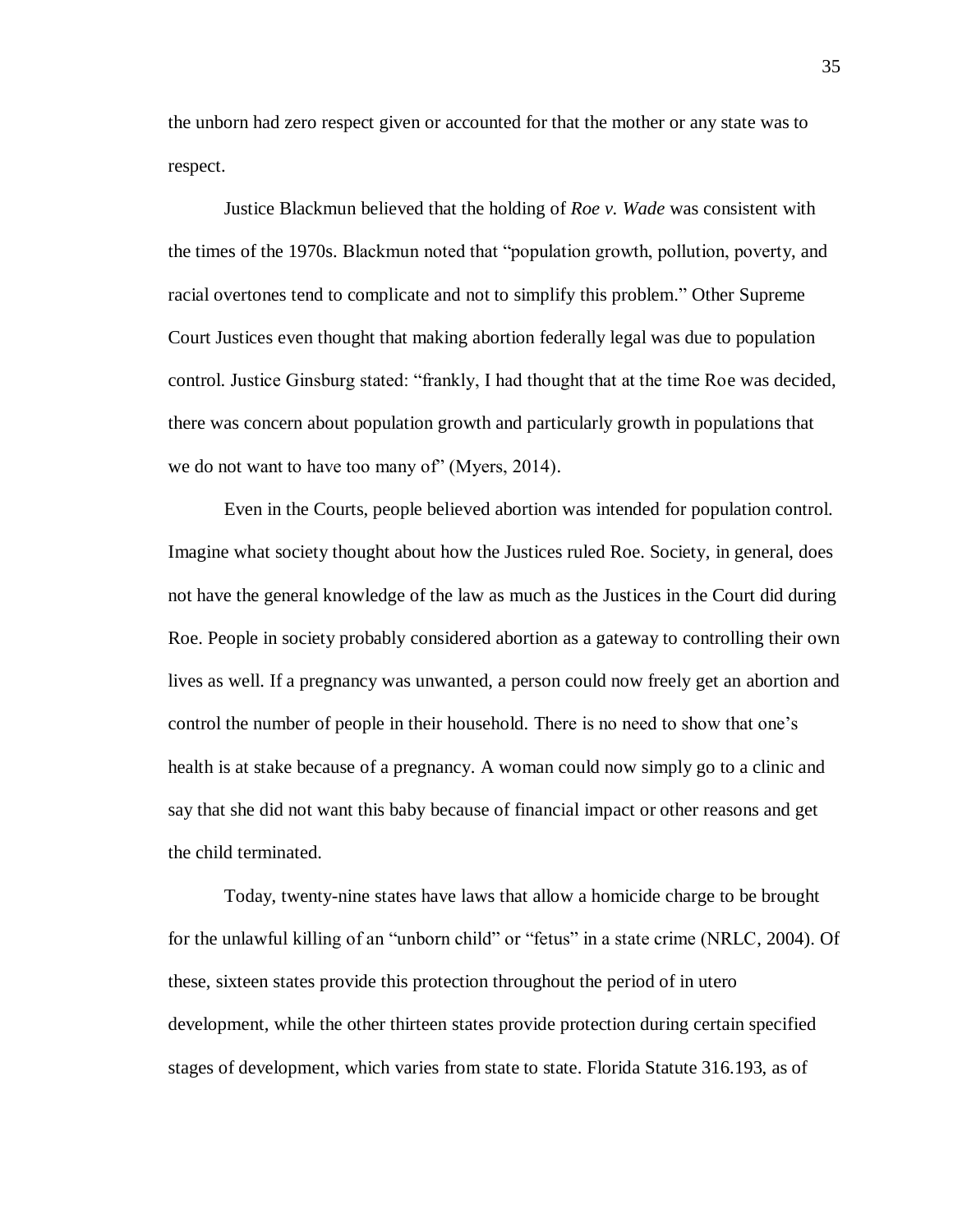the unborn had zero respect given or accounted for that the mother or any state was to respect.

Justice Blackmun believed that the holding of *Roe v. Wade* was consistent with the times of the 1970s. Blackmun noted that "population growth, pollution, poverty, and racial overtones tend to complicate and not to simplify this problem." Other Supreme Court Justices even thought that making abortion federally legal was due to population control. Justice Ginsburg stated: "frankly, I had thought that at the time Roe was decided, there was concern about population growth and particularly growth in populations that we do not want to have too many of" (Myers, 2014).

Even in the Courts, people believed abortion was intended for population control. Imagine what society thought about how the Justices ruled Roe. Society, in general, does not have the general knowledge of the law as much as the Justices in the Court did during Roe. People in society probably considered abortion as a gateway to controlling their own lives as well. If a pregnancy was unwanted, a person could now freely get an abortion and control the number of people in their household. There is no need to show that one's health is at stake because of a pregnancy. A woman could now simply go to a clinic and say that she did not want this baby because of financial impact or other reasons and get the child terminated.

Today, twenty-nine states have laws that allow a homicide charge to be brought for the unlawful killing of an "unborn child" or "fetus" in a state crime (NRLC, 2004). Of these, sixteen states provide this protection throughout the period of in utero development, while the other thirteen states provide protection during certain specified stages of development, which varies from state to state. Florida Statute 316.193, as of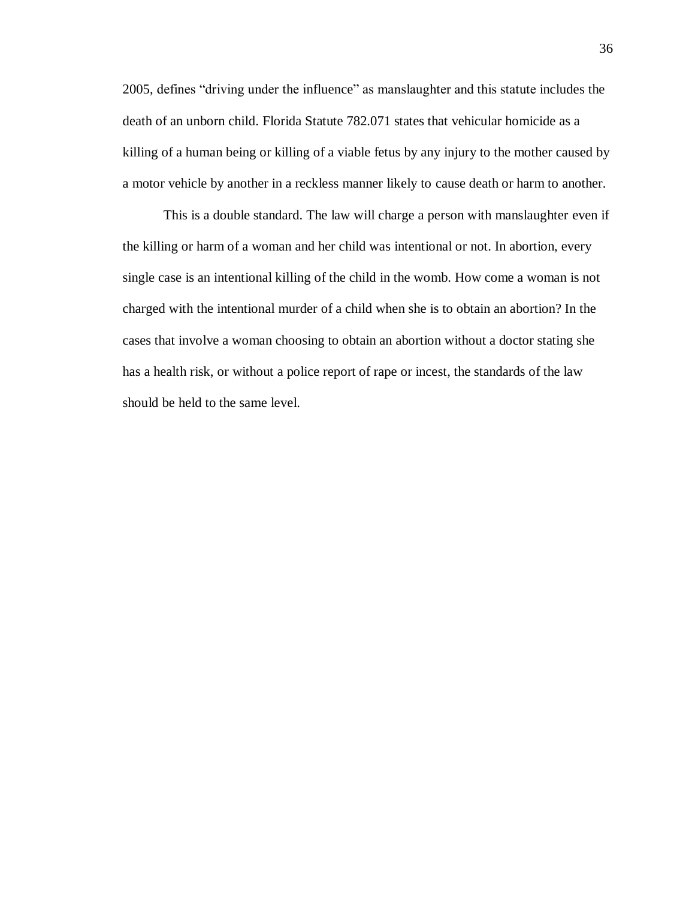2005, defines “driving under the influence” as manslaughter and this statute includes the death of an unborn child. Florida Statute 782.071 states that vehicular homicide as a killing of a human being or killing of a viable fetus by any injury to the mother caused by a motor vehicle by another in a reckless manner likely to cause death or harm to another.

This is a double standard. The law will charge a person with manslaughter even if the killing or harm of a woman and her child was intentional or not. In abortion, every single case is an intentional killing of the child in the womb. How come a woman is not charged with the intentional murder of a child when she is to obtain an abortion? In the cases that involve a woman choosing to obtain an abortion without a doctor stating she has a health risk, or without a police report of rape or incest, the standards of the law should be held to the same level.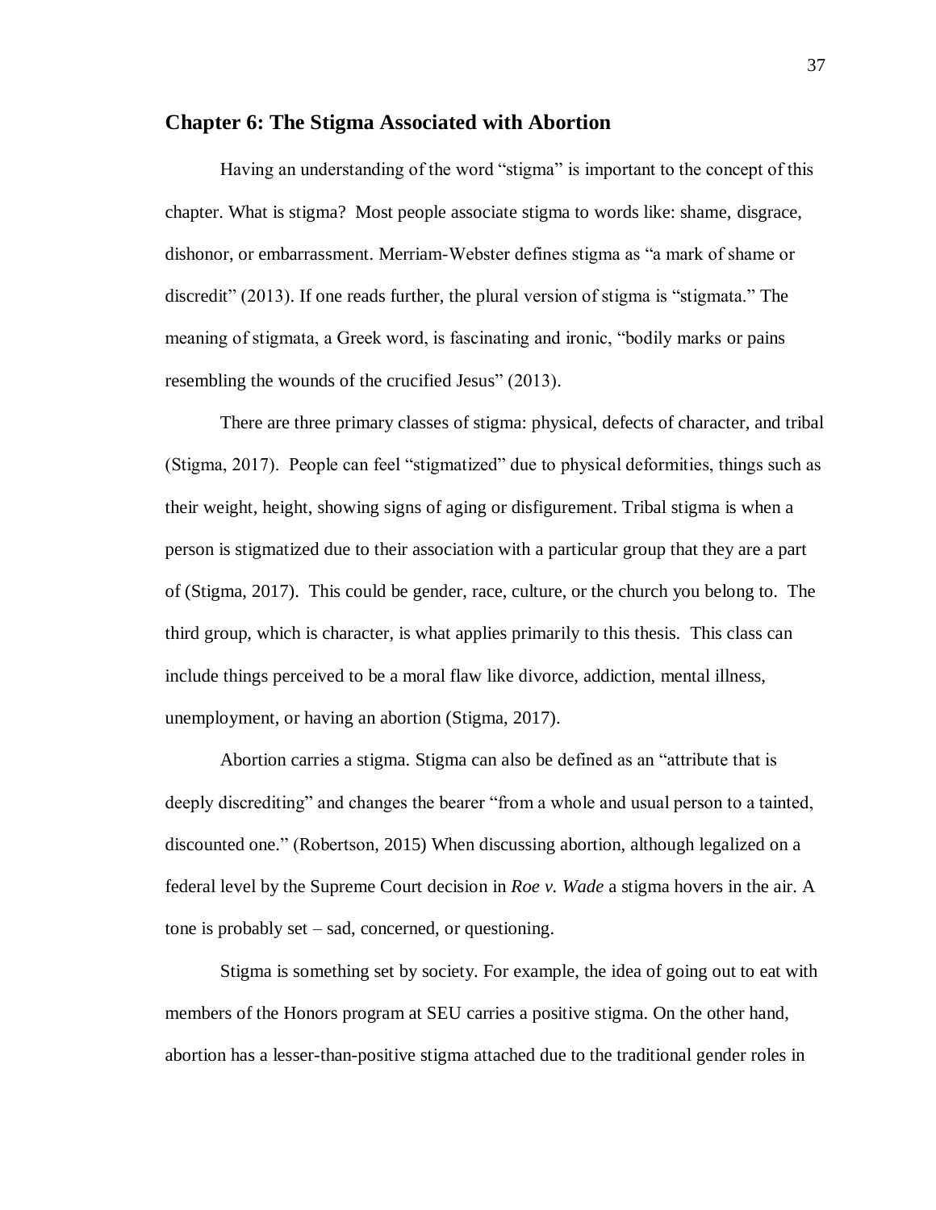## Chapter 6: The Stigma Associated with Abortion

Having an understanding of the word "stigma" is important to the concept of this chapter. What is stigma? Most people associate stigma to words like: shame, disgrace, dishonor, or embarrassment. Merriam-Webster defines stigma as "a mark of shame or discredit" (2013). If one reads further, the plural version of stigma is "stigmata." The meaning of stigmata, a Greek word, is fascinating and ironic, "bodily marks or pains resembling the wounds of the crucified Jesus" (2013).

There are three primary classes of stigma: physical, defects of character, and tribal (Stigma, 2017). People can feel "stigmatized" due to physical deformities, things such as their weight, height, showing signs of aging or disfigurement. Tribal stigma is when a person is stigmatized due to their association with a particular group that they are a part of (Stigma, 2017). This could be gender, race, culture, or the church you belong to. The third group, which is character, is what applies primarily to this thesis. This class can include things perceived to be a moral flaw like divorce, addiction, mental illness, unemployment, or having an abortion (Stigma, 2017).

Abortion carries a stigma. Stigma can also be defined as an "attribute that is deeply discrediting" and changes the bearer "from a whole and usual person to a tainted, discounted one." (Robertson, 2015) When discussing abortion, although legalized on a federal level by the Supreme Court decision in *Roe v. Wade* a stigma hovers in the air. A tone is probably set – sad, concerned, or questioning.

Stigma is something set by society. For example, the idea of going out to eat with members of the Honors program at SEU carries a positive stigma. On the other hand, abortion has a lesser-than-positive stigma attached due to the traditional gender roles in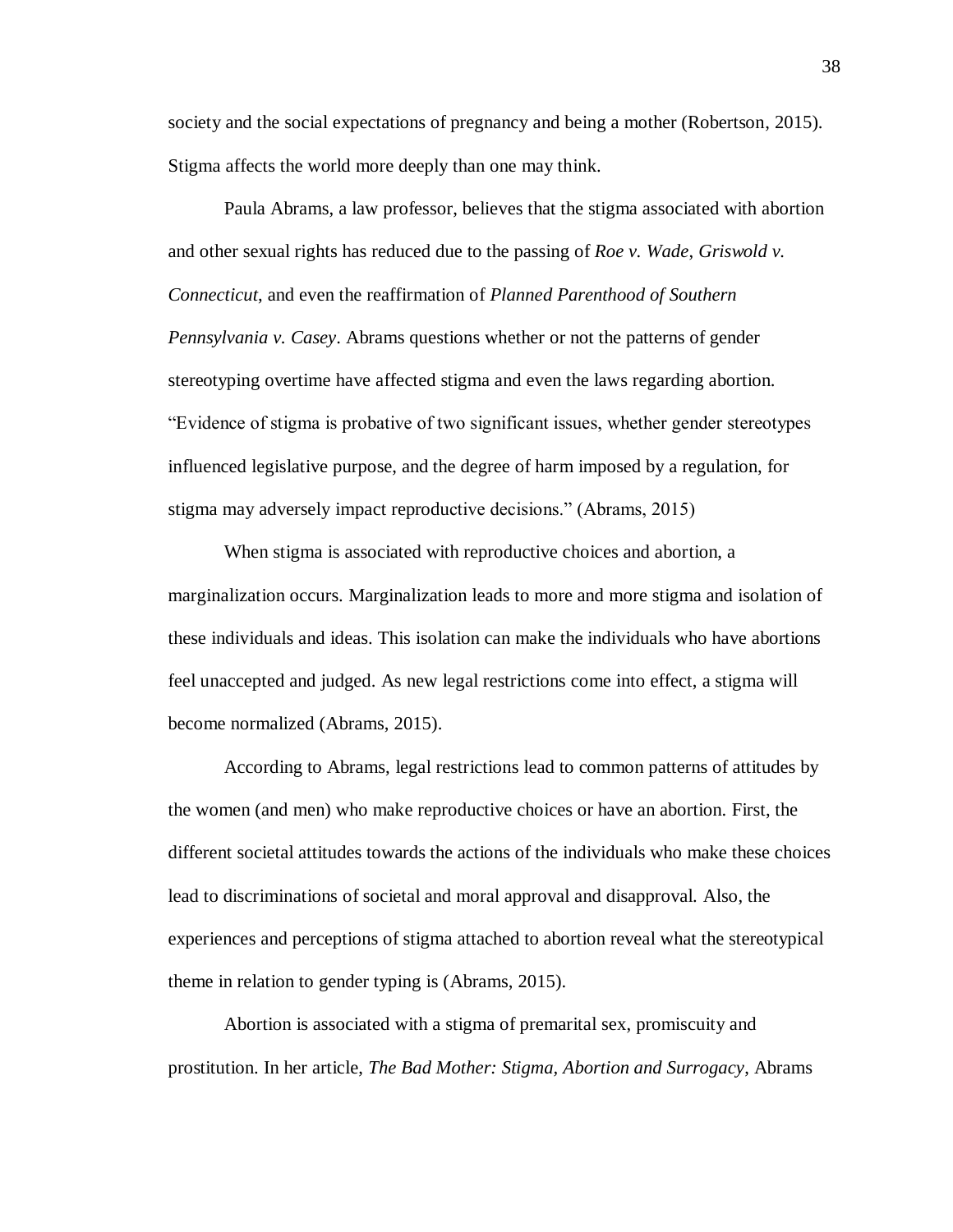society and the social expectations of pregnancy and being a mother (Robertson, 2015). Stigma affects the world more deeply than one may think.

Paula Abrams, a law professor, believes that the stigma associated with abortion and other sexual rights has reduced due to the passing of *Roe v. Wade*, *Griswold v. Connecticut*, and even the reaffirmation of *Planned Parenthood of Southern Pennsylvania v. Casey*. Abrams questions whether or not the patterns of gender stereotyping overtime have affected stigma and even the laws regarding abortion. "Evidence of stigma is probative of two significant issues, whether gender stereotypes influenced legislative purpose, and the degree of harm imposed by a regulation, for stigma may adversely impact reproductive decisions." (Abrams, 2015)

When stigma is associated with reproductive choices and abortion, a marginalization occurs. Marginalization leads to more and more stigma and isolation of these individuals and ideas. This isolation can make the individuals who have abortions feel unaccepted and judged. As new legal restrictions come into effect, a stigma will become normalized (Abrams, 2015).

According to Abrams, legal restrictions lead to common patterns of attitudes by the women (and men) who make reproductive choices or have an abortion. First, the different societal attitudes towards the actions of the individuals who make these choices lead to discriminations of societal and moral approval and disapproval. Also, the experiences and perceptions of stigma attached to abortion reveal what the stereotypical theme in relation to gender typing is (Abrams, 2015).

Abortion is associated with a stigma of premarital sex, promiscuity and prostitution. In her article, *The Bad Mother: Stigma, Abortion and Surrogacy*, Abrams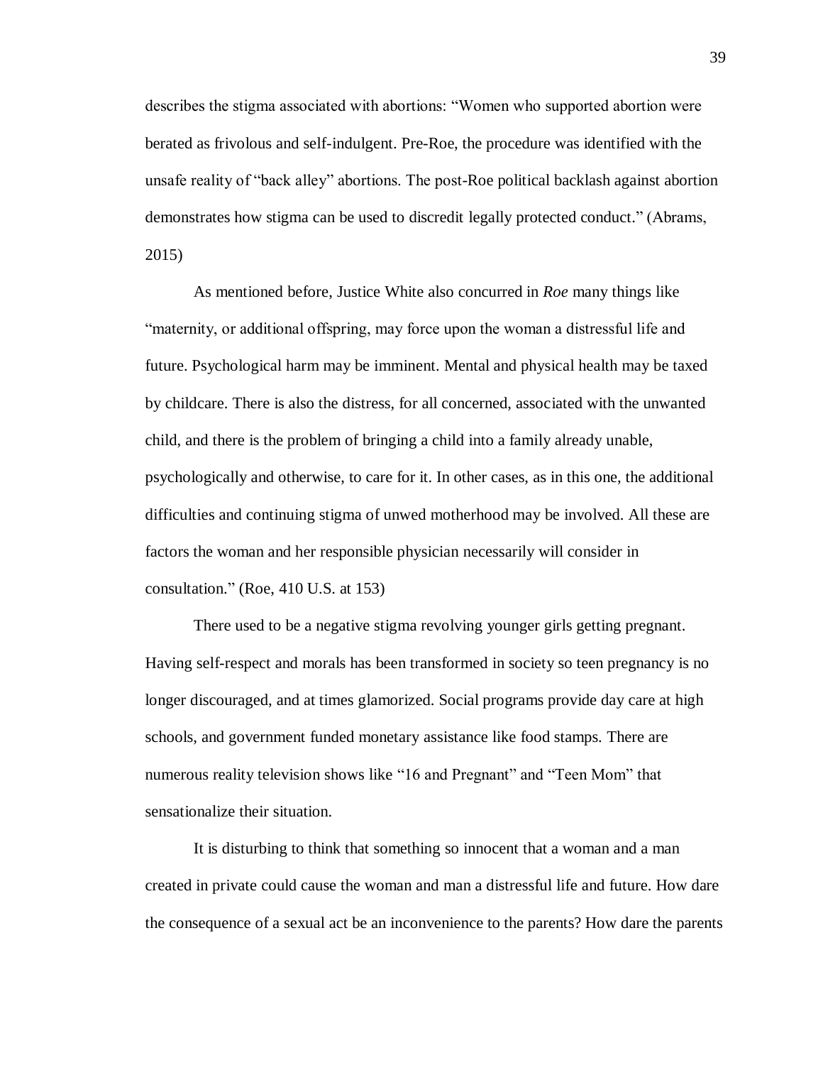describes the stigma associated with abortions: "Women who supported abortion were berated as frivolous and self-indulgent. Pre-Roe, the procedure was identified with the unsafe reality of "back alley" abortions. The post-Roe political backlash against abortion demonstrates how stigma can be used to discredit legally protected conduct." (Abrams, 2015)

As mentioned before, Justice White also concurred in *Roe* many things like "maternity, or additional offspring, may force upon the woman a distressful life and future. Psychological harm may be imminent. Mental and physical health may be taxed by childcare. There is also the distress, for all concerned, associated with the unwanted child, and there is the problem of bringing a child into a family already unable, psychologically and otherwise, to care for it. In other cases, as in this one, the additional difficulties and continuing stigma of unwed motherhood may be involved. All these are factors the woman and her responsible physician necessarily will consider in consultation." (Roe, 410 U.S. at 153)

There used to be a negative stigma revolving younger girls getting pregnant. Having self-respect and morals has been transformed in society so teen pregnancy is no longer discouraged, and at times glamorized. Social programs provide day care at high schools, and government funded monetary assistance like food stamps. There are numerous reality television shows like "16 and Pregnant" and "Teen Mom" that sensationalize their situation.

It is disturbing to think that something so innocent that a woman and a man created in private could cause the woman and man a distressful life and future. How dare the consequence of a sexual act be an inconvenience to the parents? How dare the parents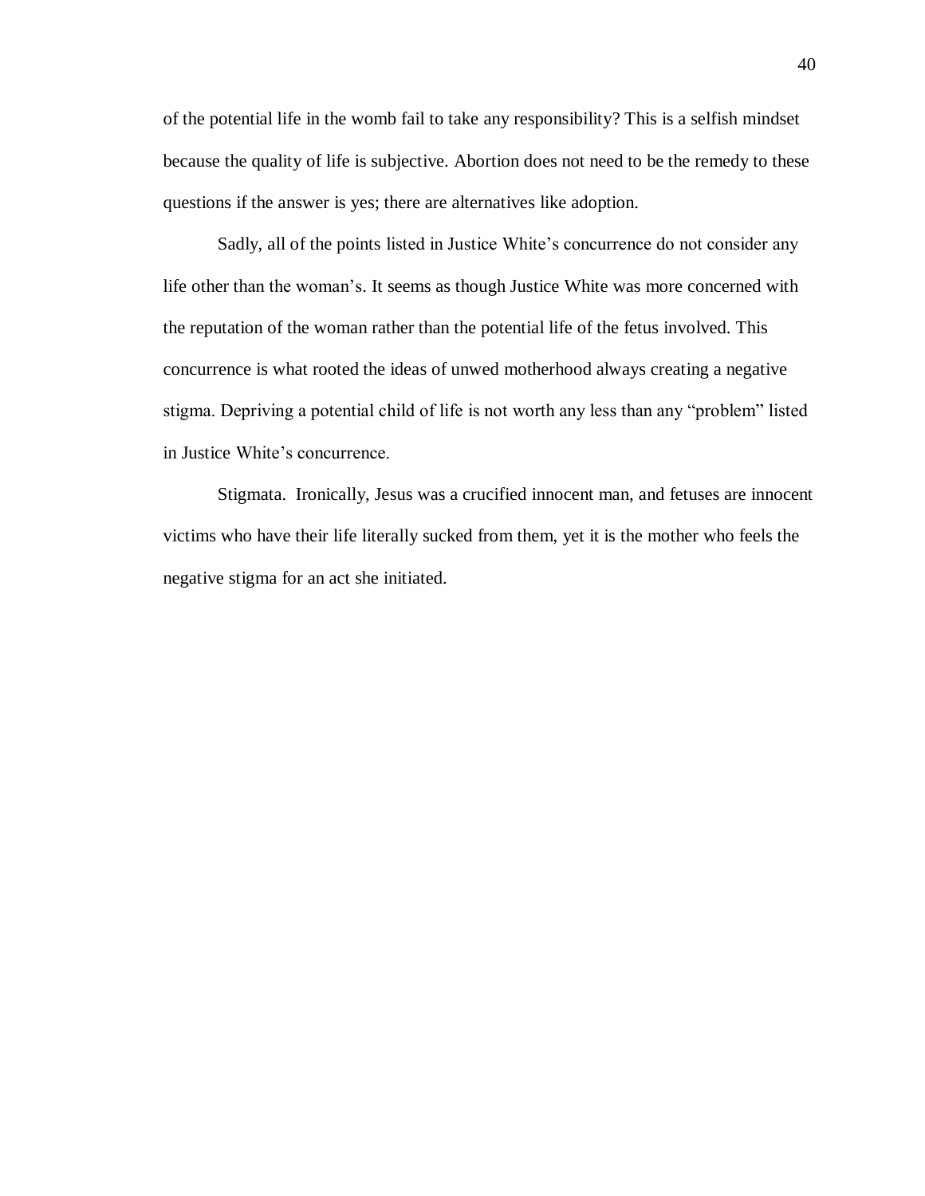of the potential life in the womb fail to take any responsibility? This is a selfish mindset because the quality of life is subjective. Abortion does not need to be the remedy to these questions if the answer is yes; there are alternatives like adoption.

Sadly, all of the points listed in Justice White's concurrence do not consider any life other than the woman's. It seems as though Justice White was more concerned with the reputation of the woman rather than the potential life of the fetus involved. This concurrence is what rooted the ideas of unwed motherhood always creating a negative stigma. Depriving a potential child of life is not worth any less than any "problem" listed in Justice White's concurrence.

Stigmata. Ironically, Jesus was a crucified innocent man, and fetuses are innocent victims who have their life literally sucked from them, yet it is the mother who feels the negative stigma for an act she initiated.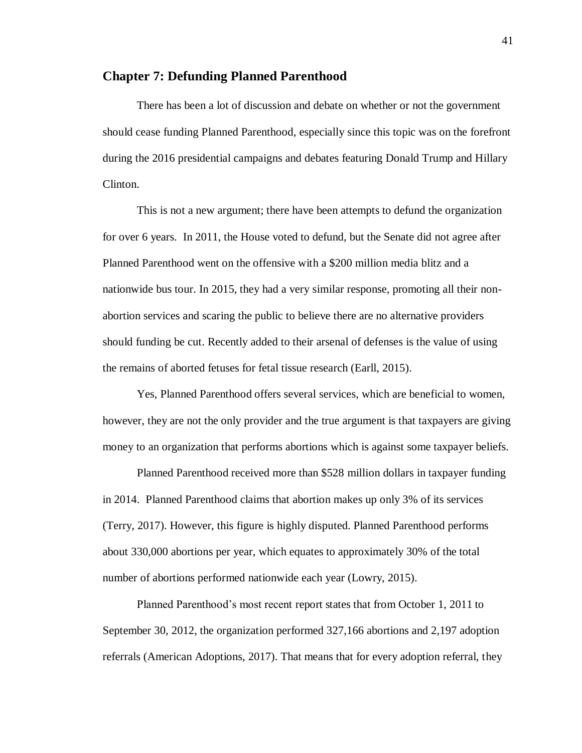## Chapter 7: Defunding Planned Parenthood

There has been a lot of discussion and debate on whether or not the government should cease funding Planned Parenthood, especially since this topic was on the forefront during the 2016 presidential campaigns and debates featuring Donald Trump and Hillary Clinton.

This is not a new argument; there have been attempts to defund the organization for over 6 years. In 2011, the House voted to defund, but the Senate did not agree after Planned Parenthood went on the offensive with a $200 million media blitz and a nationwide bus tour. In 2015, they had a very similar response, promoting all their non-abortion services and scaring the public to believe there are no alternative providers should funding be cut. Recently added to their arsenal of defenses is the value of using the remains of aborted fetuses for fetal tissue research (Earll, 2015).

Yes, Planned Parenthood offers several services, which are beneficial to women, however, they are not the only provider and the true argument is that taxpayers are giving money to an organization that performs abortions which is against some taxpayer beliefs.

Planned Parenthood received more than $528 million dollars in taxpayer funding in 2014. Planned Parenthood claims that abortion makes up only 3% of its services (Terry, 2017). However, this figure is highly disputed. Planned Parenthood performs about 330,000 abortions per year, which equates to approximately 30% of the total number of abortions performed nationwide each year (Lowry, 2015).

Planned Parenthood's most recent report states that from October 1, 2011 to September 30, 2012, the organization performed 327,166 abortions and 2,197 adoption referrals (American Adoptions, 2017). That means that for every adoption referral, they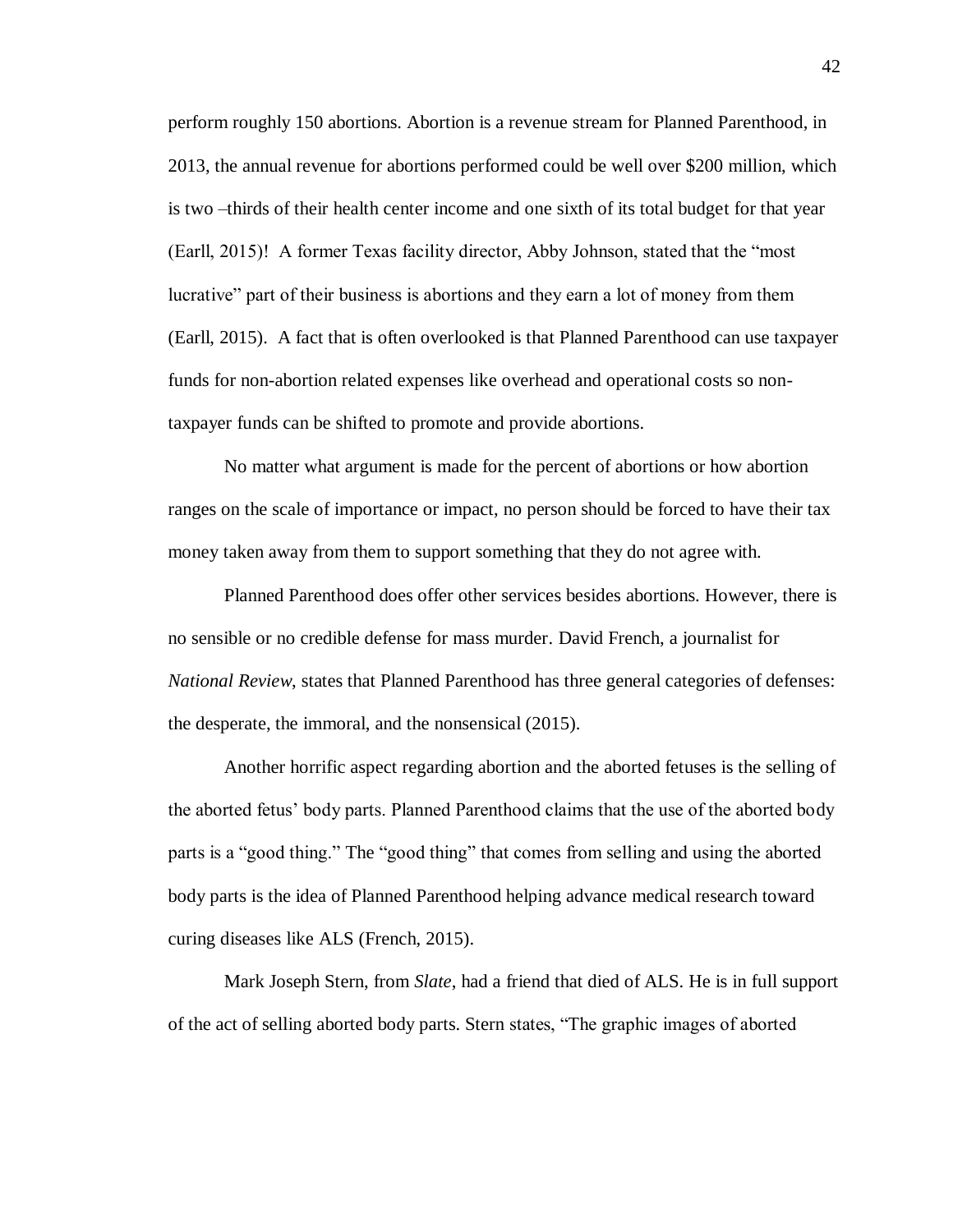perform roughly 150 abortions. Abortion is a revenue stream for Planned Parenthood, in 2013, the annual revenue for abortions performed could be well over $200 million, which is two –thirds of their health center income and one sixth of its total budget for that year (Earll, 2015)! A former Texas facility director, Abby Johnson, stated that the "most lucrative" part of their business is abortions and they earn a lot of money from them (Earll, 2015). A fact that is often overlooked is that Planned Parenthood can use taxpayer funds for non-abortion related expenses like overhead and operational costs so non-taxpayer funds can be shifted to promote and provide abortions.

No matter what argument is made for the percent of abortions or how abortion ranges on the scale of importance or impact, no person should be forced to have their tax money taken away from them to support something that they do not agree with.

Planned Parenthood does offer other services besides abortions. However, there is no sensible or no credible defense for mass murder. David French, a journalist for *National Review*, states that Planned Parenthood has three general categories of defenses: the desperate, the immoral, and the nonsensical (2015).

Another horrific aspect regarding abortion and the aborted fetuses is the selling of the aborted fetus' body parts. Planned Parenthood claims that the use of the aborted body parts is a "good thing." The "good thing" that comes from selling and using the aborted body parts is the idea of Planned Parenthood helping advance medical research toward curing diseases like ALS (French, 2015).

Mark Joseph Stern, from *Slate*, had a friend that died of ALS. He is in full support of the act of selling aborted body parts. Stern states, "The graphic images of aborted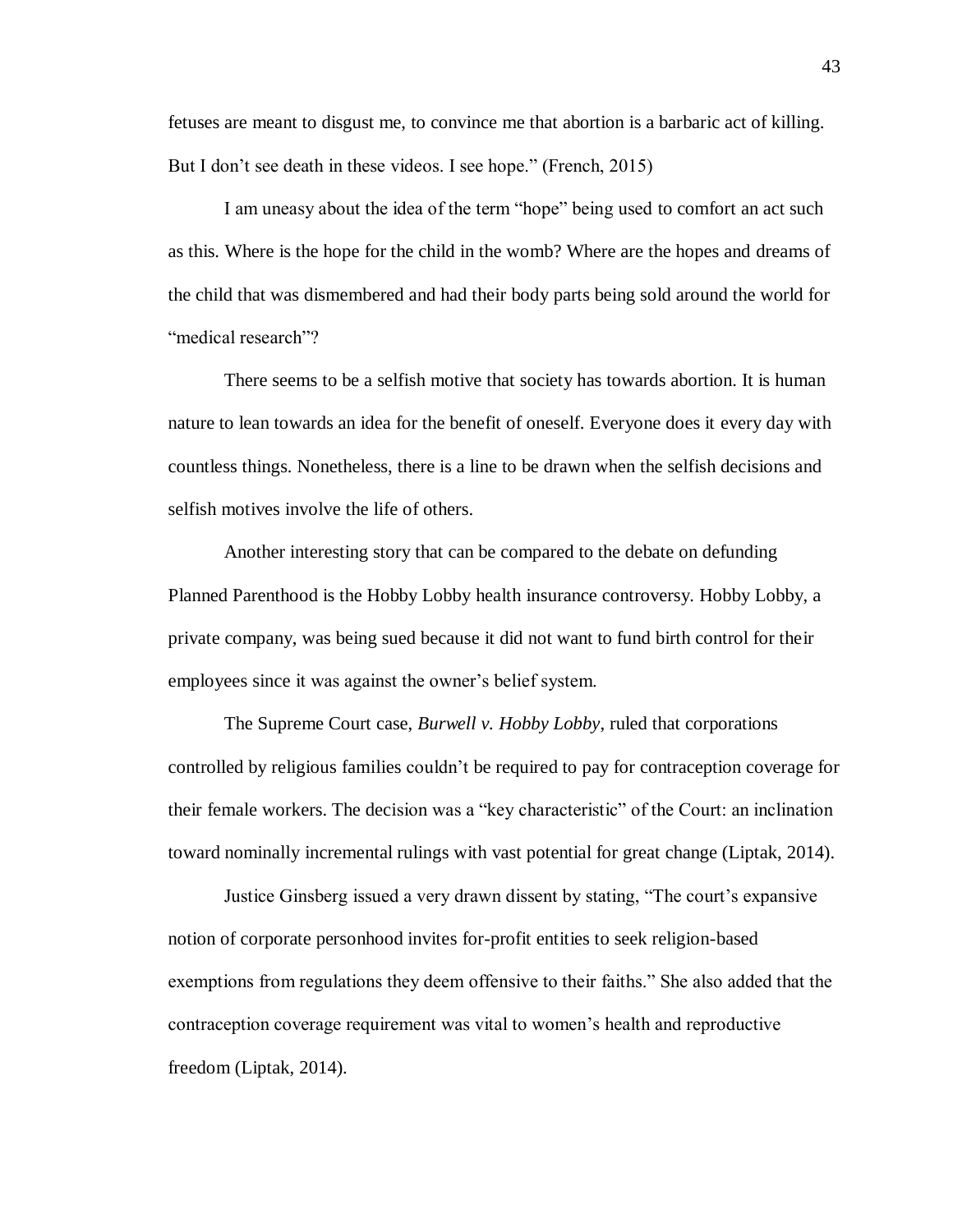fetuses are meant to disgust me, to convince me that abortion is a barbaric act of killing. But I don't see death in these videos. I see hope." (French, 2015)

I am uneasy about the idea of the term "hope" being used to comfort an act such as this. Where is the hope for the child in the womb? Where are the hopes and dreams of the child that was dismembered and had their body parts being sold around the world for "medical research"?

There seems to be a selfish motive that society has towards abortion. It is human nature to lean towards an idea for the benefit of oneself. Everyone does it every day with countless things. Nonetheless, there is a line to be drawn when the selfish decisions and selfish motives involve the life of others.

Another interesting story that can be compared to the debate on defunding Planned Parenthood is the Hobby Lobby health insurance controversy. Hobby Lobby, a private company, was being sued because it did not want to fund birth control for their employees since it was against the owner's belief system.

The Supreme Court case, *Burwell v. Hobby Lobby*, ruled that corporations controlled by religious families couldn't be required to pay for contraception coverage for their female workers. The decision was a "key characteristic" of the Court: an inclination toward nominally incremental rulings with vast potential for great change (Liptak, 2014).

Justice Ginsberg issued a very drawn dissent by stating, "The court's expansive notion of corporate personhood invites for-profit entities to seek religion-based exemptions from regulations they deem offensive to their faiths." She also added that the contraception coverage requirement was vital to women's health and reproductive freedom (Liptak, 2014).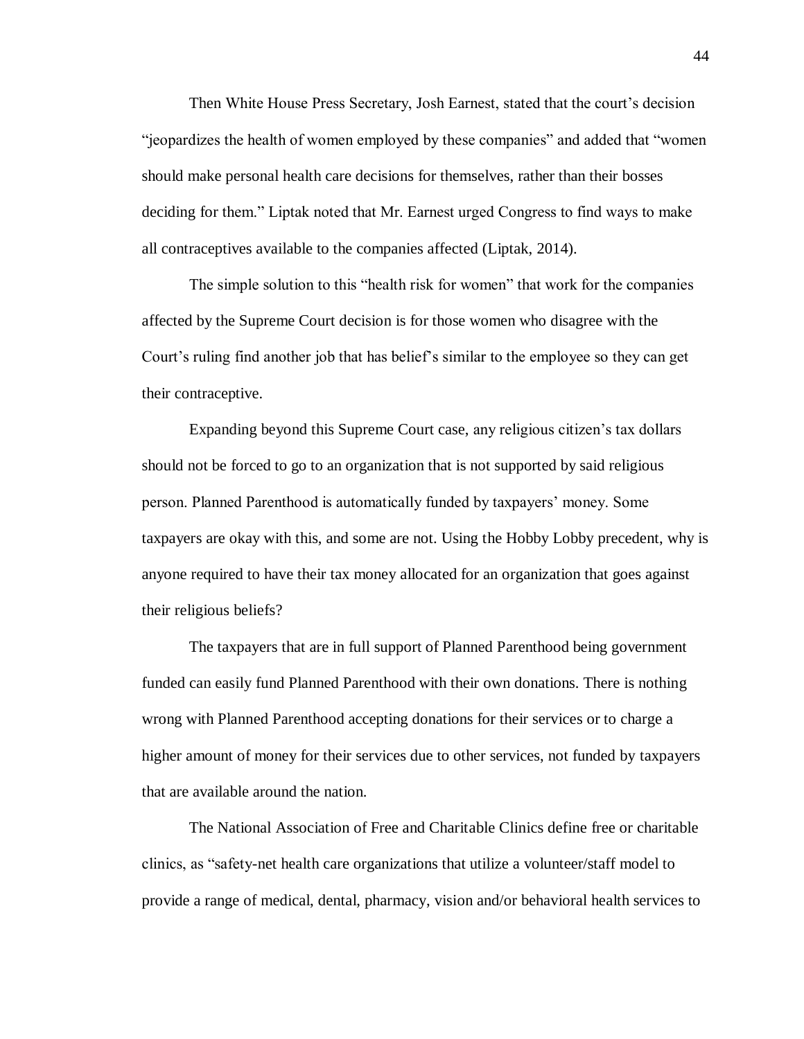Then White House Press Secretary, Josh Earnest, stated that the court's decision "jeopardizes the health of women employed by these companies" and added that "women should make personal health care decisions for themselves, rather than their bosses deciding for them." Liptak noted that Mr. Earnest urged Congress to find ways to make all contraceptives available to the companies affected (Liptak, 2014).

The simple solution to this "health risk for women" that work for the companies affected by the Supreme Court decision is for those women who disagree with the Court's ruling find another job that has belief's similar to the employee so they can get their contraceptive.

Expanding beyond this Supreme Court case, any religious citizen's tax dollars should not be forced to go to an organization that is not supported by said religious person. Planned Parenthood is automatically funded by taxpayers' money. Some taxpayers are okay with this, and some are not. Using the Hobby Lobby precedent, why is anyone required to have their tax money allocated for an organization that goes against their religious beliefs?

The taxpayers that are in full support of Planned Parenthood being government funded can easily fund Planned Parenthood with their own donations. There is nothing wrong with Planned Parenthood accepting donations for their services or to charge a higher amount of money for their services due to other services, not funded by taxpayers that are available around the nation.

The National Association of Free and Charitable Clinics define free or charitable clinics, as "safety-net health care organizations that utilize a volunteer/staff model to provide a range of medical, dental, pharmacy, vision and/or behavioral health services to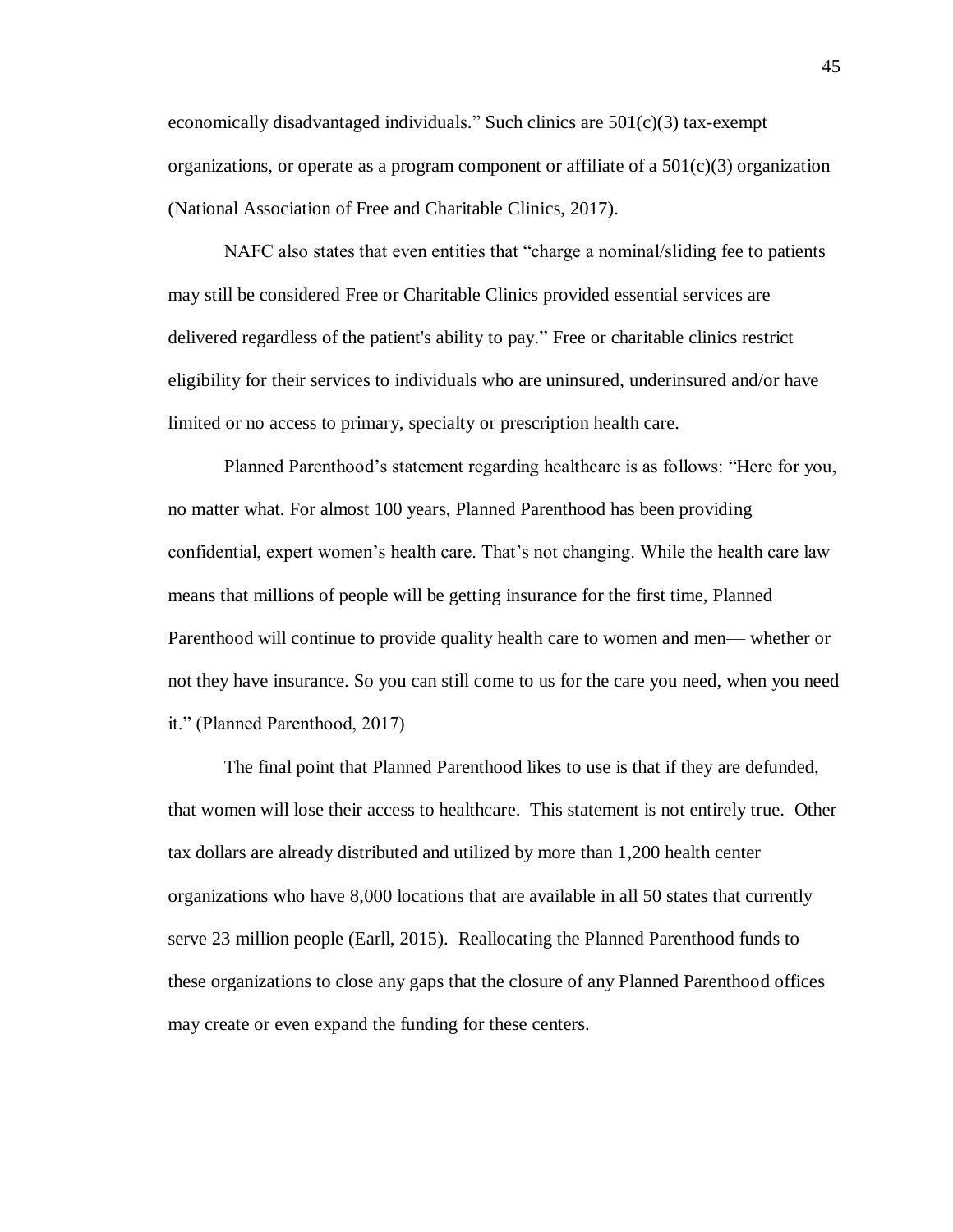economically disadvantaged individuals." Such clinics are 501(c)(3) tax-exempt organizations, or operate as a program component or affiliate of a 501(c)(3) organization (National Association of Free and Charitable Clinics, 2017).

NAFC also states that even entities that "charge a nominal/sliding fee to patients may still be considered Free or Charitable Clinics provided essential services are delivered regardless of the patient's ability to pay." Free or charitable clinics restrict eligibility for their services to individuals who are uninsured, underinsured and/or have limited or no access to primary, specialty or prescription health care.

Planned Parenthood's statement regarding healthcare is as follows: "Here for you, no matter what. For almost 100 years, Planned Parenthood has been providing confidential, expert women's health care. That's not changing. While the health care law means that millions of people will be getting insurance for the first time, Planned Parenthood will continue to provide quality health care to women and men— whether or not they have insurance. So you can still come to us for the care you need, when you need it." (Planned Parenthood, 2017)

The final point that Planned Parenthood likes to use is that if they are defunded, that women will lose their access to healthcare. This statement is not entirely true. Other tax dollars are already distributed and utilized by more than 1,200 health center organizations who have 8,000 locations that are available in all 50 states that currently serve 23 million people (Earll, 2015). Reallocating the Planned Parenthood funds to these organizations to close any gaps that the closure of any Planned Parenthood offices may create or even expand the funding for these centers.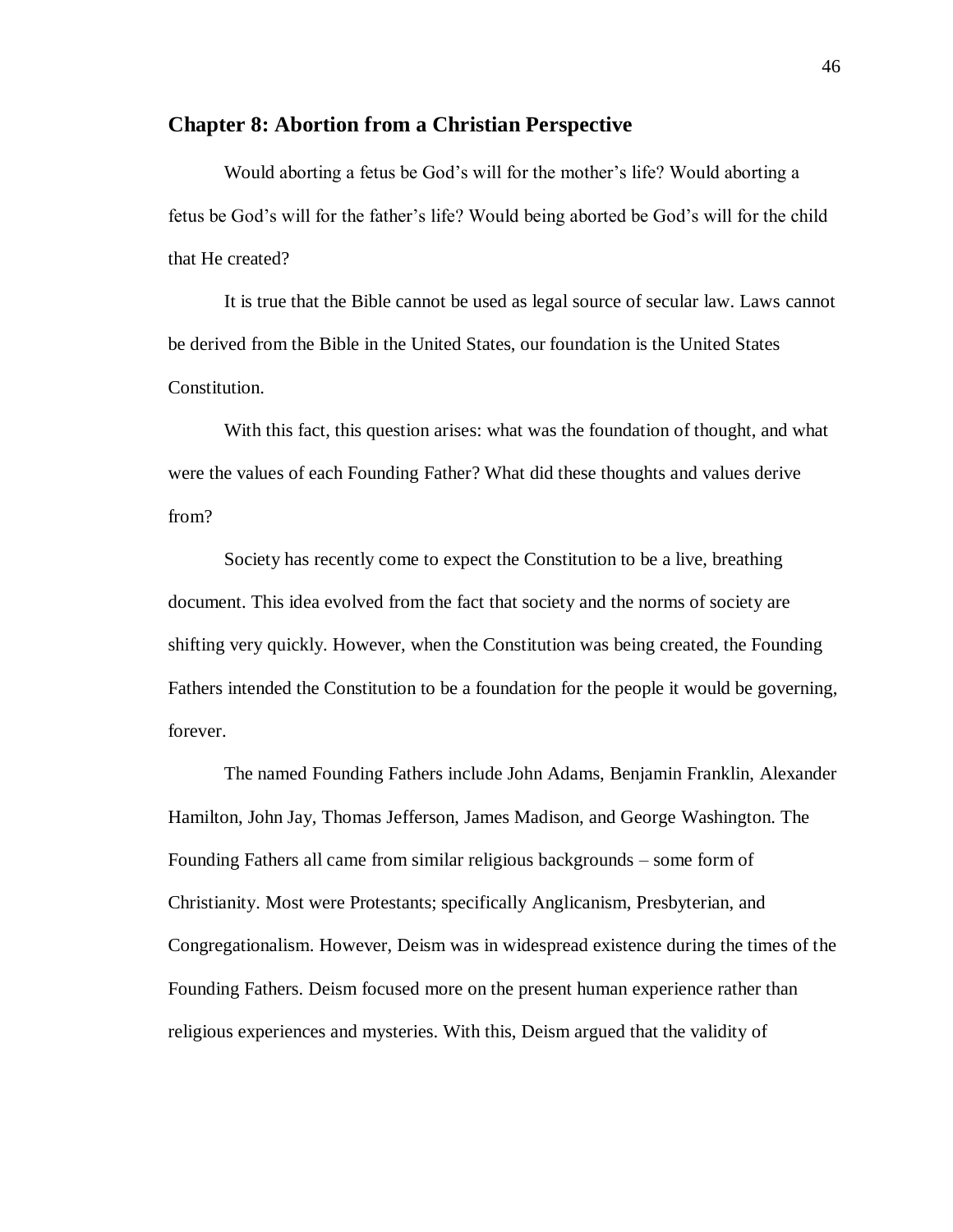## Chapter 8: Abortion from a Christian Perspective

Would aborting a fetus be God's will for the mother's life? Would aborting a fetus be God's will for the father's life? Would being aborted be God's will for the child that He created?

It is true that the Bible cannot be used as legal source of secular law. Laws cannot be derived from the Bible in the United States, our foundation is the United States Constitution.

With this fact, this question arises: what was the foundation of thought, and what were the values of each Founding Father? What did these thoughts and values derive from?

Society has recently come to expect the Constitution to be a live, breathing document. This idea evolved from the fact that society and the norms of society are shifting very quickly. However, when the Constitution was being created, the Founding Fathers intended the Constitution to be a foundation for the people it would be governing, forever.

The named Founding Fathers include John Adams, Benjamin Franklin, Alexander Hamilton, John Jay, Thomas Jefferson, James Madison, and George Washington. The Founding Fathers all came from similar religious backgrounds – some form of Christianity. Most were Protestants; specifically Anglicanism, Presbyterian, and Congregationalism. However, Deism was in widespread existence during the times of the Founding Fathers. Deism focused more on the present human experience rather than religious experiences and mysteries. With this, Deism argued that the validity of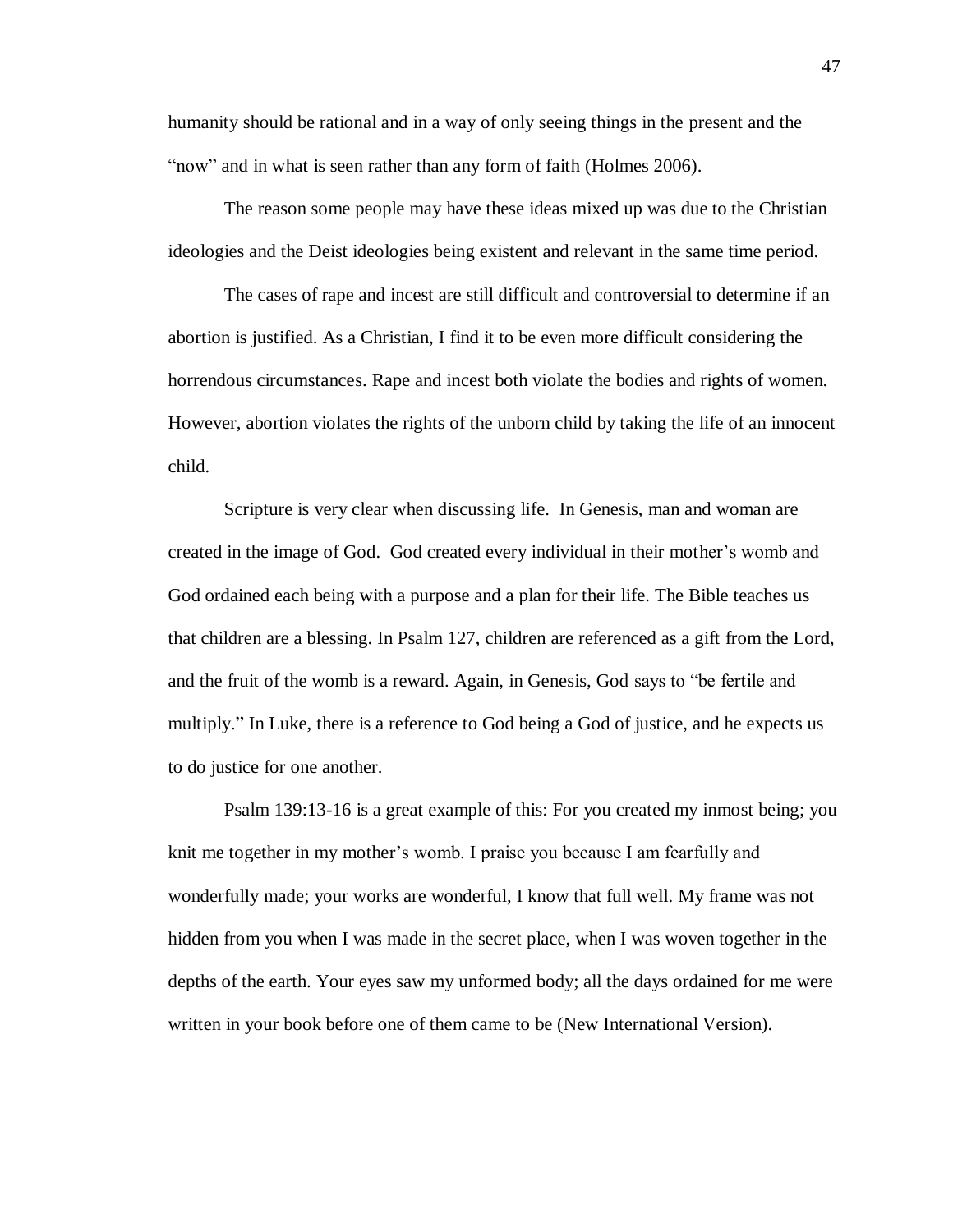humanity should be rational and in a way of only seeing things in the present and the "now" and in what is seen rather than any form of faith (Holmes 2006).

The reason some people may have these ideas mixed up was due to the Christian ideologies and the Deist ideologies being existent and relevant in the same time period.

The cases of rape and incest are still difficult and controversial to determine if an abortion is justified. As a Christian, I find it to be even more difficult considering the horrendous circumstances. Rape and incest both violate the bodies and rights of women. However, abortion violates the rights of the unborn child by taking the life of an innocent child.

Scripture is very clear when discussing life. In Genesis, man and woman are created in the image of God. God created every individual in their mother's womb and God ordained each being with a purpose and a plan for their life. The Bible teaches us that children are a blessing. In Psalm 127, children are referenced as a gift from the Lord, and the fruit of the womb is a reward. Again, in Genesis, God says to "be fertile and multiply." In Luke, there is a reference to God being a God of justice, and he expects us to do justice for one another.

Psalm 139:13-16 is a great example of this: For you created my inmost being; you knit me together in my mother's womb. I praise you because I am fearfully and wonderfully made; your works are wonderful, I know that full well. My frame was not hidden from you when I was made in the secret place, when I was woven together in the depths of the earth. Your eyes saw my unformed body; all the days ordained for me were written in your book before one of them came to be (New International Version).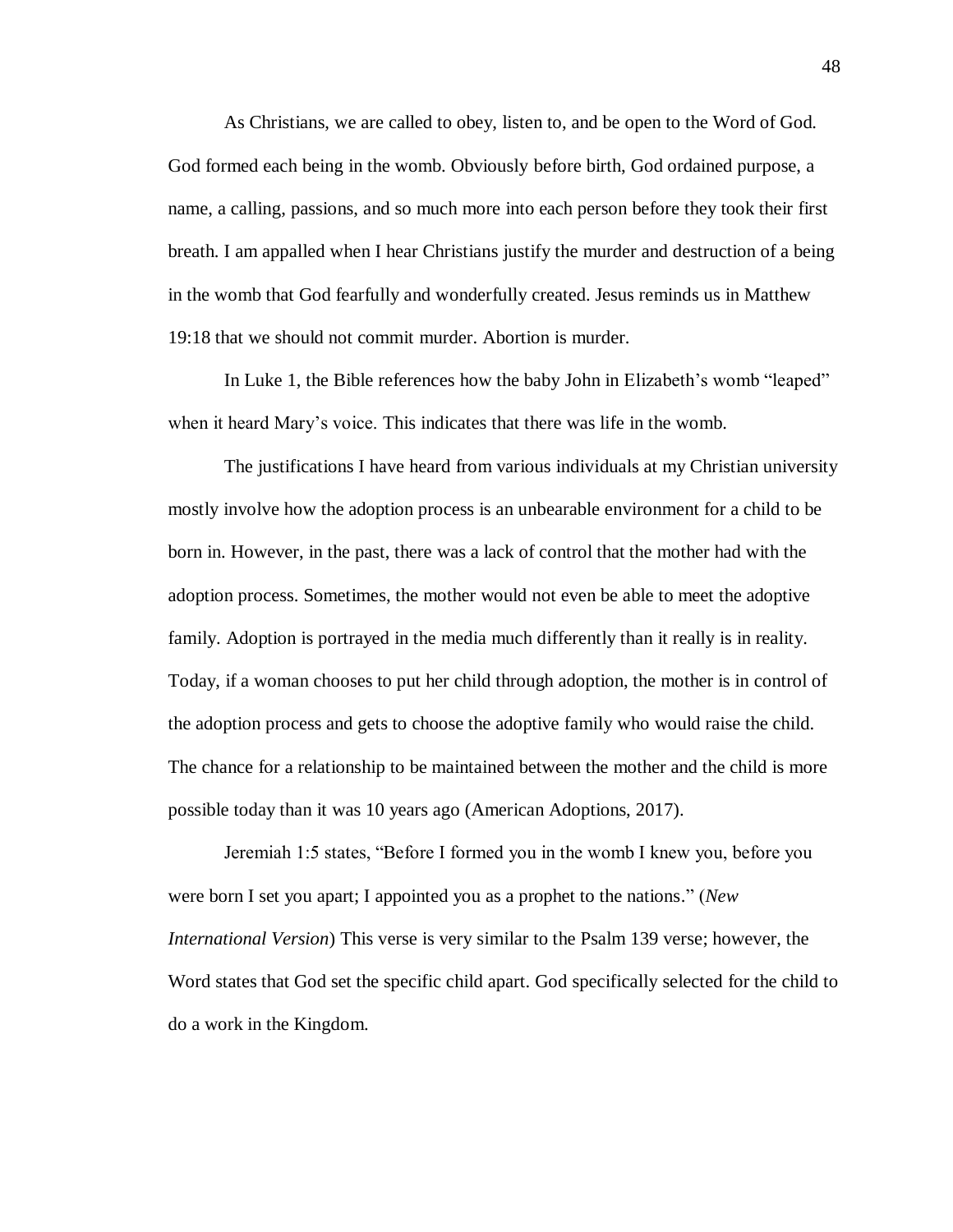As Christians, we are called to obey, listen to, and be open to the Word of God. God formed each being in the womb. Obviously before birth, God ordained purpose, a name, a calling, passions, and so much more into each person before they took their first breath. I am appalled when I hear Christians justify the murder and destruction of a being in the womb that God fearfully and wonderfully created. Jesus reminds us in Matthew 19:18 that we should not commit murder. Abortion is murder.

In Luke 1, the Bible references how the baby John in Elizabeth's womb "leaped" when it heard Mary's voice. This indicates that there was life in the womb.

The justifications I have heard from various individuals at my Christian university mostly involve how the adoption process is an unbearable environment for a child to be born in. However, in the past, there was a lack of control that the mother had with the adoption process. Sometimes, the mother would not even be able to meet the adoptive family. Adoption is portrayed in the media much differently than it really is in reality. Today, if a woman chooses to put her child through adoption, the mother is in control of the adoption process and gets to choose the adoptive family who would raise the child. The chance for a relationship to be maintained between the mother and the child is more possible today than it was 10 years ago (American Adoptions, 2017).

Jeremiah 1:5 states, "Before I formed you in the womb I knew you, before you were born I set you apart; I appointed you as a prophet to the nations." (*New International Version*) This verse is very similar to the Psalm 139 verse; however, the Word states that God set the specific child apart. God specifically selected for the child to do a work in the Kingdom.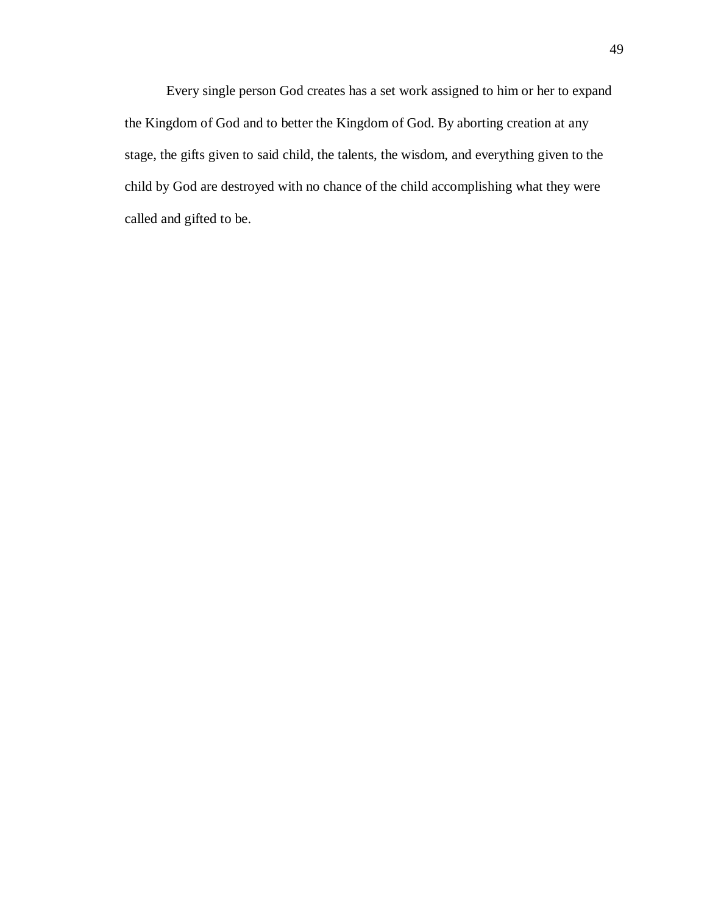Every single person God creates has a set work assigned to him or her to expand the Kingdom of God and to better the Kingdom of God. By aborting creation at any stage, the gifts given to said child, the talents, the wisdom, and everything given to the child by God are destroyed with no chance of the child accomplishing what they were called and gifted to be.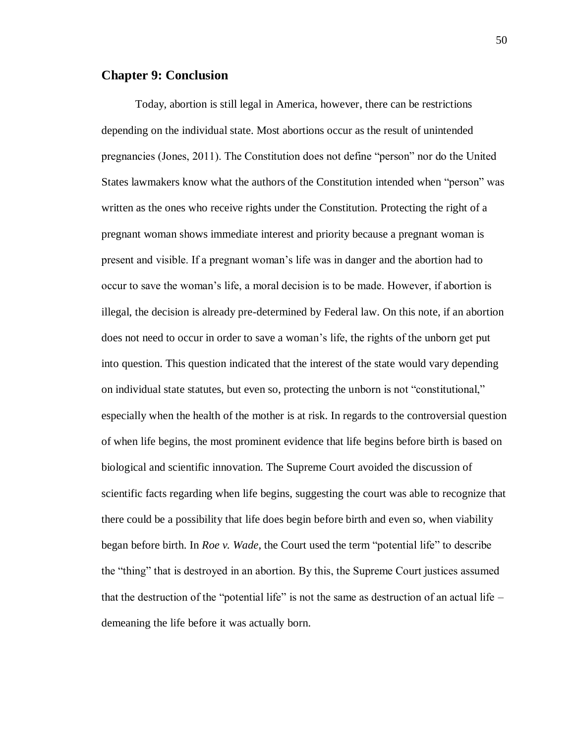## Chapter 9: Conclusion

Today, abortion is still legal in America, however, there can be restrictions depending on the individual state. Most abortions occur as the result of unintended pregnancies (Jones, 2011). The Constitution does not define "person" nor do the United States lawmakers know what the authors of the Constitution intended when "person" was written as the ones who receive rights under the Constitution. Protecting the right of a pregnant woman shows immediate interest and priority because a pregnant woman is present and visible. If a pregnant woman's life was in danger and the abortion had to occur to save the woman's life, a moral decision is to be made. However, if abortion is illegal, the decision is already pre-determined by Federal law. On this note, if an abortion does not need to occur in order to save a woman's life, the rights of the unborn get put into question. This question indicated that the interest of the state would vary depending on individual state statutes, but even so, protecting the unborn is not "constitutional," especially when the health of the mother is at risk. In regards to the controversial question of when life begins, the most prominent evidence that life begins before birth is based on biological and scientific innovation. The Supreme Court avoided the discussion of scientific facts regarding when life begins, suggesting the court was able to recognize that there could be a possibility that life does begin before birth and even so, when viability began before birth. In *Roe v. Wade*, the Court used the term "potential life" to describe the "thing" that is destroyed in an abortion. By this, the Supreme Court justices assumed that the destruction of the "potential life" is not the same as destruction of an actual life – demeaning the life before it was actually born.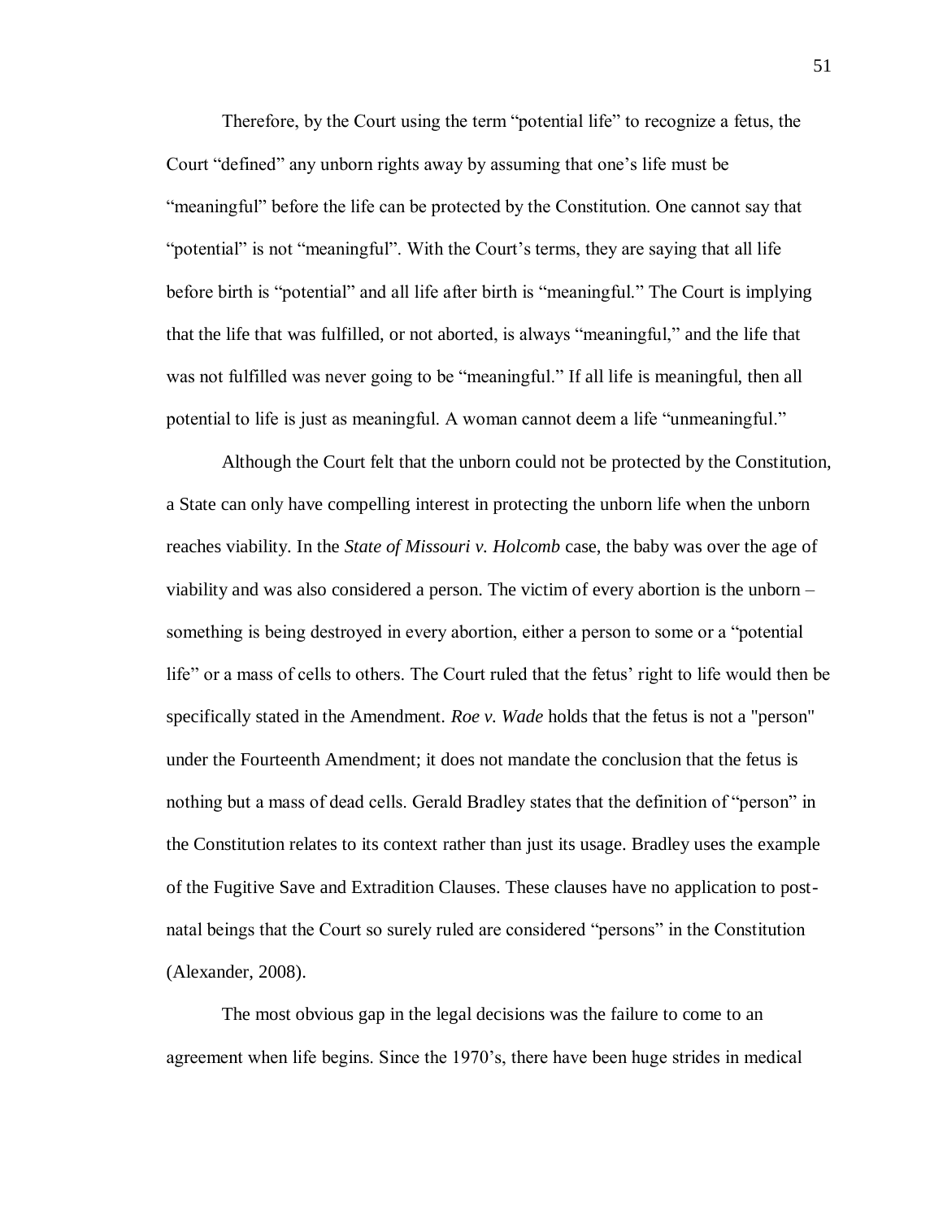Therefore, by the Court using the term "potential life" to recognize a fetus, the Court "defined" any unborn rights away by assuming that one's life must be "meaningful" before the life can be protected by the Constitution. One cannot say that "potential" is not "meaningful". With the Court's terms, they are saying that all life before birth is "potential" and all life after birth is "meaningful." The Court is implying that the life that was fulfilled, or not aborted, is always "meaningful," and the life that was not fulfilled was never going to be "meaningful." If all life is meaningful, then all potential to life is just as meaningful. A woman cannot deem a life "unmeaningful."

Although the Court felt that the unborn could not be protected by the Constitution, a State can only have compelling interest in protecting the unborn life when the unborn reaches viability. In the *State of Missouri v. Holcomb* case, the baby was over the age of viability and was also considered a person. The victim of every abortion is the unborn – something is being destroyed in every abortion, either a person to some or a "potential life" or a mass of cells to others. The Court ruled that the fetus' right to life would then be specifically stated in the Amendment. *Roe v. Wade* holds that the fetus is not a "person" under the Fourteenth Amendment; it does not mandate the conclusion that the fetus is nothing but a mass of dead cells. Gerald Bradley states that the definition of "person" in the Constitution relates to its context rather than just its usage. Bradley uses the example of the Fugitive Save and Extradition Clauses. These clauses have no application to post-natal beings that the Court so surely ruled are considered "persons" in the Constitution (Alexander, 2008).

The most obvious gap in the legal decisions was the failure to come to an agreement when life begins. Since the 1970's, there have been huge strides in medical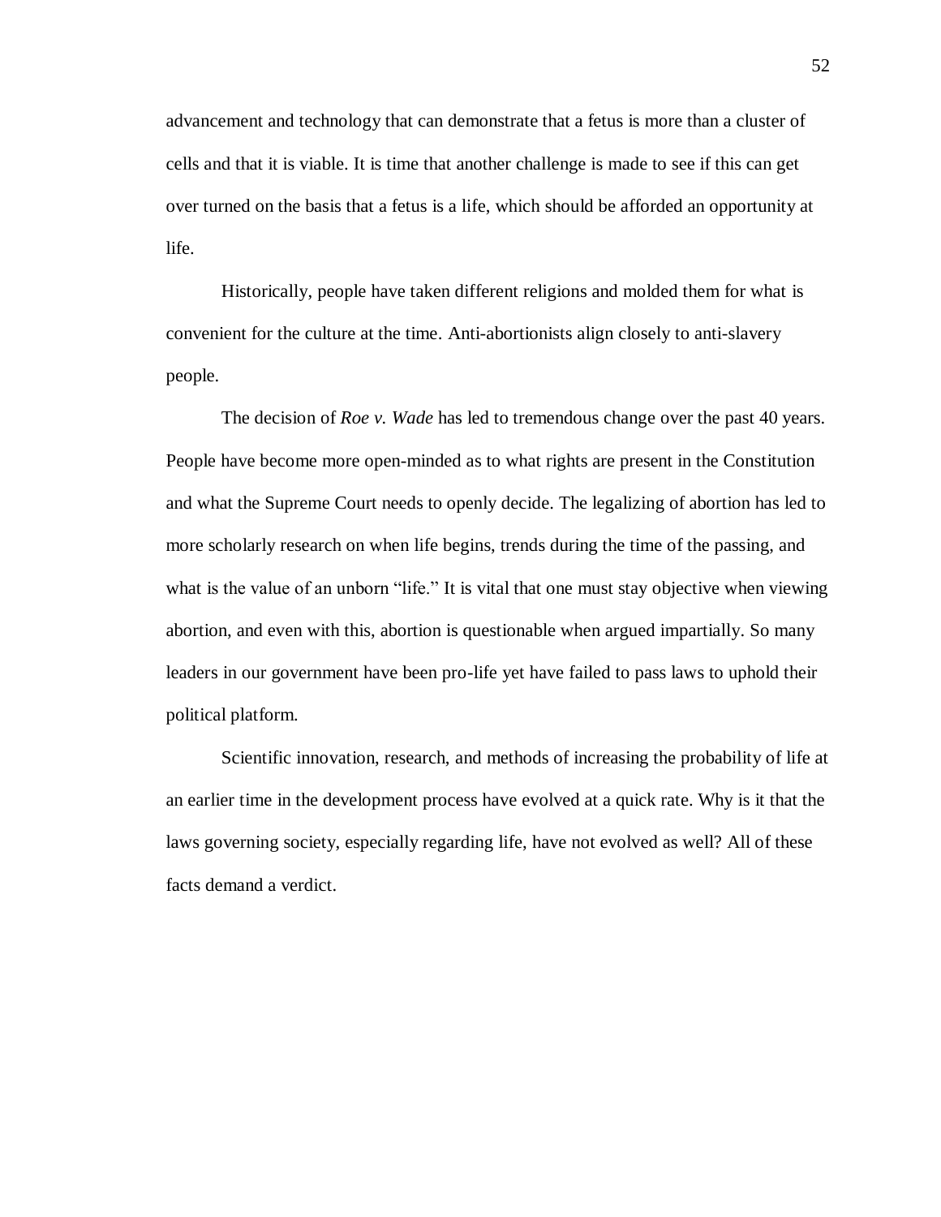advancement and technology that can demonstrate that a fetus is more than a cluster of cells and that it is viable. It is time that another challenge is made to see if this can get over turned on the basis that a fetus is a life, which should be afforded an opportunity at life.

Historically, people have taken different religions and molded them for what is convenient for the culture at the time. Anti-abortionists align closely to anti-slavery people.

The decision of *Roe v. Wade* has led to tremendous change over the past 40 years. People have become more open-minded as to what rights are present in the Constitution and what the Supreme Court needs to openly decide. The legalizing of abortion has led to more scholarly research on when life begins, trends during the time of the passing, and what is the value of an unborn "life." It is vital that one must stay objective when viewing abortion, and even with this, abortion is questionable when argued impartially. So many leaders in our government have been pro-life yet have failed to pass laws to uphold their political platform.

Scientific innovation, research, and methods of increasing the probability of life at an earlier time in the development process have evolved at a quick rate. Why is it that the laws governing society, especially regarding life, have not evolved as well? All of these facts demand a verdict.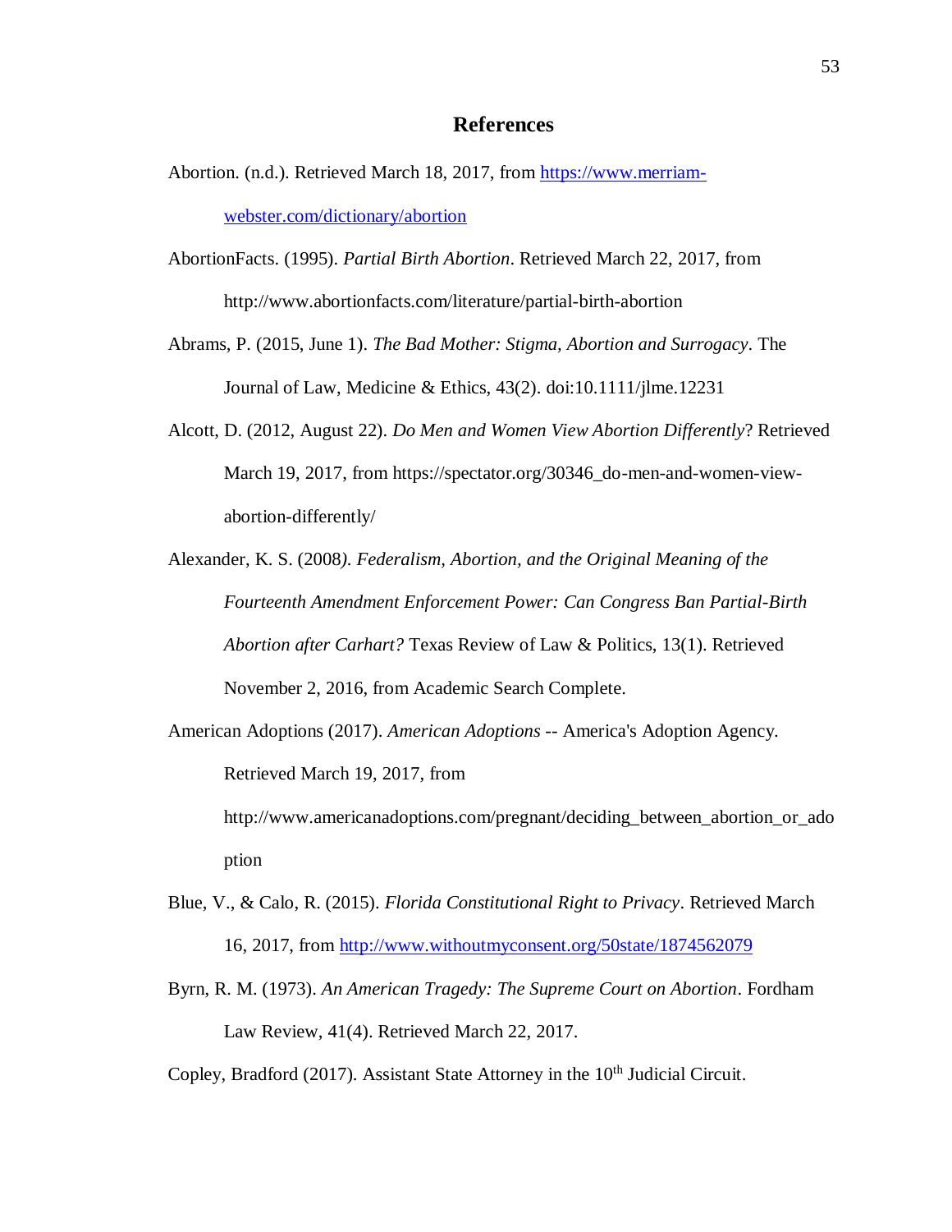# References

Abortion. (n.d.). Retrieved March 18, 2017, from https://www.merriam-webster.com/dictionary/abortion

AbortionFacts. (1995). *Partial Birth Abortion*. Retrieved March 22, 2017, from http://www.abortionfacts.com/literature/partial-birth-abortion

Abrams, P. (2015, June 1). *The Bad Mother: Stigma, Abortion and Surrogacy*. The Journal of Law, Medicine & Ethics, 43(2). doi:10.1111/jlme.12231

Alcott, D. (2012, August 22). *Do Men and Women View Abortion Differently*? Retrieved March 19, 2017, from https://spectator.org/30346_do-men-and-women-view-abortion-differently/

Alexander, K. S. (2008*). Federalism, Abortion, and the Original Meaning of the Fourteenth Amendment Enforcement Power: Can Congress Ban Partial-Birth Abortion after Carhart?* Texas Review of Law & Politics, 13(1). Retrieved November 2, 2016, from Academic Search Complete.

American Adoptions (2017). *American Adoptions* -- America's Adoption Agency. Retrieved March 19, 2017, from http://www.americanadoptions.com/pregnant/deciding_between_abortion_or_adoption

Blue, V., & Calo, R. (2015). *Florida Constitutional Right to Privacy*. Retrieved March 16, 2017, from http://www.withoutmyconsent.org/50state/1874562079

Byrn, R. M. (1973). *An American Tragedy: The Supreme Court on Abortion*. Fordham Law Review, 41(4). Retrieved March 22, 2017.

Copley, Bradford (2017). Assistant State Attorney in the 10th Judicial Circuit.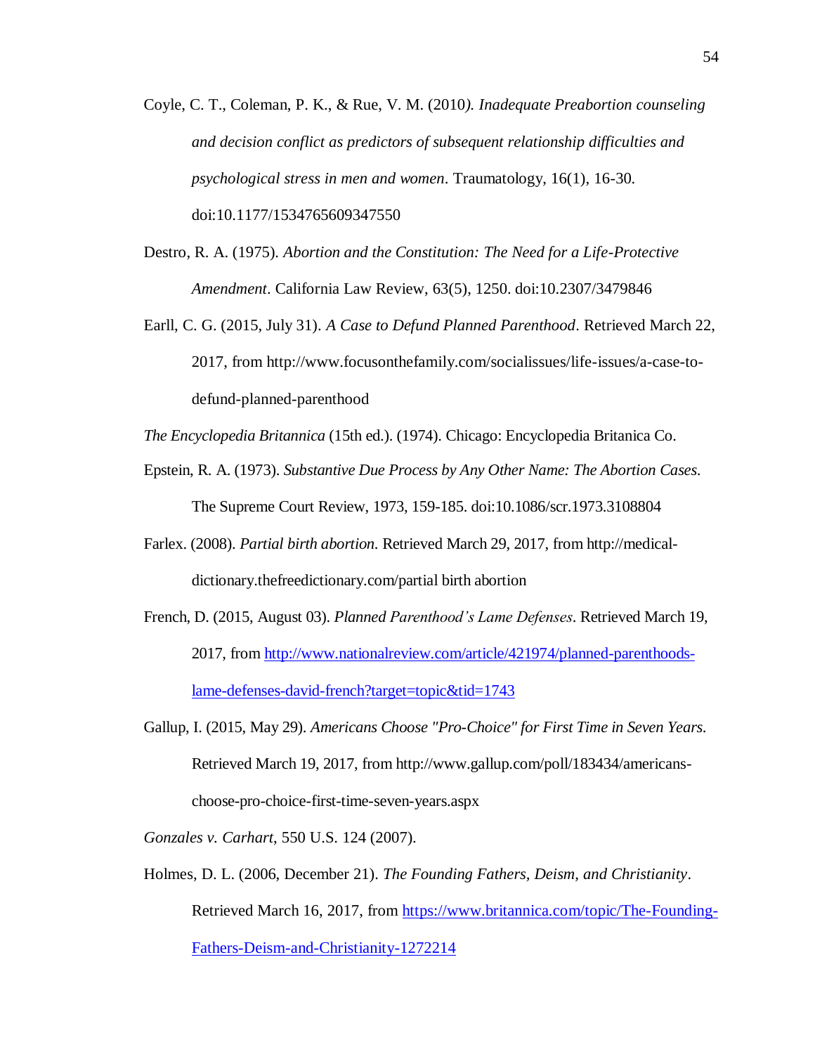Coyle, C. T., Coleman, P. K., & Rue, V. M. (2010*). Inadequate Preabortion counseling and decision conflict as predictors of subsequent relationship difficulties and psychological stress in men and women*. Traumatology, 16(1), 16-30. doi:10.1177/1534765609347550

Destro, R. A. (1975). *Abortion and the Constitution: The Need for a Life-Protective Amendment*. California Law Review, 63(5), 1250. doi:10.2307/3479846

Earll, C. G. (2015, July 31). *A Case to Defund Planned Parenthood*. Retrieved March 22, 2017, from http://www.focusonthefamily.com/socialissues/life-issues/a-case-to-defund-planned-parenthood

*The Encyclopedia Britannica* (15th ed.). (1974). Chicago: Encyclopedia Britanica Co.

Epstein, R. A. (1973). *Substantive Due Process by Any Other Name: The Abortion Cases*. The Supreme Court Review, 1973, 159-185. doi:10.1086/scr.1973.3108804

Farlex. (2008). *Partial birth abortion*. Retrieved March 29, 2017, from http://medical-dictionary.thefreedictionary.com/partial birth abortion

French, D. (2015, August 03). *Planned Parenthood's Lame Defenses*. Retrieved March 19, 2017, from http://www.nationalreview.com/article/421974/planned-parenthoods-lame-defenses-david-french?target=topic&tid=1743

Gallup, I. (2015, May 29). *Americans Choose "Pro-Choice" for First Time in Seven Years*. Retrieved March 19, 2017, from http://www.gallup.com/poll/183434/americans-choose-pro-choice-first-time-seven-years.aspx

*Gonzales v. Carhart*, 550 U.S. 124 (2007).

Holmes, D. L. (2006, December 21). *The Founding Fathers, Deism, and Christianity*. Retrieved March 16, 2017, from https://www.britannica.com/topic/The-Founding-Fathers-Deism-and-Christianity-1272214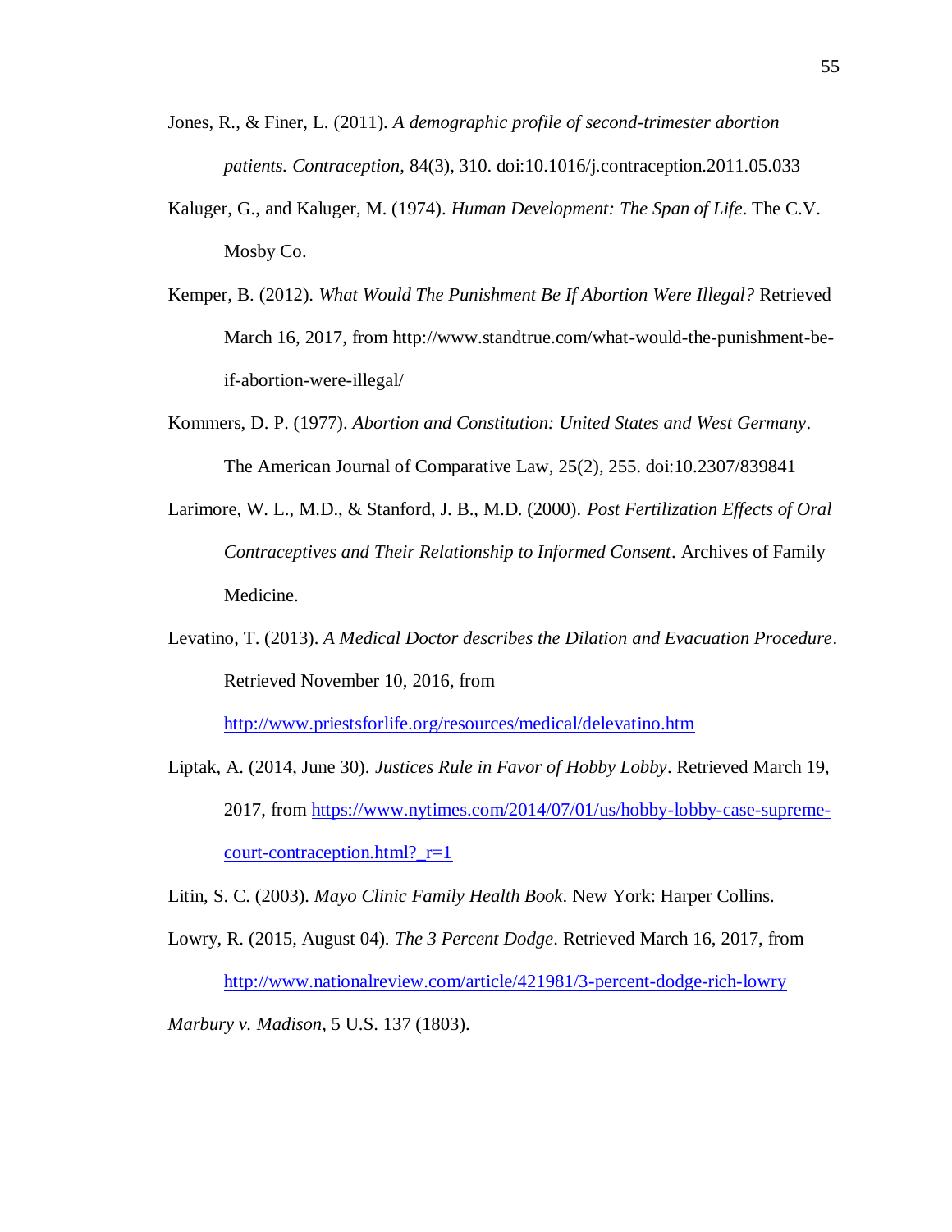Jones, R., & Finer, L. (2011). *A demographic profile of second-trimester abortion patients. Contraception*, 84(3), 310. doi:10.1016/j.contraception.2011.05.033

Kaluger, G., and Kaluger, M. (1974). *Human Development: The Span of Life*. The C.V. Mosby Co.

Kemper, B. (2012). *What Would The Punishment Be If Abortion Were Illegal?* Retrieved March 16, 2017, from http://www.standtrue.com/what-would-the-punishment-be-if-abortion-were-illegal/

Kommers, D. P. (1977). *Abortion and Constitution: United States and West Germany*. The American Journal of Comparative Law, 25(2), 255. doi:10.2307/839841

Larimore, W. L., M.D., & Stanford, J. B., M.D. (2000). *Post Fertilization Effects of Oral Contraceptives and Their Relationship to Informed Consent*. Archives of Family Medicine.

Levatino, T. (2013). *A Medical Doctor describes the Dilation and Evacuation Procedure*. Retrieved November 10, 2016, from http://www.priestsforlife.org/resources/medical/delevatino.htm

Liptak, A. (2014, June 30). *Justices Rule in Favor of Hobby Lobby*. Retrieved March 19, 2017, from https://www.nytimes.com/2014/07/01/us/hobby-lobby-case-supreme-court-contraception.html?_r=1

Litin, S. C. (2003). *Mayo Clinic Family Health Book*. New York: Harper Collins.

Lowry, R. (2015, August 04). *The 3 Percent Dodge*. Retrieved March 16, 2017, from http://www.nationalreview.com/article/421981/3-percent-dodge-rich-lowry

*Marbury v. Madison*, 5 U.S. 137 (1803).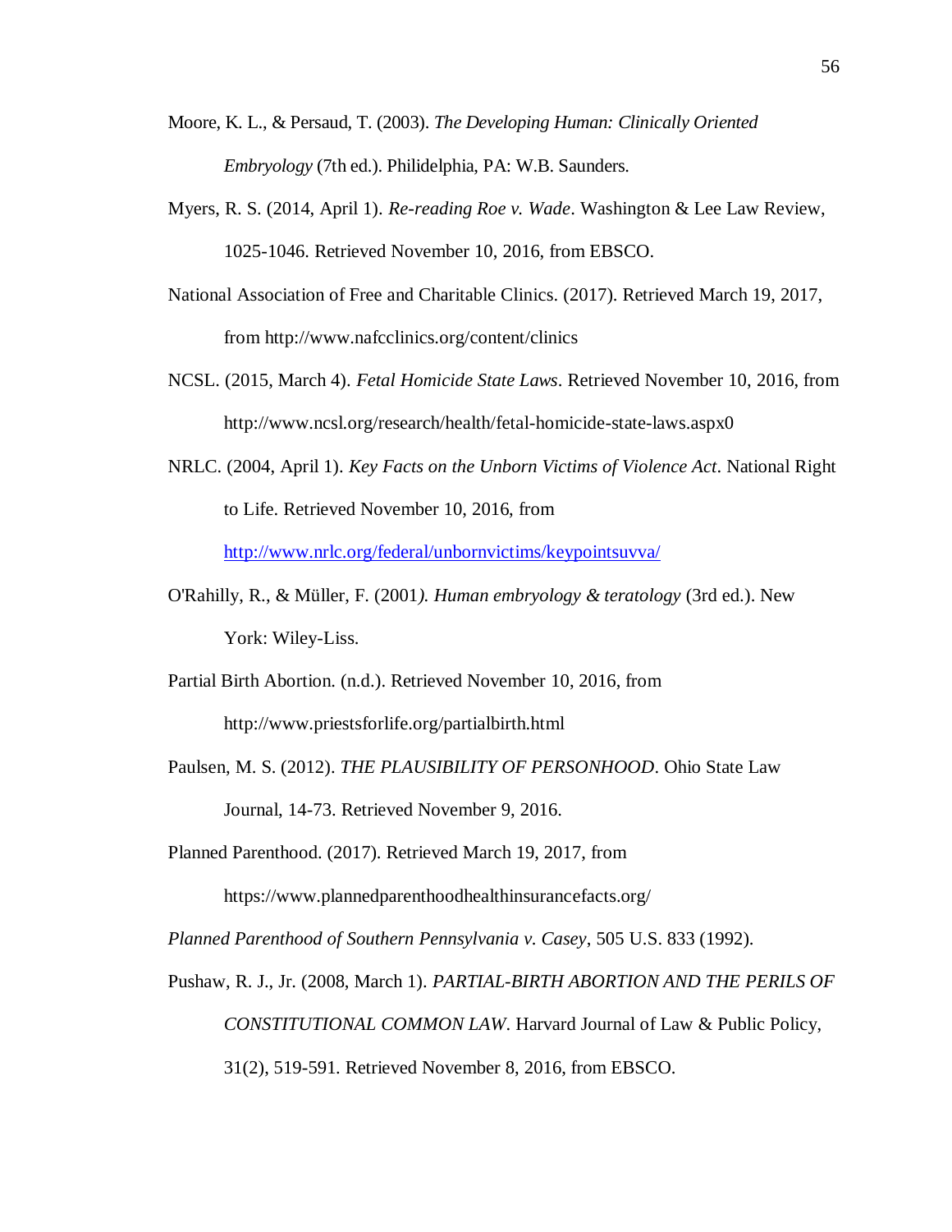Moore, K. L., & Persaud, T. (2003). *The Developing Human: Clinically Oriented Embryology* (7th ed.). Philidelphia, PA: W.B. Saunders.

Myers, R. S. (2014, April 1). *Re-reading Roe v. Wade*. Washington & Lee Law Review, 1025-1046. Retrieved November 10, 2016, from EBSCO.

National Association of Free and Charitable Clinics. (2017). Retrieved March 19, 2017, from http://www.nafcclinics.org/content/clinics

NCSL. (2015, March 4). *Fetal Homicide State Laws*. Retrieved November 10, 2016, from http://www.ncsl.org/research/health/fetal-homicide-state-laws.aspx0

NRLC. (2004, April 1). *Key Facts on the Unborn Victims of Violence Act*. National Right to Life. Retrieved November 10, 2016, from http://www.nrlc.org/federal/unbornvictims/keypointsuvva/

O'Rahilly, R., & Müller, F. (2001*). Human embryology & teratology* (3rd ed.). New York: Wiley-Liss.

Partial Birth Abortion. (n.d.). Retrieved November 10, 2016, from http://www.priestsforlife.org/partialbirth.html

Paulsen, M. S. (2012). *THE PLAUSIBILITY OF PERSONHOOD*. Ohio State Law Journal, 14-73. Retrieved November 9, 2016.

Planned Parenthood. (2017). Retrieved March 19, 2017, from https://www.plannedparenthoodhealthinsurancefacts.org/

*Planned Parenthood of Southern Pennsylvania v. Casey*, 505 U.S. 833 (1992).

Pushaw, R. J., Jr. (2008, March 1). *PARTIAL-BIRTH ABORTION AND THE PERILS OF CONSTITUTIONAL COMMON LAW*. Harvard Journal of Law & Public Policy, 31(2), 519-591. Retrieved November 8, 2016, from EBSCO.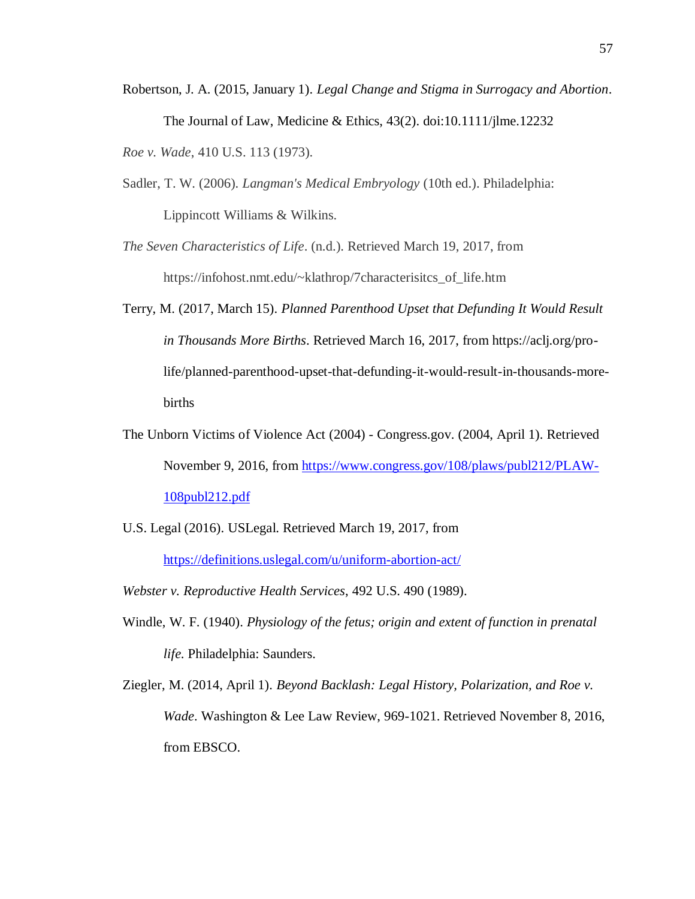Robertson, J. A. (2015, January 1). *Legal Change and Stigma in Surrogacy and Abortion*. The Journal of Law, Medicine & Ethics, 43(2). doi:10.1111/jlme.12232

*Roe v. Wade*, 410 U.S. 113 (1973).

Sadler, T. W. (2006). *Langman's Medical Embryology* (10th ed.). Philadelphia: Lippincott Williams & Wilkins.

*The Seven Characteristics of Life*. (n.d.). Retrieved March 19, 2017, from https://infohost.nmt.edu/~klathrop/7characterisitcs_of_life.htm

Terry, M. (2017, March 15). *Planned Parenthood Upset that Defunding It Would Result in Thousands More Births*. Retrieved March 16, 2017, from https://aclj.org/pro-life/planned-parenthood-upset-that-defunding-it-would-result-in-thousands-more-births

The Unborn Victims of Violence Act (2004) - Congress.gov. (2004, April 1). Retrieved November 9, 2016, from https://www.congress.gov/108/plaws/publ212/PLAW-108publ212.pdf

U.S. Legal (2016). USLegal. Retrieved March 19, 2017, from https://definitions.uslegal.com/u/uniform-abortion-act/

*Webster v. Reproductive Health Services*, 492 U.S. 490 (1989).

Windle, W. F. (1940). *Physiology of the fetus; origin and extent of function in prenatal life.* Philadelphia: Saunders.

Ziegler, M. (2014, April 1). *Beyond Backlash: Legal History, Polarization, and Roe v. Wade*. Washington & Lee Law Review, 969-1021. Retrieved November 8, 2016, from EBSCO.